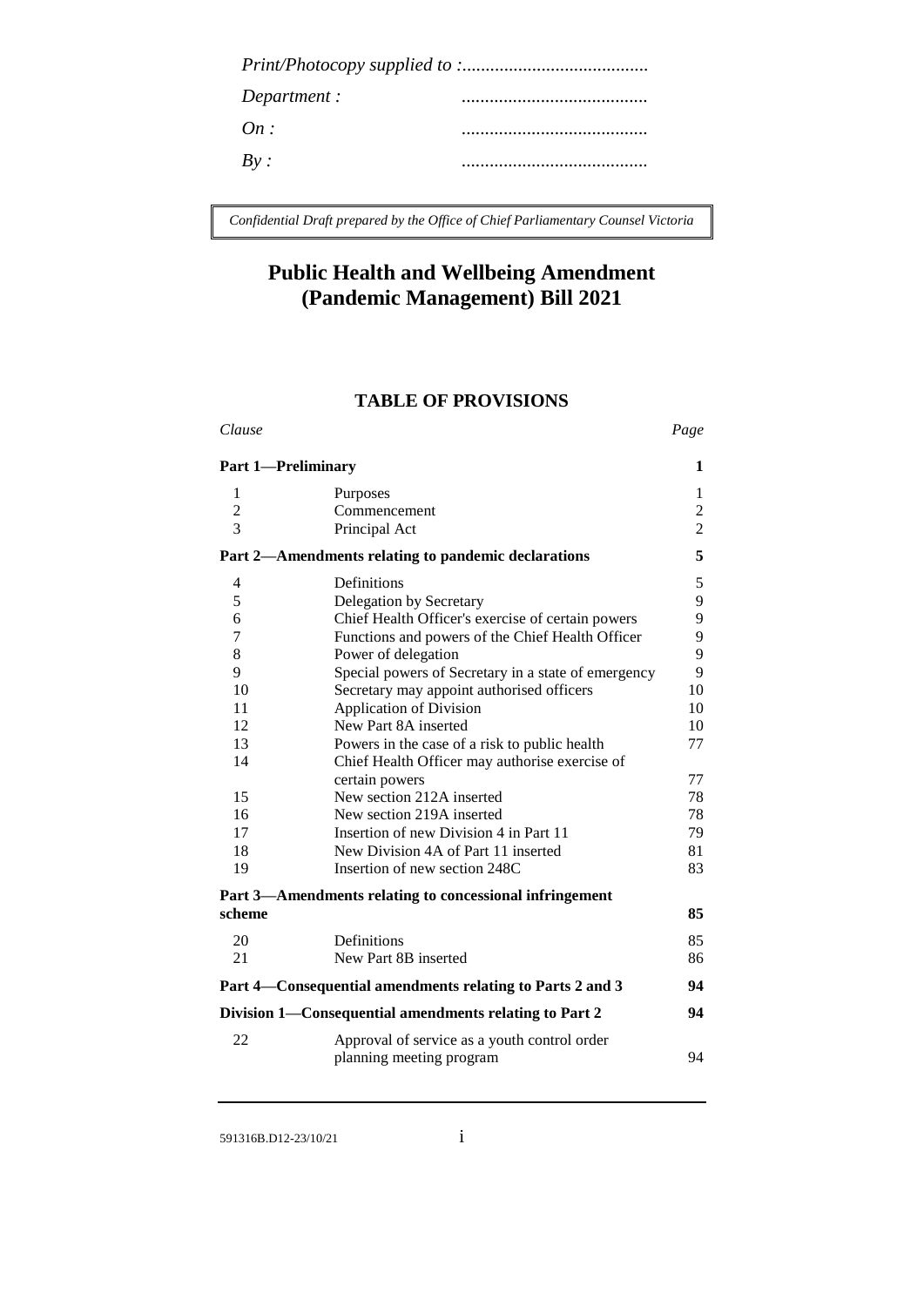*Print/Photocopy supplied to :........................................*

*Department :* ........................................

*On :* ........................................

*By :* ........................................

*Confidential Draft prepared by the Office of Chief Parliamentary Counsel Victoria*

# Public Health and Wellbeing Amendment (Pandemic Management) Bill 2021

## TABLE OF PROVISIONS

| *Clause* | | *Page* |
|---|---|---|
| **Part 1—Preliminary** | | **1** |
| 1 | Purposes | 1 |
| 2 | Commencement | 2 |
| 3 | Principal Act | 2 |
| **Part 2—Amendments relating to pandemic declarations** | | **5** |
| 4 | Definitions | 5 |
| 5 | Delegation by Secretary | 9 |
| 6 | Chief Health Officer's exercise of certain powers | 9 |
| 7 | Functions and powers of the Chief Health Officer | 9 |
| 8 | Power of delegation | 9 |
| 9 | Special powers of Secretary in a state of emergency | 9 |
| 10 | Secretary may appoint authorised officers | 10 |
| 11 | Application of Division | 10 |
| 12 | New Part 8A inserted | 10 |
| 13 | Powers in the case of a risk to public health | 77 |
| 14 | Chief Health Officer may authorise exercise of certain powers | 77 |
| 15 | New section 212A inserted | 78 |
| 16 | New section 219A inserted | 78 |
| 17 | Insertion of new Division 4 in Part 11 | 79 |
| 18 | New Division 4A of Part 11 inserted | 81 |
| 19 | Insertion of new section 248C | 83 |
| **Part 3—Amendments relating to concessional infringement scheme** | | **85** |
| 20 | Definitions | 85 |
| 21 | New Part 8B inserted | 86 |
| **Part 4—Consequential amendments relating to Parts 2 and 3** | | **94** |
| **Division 1—Consequential amendments relating to Part 2** | | **94** |
| 22 | Approval of service as a youth control order planning meeting program | 94 |

591316B.D12-23/10/21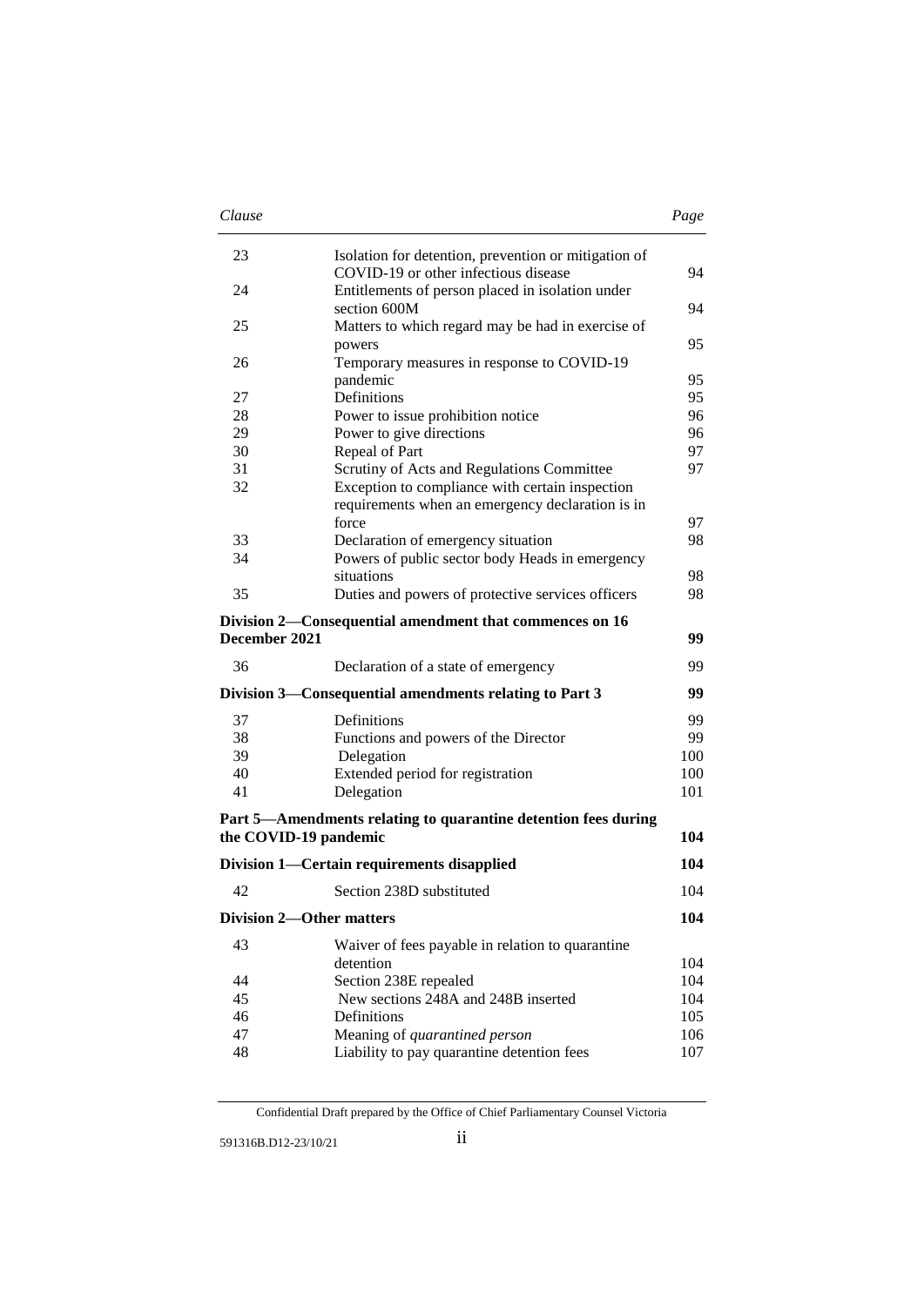| Clause | | Page |
|---|---|---|
| 23 | Isolation for detention, prevention or mitigation of COVID-19 or other infectious disease | 94 |
| 24 | Entitlements of person placed in isolation under section 600M | 94 |
| 25 | Matters to which regard may be had in exercise of powers | 95 |
| 26 | Temporary measures in response to COVID-19 pandemic | 95 |
| 27 | Definitions | 95 |
| 28 | Power to issue prohibition notice | 96 |
| 29 | Power to give directions | 96 |
| 30 | Repeal of Part | 97 |
| 31 | Scrutiny of Acts and Regulations Committee | 97 |
| 32 | Exception to compliance with certain inspection requirements when an emergency declaration is in force | 97 |
| 33 | Declaration of emergency situation | 98 |
| 34 | Powers of public sector body Heads in emergency situations | 98 |
| 35 | Duties and powers of protective services officers | 98 |
| **Division 2—Consequential amendment that commences on 16 December 2021** | | **99** |
| 36 | Declaration of a state of emergency | 99 |
| **Division 3—Consequential amendments relating to Part 3** | | **99** |
| 37 | Definitions | 99 |
| 38 | Functions and powers of the Director | 99 |
| 39 | Delegation | 100 |
| 40 | Extended period for registration | 100 |
| 41 | Delegation | 101 |
| **Part 5—Amendments relating to quarantine detention fees during the COVID-19 pandemic** | | **104** |
| **Division 1—Certain requirements disapplied** | | **104** |
| 42 | Section 238D substituted | 104 |
| **Division 2—Other matters** | | **104** |
| 43 | Waiver of fees payable in relation to quarantine detention | 104 |
| 44 | Section 238E repealed | 104 |
| 45 | New sections 248A and 248B inserted | 104 |
| 46 | Definitions | 105 |
| 47 | Meaning of *quarantined person* | 106 |
| 48 | Liability to pay quarantine detention fees | 107 |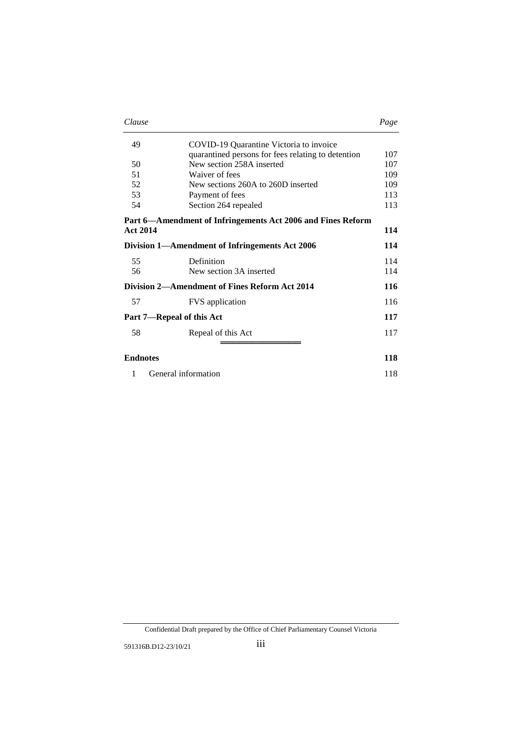| Clause | | Page |
|---|---|---|
| 49 | COVID-19 Quarantine Victoria to invoice quarantined persons for fees relating to detention | 107 |
| 50 | New section 258A inserted | 107 |
| 51 | Waiver of fees | 109 |
| 52 | New sections 260A to 260D inserted | 109 |
| 53 | Payment of fees | 113 |
| 54 | Section 264 repealed | 113 |
| **Part 6—Amendment of Infringements Act 2006 and Fines Reform Act 2014** | | **114** |
| **Division 1—Amendment of Infringements Act 2006** | | **114** |
| 55 | Definition | 114 |
| 56 | New section 3A inserted | 114 |
| **Division 2—Amendment of Fines Reform Act 2014** | | **116** |
| 57 | FVS application | 116 |
| **Part 7—Repeal of this Act** | | **117** |
| 58 | Repeal of this Act | 117 |

═══════════════

| | | |
|---|---|---|
| **Endnotes** | | **118** |
| 1 | General information | 118 |

Confidential Draft prepared by the Office of Chief Parliamentary Counsel Victoria

591316B.D12-23/10/21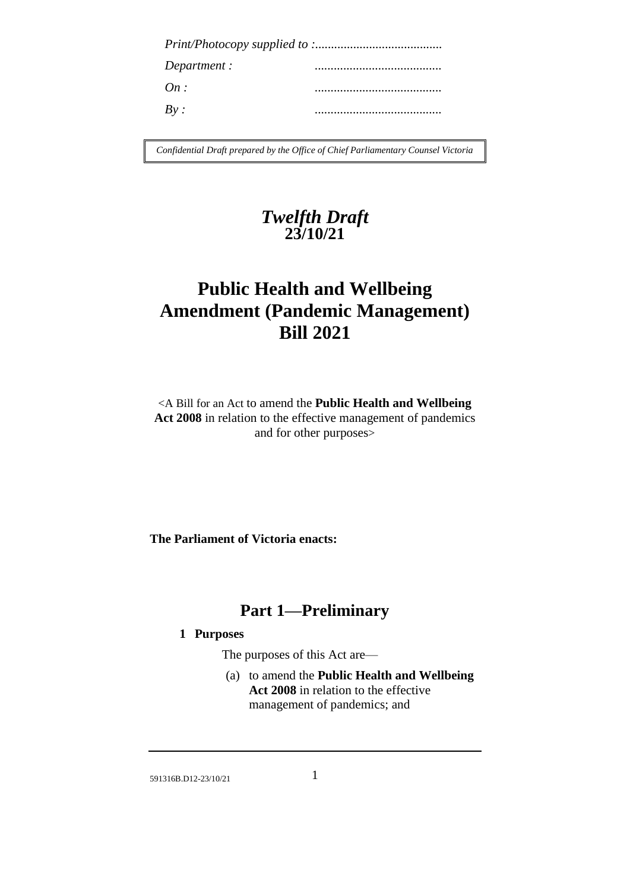*Print/Photocopy supplied to :........................................*

*Department :* ........................................

*On :* ........................................

*By :* ........................................

*Confidential Draft prepared by the Office of Chief Parliamentary Counsel Victoria*

***Twelfth Draft***
**23/10/21**

# Public Health and Wellbeing Amendment (Pandemic Management) Bill 2021

<A Bill for an Act to amend the **Public Health and Wellbeing Act 2008** in relation to the effective management of pandemics and for other purposes>

**The Parliament of Victoria enacts:**

## Part 1—Preliminary

### 1 Purposes

The purposes of this Act are—

(a) to amend the **Public Health and Wellbeing Act 2008** in relation to the effective management of pandemics; and

591316B.D12-23/10/21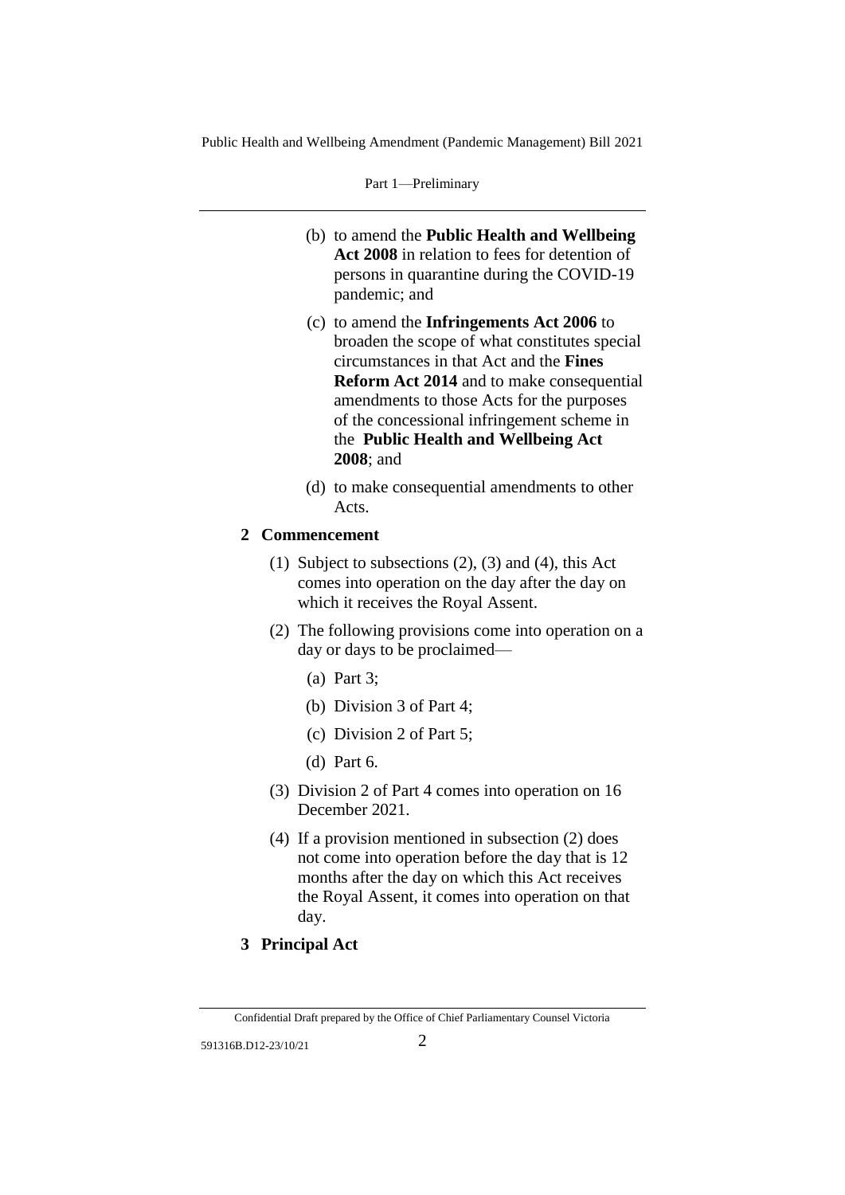(b) to amend the **Public Health and Wellbeing Act 2008** in relation to fees for detention of persons in quarantine during the COVID-19 pandemic; and

(c) to amend the **Infringements Act 2006** to broaden the scope of what constitutes special circumstances in that Act and the **Fines Reform Act 2014** and to make consequential amendments to those Acts for the purposes of the concessional infringement scheme in the **Public Health and Wellbeing Act 2008**; and

(d) to make consequential amendments to other Acts.

**2 Commencement**

(1) Subject to subsections (2), (3) and (4), this Act comes into operation on the day after the day on which it receives the Royal Assent.

(2) The following provisions come into operation on a day or days to be proclaimed—

(a) Part 3;

(b) Division 3 of Part 4;

(c) Division 2 of Part 5;

(d) Part 6.

(3) Division 2 of Part 4 comes into operation on 16 December 2021.

(4) If a provision mentioned in subsection (2) does not come into operation before the day that is 12 months after the day on which this Act receives the Royal Assent, it comes into operation on that day.

**3 Principal Act**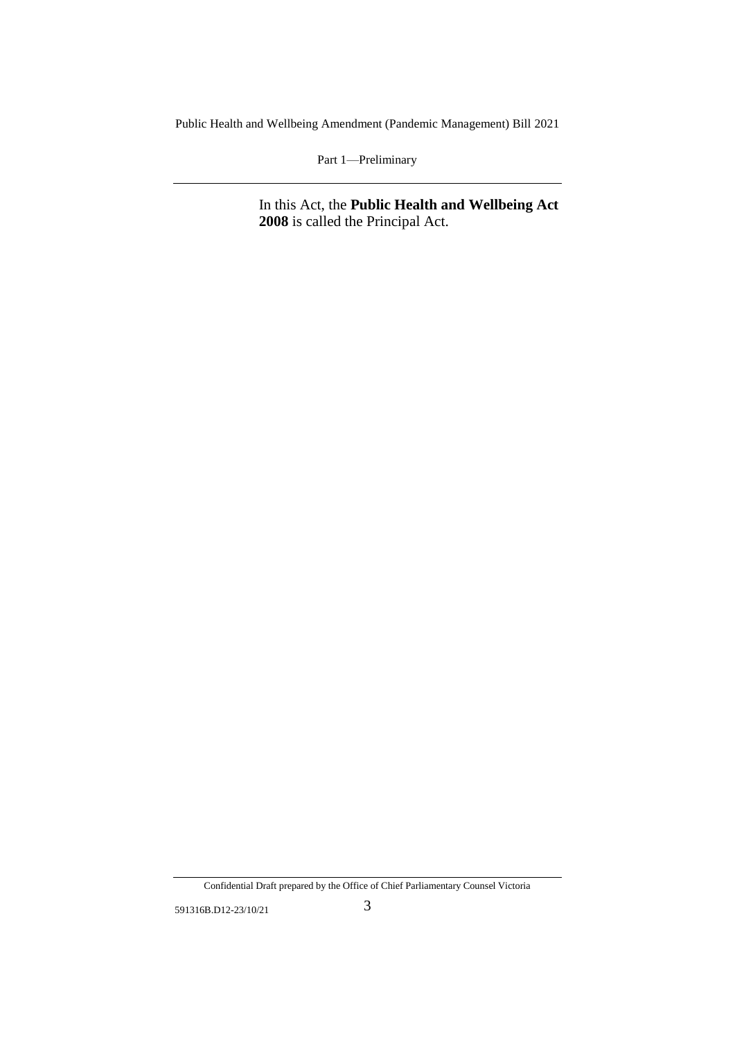In this Act, the **Public Health and Wellbeing Act 2008** is called the Principal Act.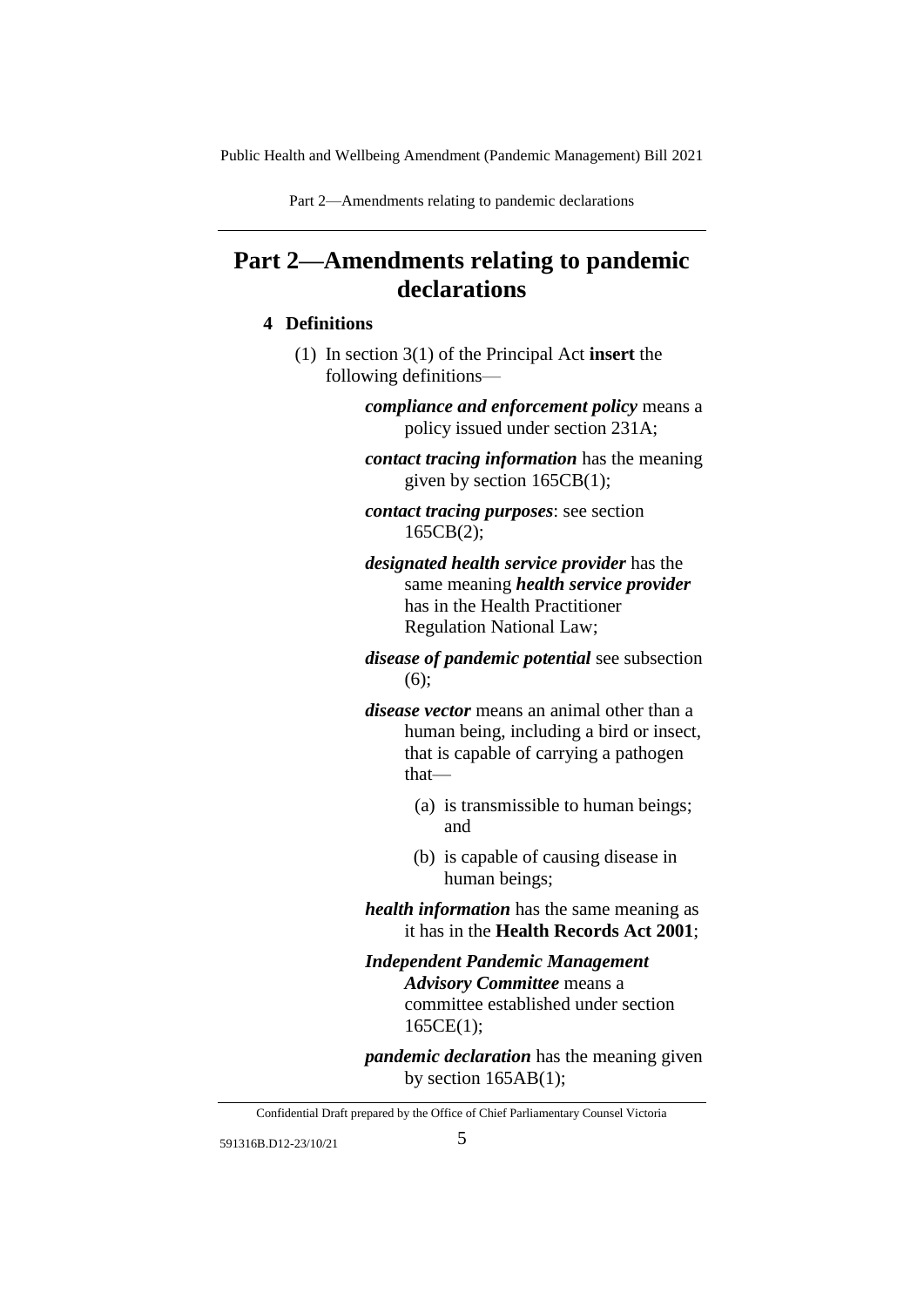# Part 2—Amendments relating to pandemic declarations

### 4 Definitions

(1) In section 3(1) of the Principal Act **insert** the following definitions—

> ***compliance and enforcement policy*** means a policy issued under section 231A;
>
> ***contact tracing information*** has the meaning given by section 165CB(1);
>
> ***contact tracing purposes***: see section 165CB(2);
>
> ***designated health service provider*** has the same meaning ***health service provider*** has in the Health Practitioner Regulation National Law;
>
> ***disease of pandemic potential*** see subsection (6);
>
> ***disease vector*** means an animal other than a human being, including a bird or insect, that is capable of carrying a pathogen that—
>
> (a) is transmissible to human beings; and
>
> (b) is capable of causing disease in human beings;
>
> ***health information*** has the same meaning as it has in the **Health Records Act 2001**;
>
> ***Independent Pandemic Management Advisory Committee*** means a committee established under section 165CE(1);
>
> ***pandemic declaration*** has the meaning given by section 165AB(1);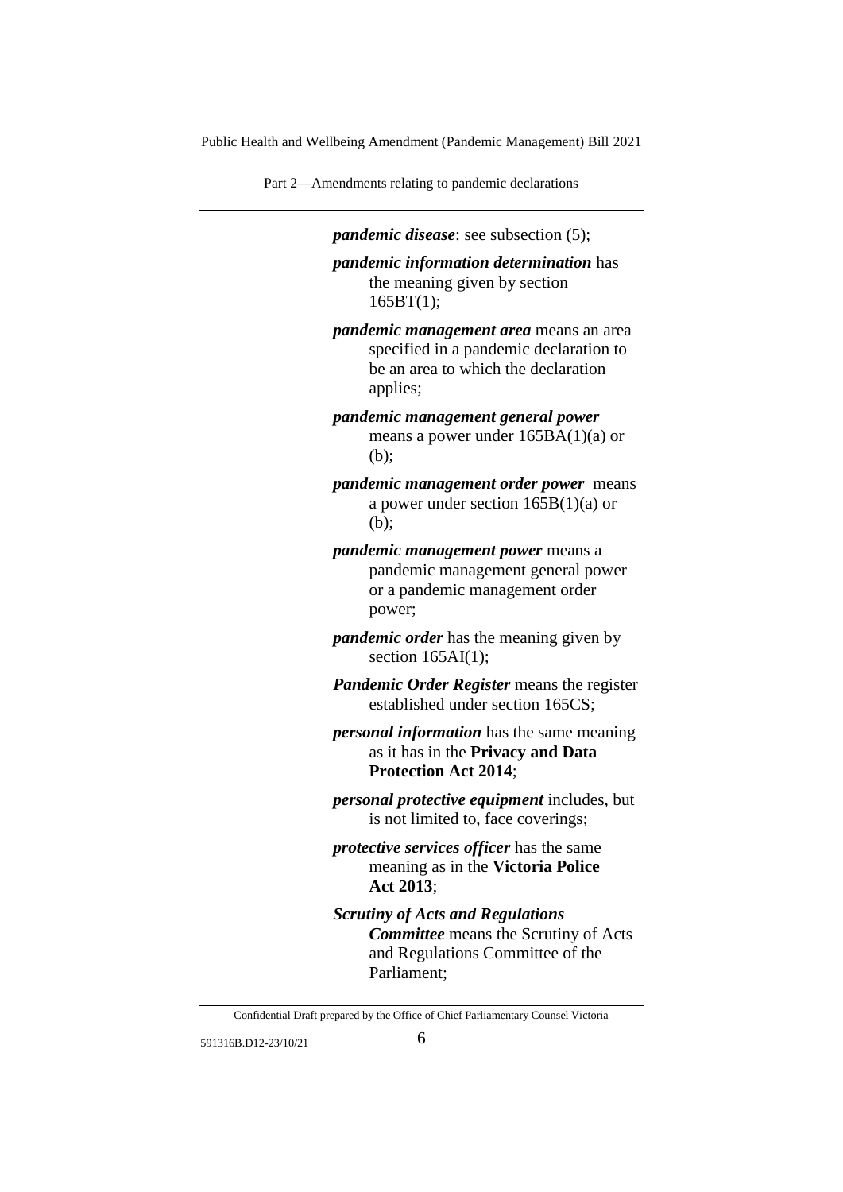***pandemic disease***: see subsection (5);

***pandemic information determination*** has the meaning given by section 165BT(1);

***pandemic management area*** means an area specified in a pandemic declaration to be an area to which the declaration applies;

***pandemic management general power*** means a power under 165BA(1)(a) or (b);

***pandemic management order power*** means a power under section 165B(1)(a) or (b);

***pandemic management power*** means a pandemic management general power or a pandemic management order power;

***pandemic order*** has the meaning given by section 165AI(1);

***Pandemic Order Register*** means the register established under section 165CS;

***personal information*** has the same meaning as it has in the **Privacy and Data Protection Act 2014**;

***personal protective equipment*** includes, but is not limited to, face coverings;

***protective services officer*** has the same meaning as in the **Victoria Police Act 2013**;

***Scrutiny of Acts and Regulations Committee*** means the Scrutiny of Acts and Regulations Committee of the Parliament;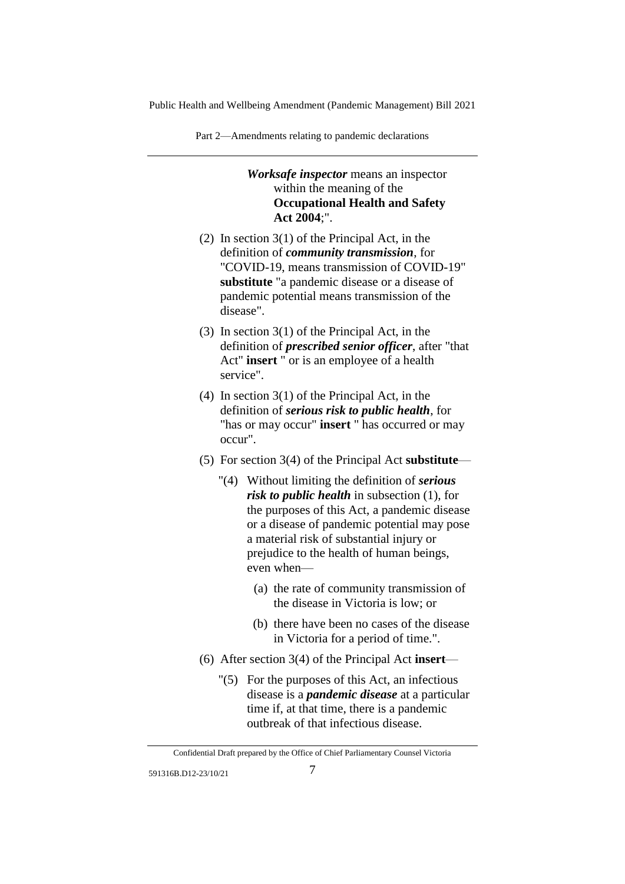***Worksafe inspector*** means an inspector within the meaning of the **Occupational Health and Safety Act 2004**;".

(2) In section 3(1) of the Principal Act, in the definition of ***community transmission***, for "COVID-19, means transmission of COVID-19" **substitute** "a pandemic disease or a disease of pandemic potential means transmission of the disease".

(3) In section 3(1) of the Principal Act, in the definition of ***prescribed senior officer***, after "that Act" **insert** " or is an employee of a health service".

(4) In section 3(1) of the Principal Act, in the definition of ***serious risk to public health***, for "has or may occur" **insert** " has occurred or may occur".

(5) For section 3(4) of the Principal Act **substitute**—

"(4) Without limiting the definition of ***serious risk to public health*** in subsection (1), for the purposes of this Act, a pandemic disease or a disease of pandemic potential may pose a material risk of substantial injury or prejudice to the health of human beings, even when—

(a) the rate of community transmission of the disease in Victoria is low; or

(b) there have been no cases of the disease in Victoria for a period of time.".

(6) After section 3(4) of the Principal Act **insert**—

"(5) For the purposes of this Act, an infectious disease is a ***pandemic disease*** at a particular time if, at that time, there is a pandemic outbreak of that infectious disease.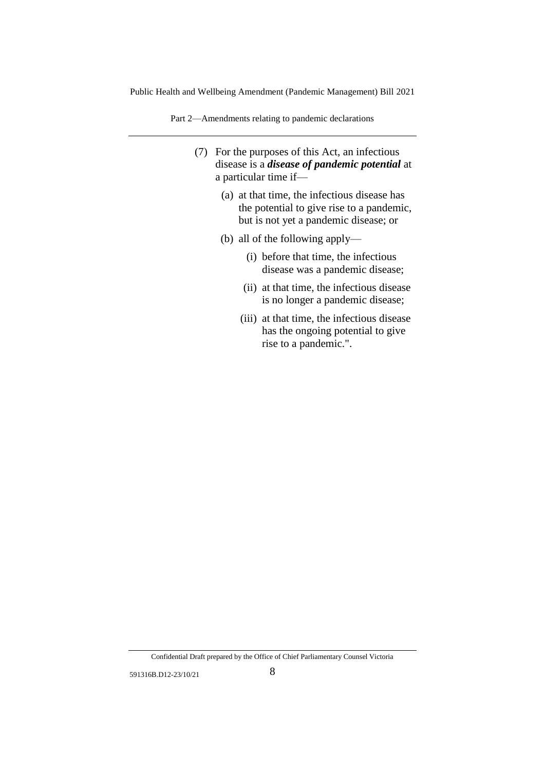(7) For the purposes of this Act, an infectious disease is a ***disease of pandemic potential*** at a particular time if—

(a) at that time, the infectious disease has the potential to give rise to a pandemic, but is not yet a pandemic disease; or

(b) all of the following apply—

(i) before that time, the infectious disease was a pandemic disease;

(ii) at that time, the infectious disease is no longer a pandemic disease;

(iii) at that time, the infectious disease has the ongoing potential to give rise to a pandemic.".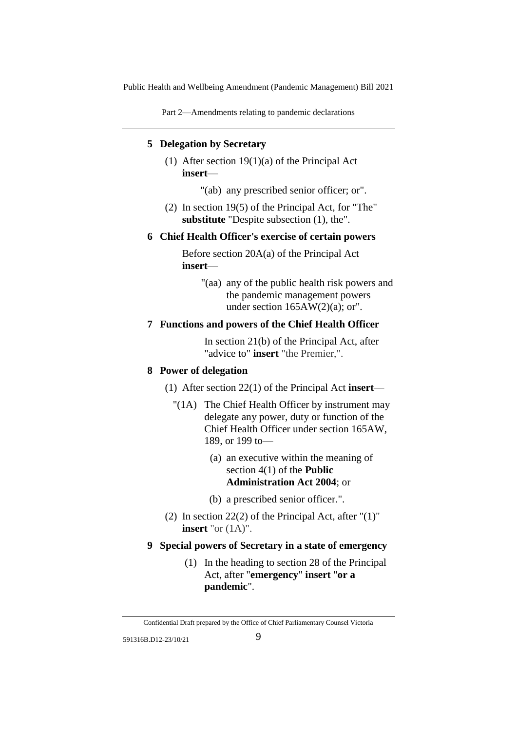## 5 Delegation by Secretary

(1) After section 19(1)(a) of the Principal Act **insert**—

"(ab) any prescribed senior officer; or".

(2) In section 19(5) of the Principal Act, for "The" **substitute** "Despite subsection (1), the".

## 6 Chief Health Officer's exercise of certain powers

Before section 20A(a) of the Principal Act **insert**—

"(aa) any of the public health risk powers and the pandemic management powers under section 165AW(2)(a); or".

## 7 Functions and powers of the Chief Health Officer

In section 21(b) of the Principal Act, after "advice to" **insert** "the Premier,".

## 8 Power of delegation

(1) After section 22(1) of the Principal Act **insert**—

"(1A) The Chief Health Officer by instrument may delegate any power, duty or function of the Chief Health Officer under section 165AW, 189, or 199 to—

(a) an executive within the meaning of section 4(1) of the **Public Administration Act 2004**; or

(b) a prescribed senior officer.".

(2) In section 22(2) of the Principal Act, after "(1)" **insert** "or (1A)".

## 9 Special powers of Secretary in a state of emergency

(1) In the heading to section 28 of the Principal Act, after "**emergency**" **insert** "**or a pandemic**".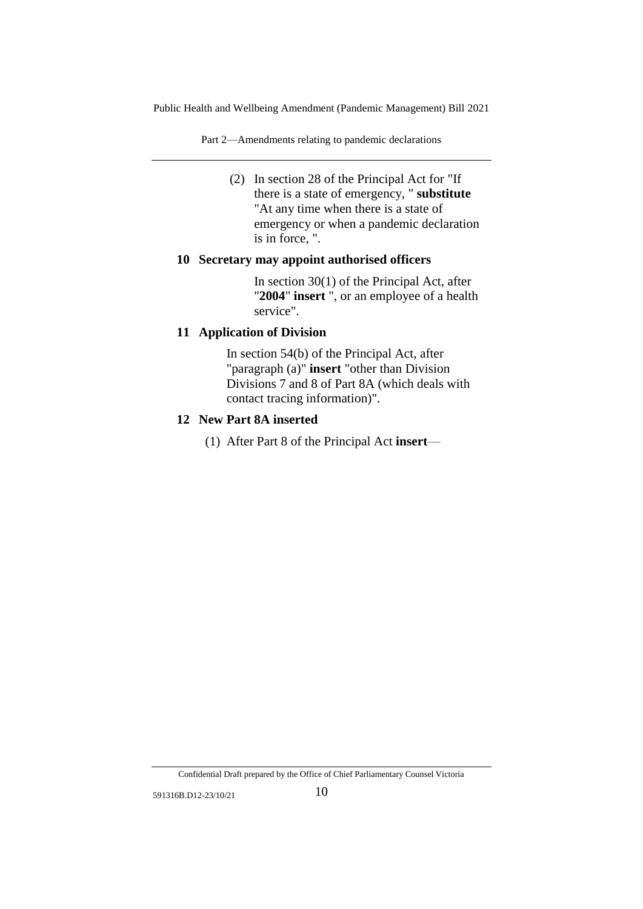(2) In section 28 of the Principal Act for "If there is a state of emergency, " **substitute** "At any time when there is a state of emergency or when a pandemic declaration is in force, ".

**10 Secretary may appoint authorised officers**

In section 30(1) of the Principal Act, after "**2004**" **insert** ", or an employee of a health service".

**11 Application of Division**

In section 54(b) of the Principal Act, after "paragraph (a)" **insert** "other than Division Divisions 7 and 8 of Part 8A (which deals with contact tracing information)".

**12 New Part 8A inserted**

(1) After Part 8 of the Principal Act **insert**—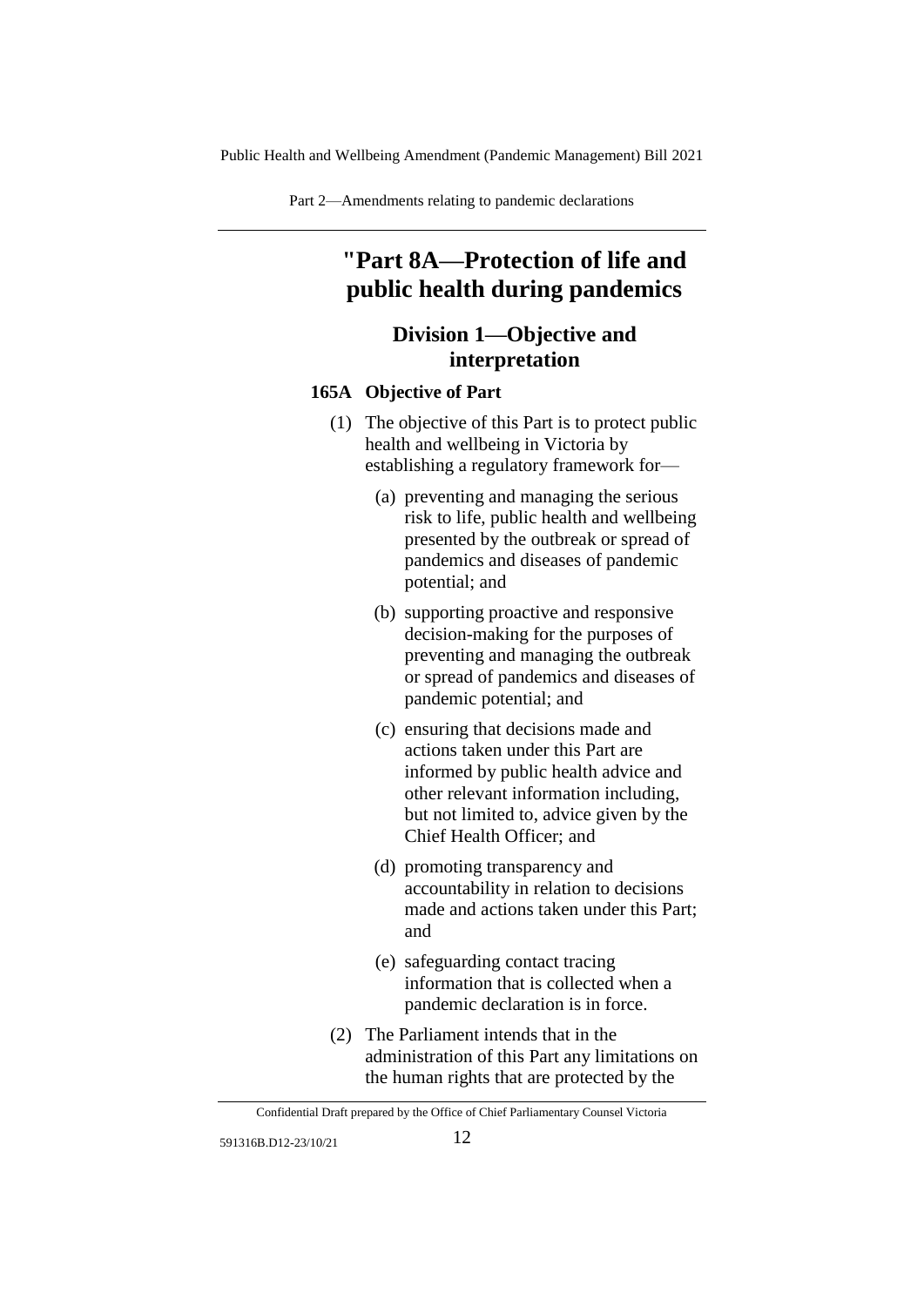# "Part 8A—Protection of life and public health during pandemics

## Division 1—Objective and interpretation

### 165A Objective of Part

(1) The objective of this Part is to protect public health and wellbeing in Victoria by establishing a regulatory framework for—

(a) preventing and managing the serious risk to life, public health and wellbeing presented by the outbreak or spread of pandemics and diseases of pandemic potential; and

(b) supporting proactive and responsive decision-making for the purposes of preventing and managing the outbreak or spread of pandemics and diseases of pandemic potential; and

(c) ensuring that decisions made and actions taken under this Part are informed by public health advice and other relevant information including, but not limited to, advice given by the Chief Health Officer; and

(d) promoting transparency and accountability in relation to decisions made and actions taken under this Part; and

(e) safeguarding contact tracing information that is collected when a pandemic declaration is in force.

(2) The Parliament intends that in the administration of this Part any limitations on the human rights that are protected by the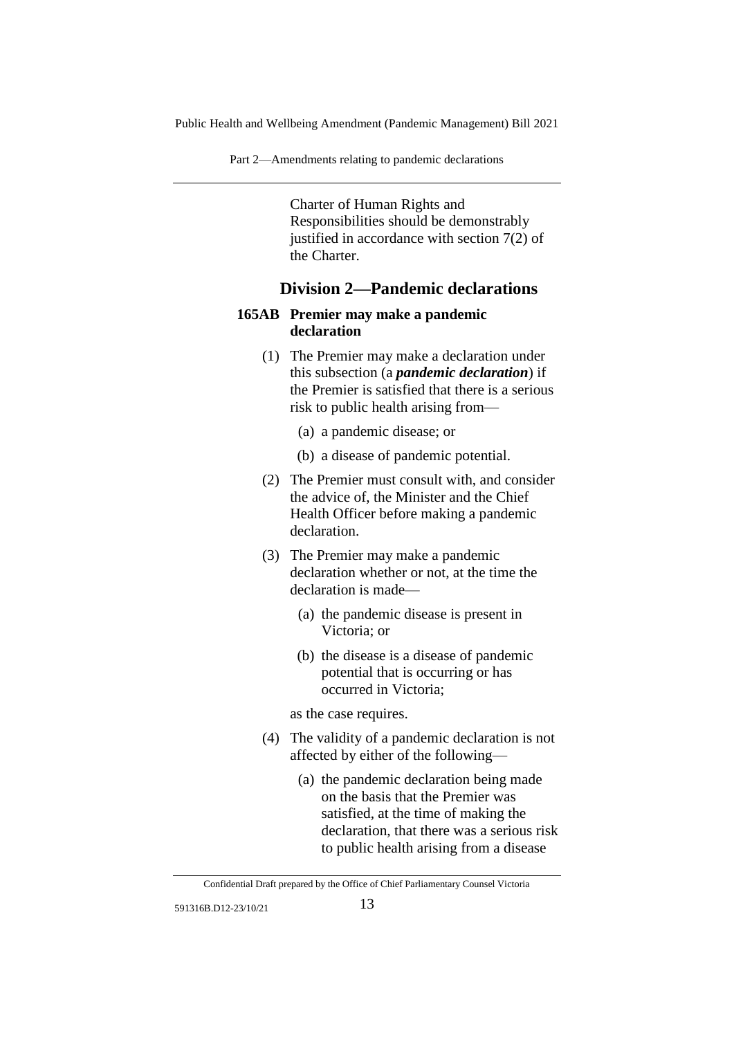Charter of Human Rights and Responsibilities should be demonstrably justified in accordance with section 7(2) of the Charter.

## Division 2—Pandemic declarations

### 165AB Premier may make a pandemic declaration

(1) The Premier may make a declaration under this subsection (a ***pandemic declaration***) if the Premier is satisfied that there is a serious risk to public health arising from—

(a) a pandemic disease; or

(b) a disease of pandemic potential.

(2) The Premier must consult with, and consider the advice of, the Minister and the Chief Health Officer before making a pandemic declaration.

(3) The Premier may make a pandemic declaration whether or not, at the time the declaration is made—

(a) the pandemic disease is present in Victoria; or

(b) the disease is a disease of pandemic potential that is occurring or has occurred in Victoria;

as the case requires.

(4) The validity of a pandemic declaration is not affected by either of the following—

(a) the pandemic declaration being made on the basis that the Premier was satisfied, at the time of making the declaration, that there was a serious risk to public health arising from a disease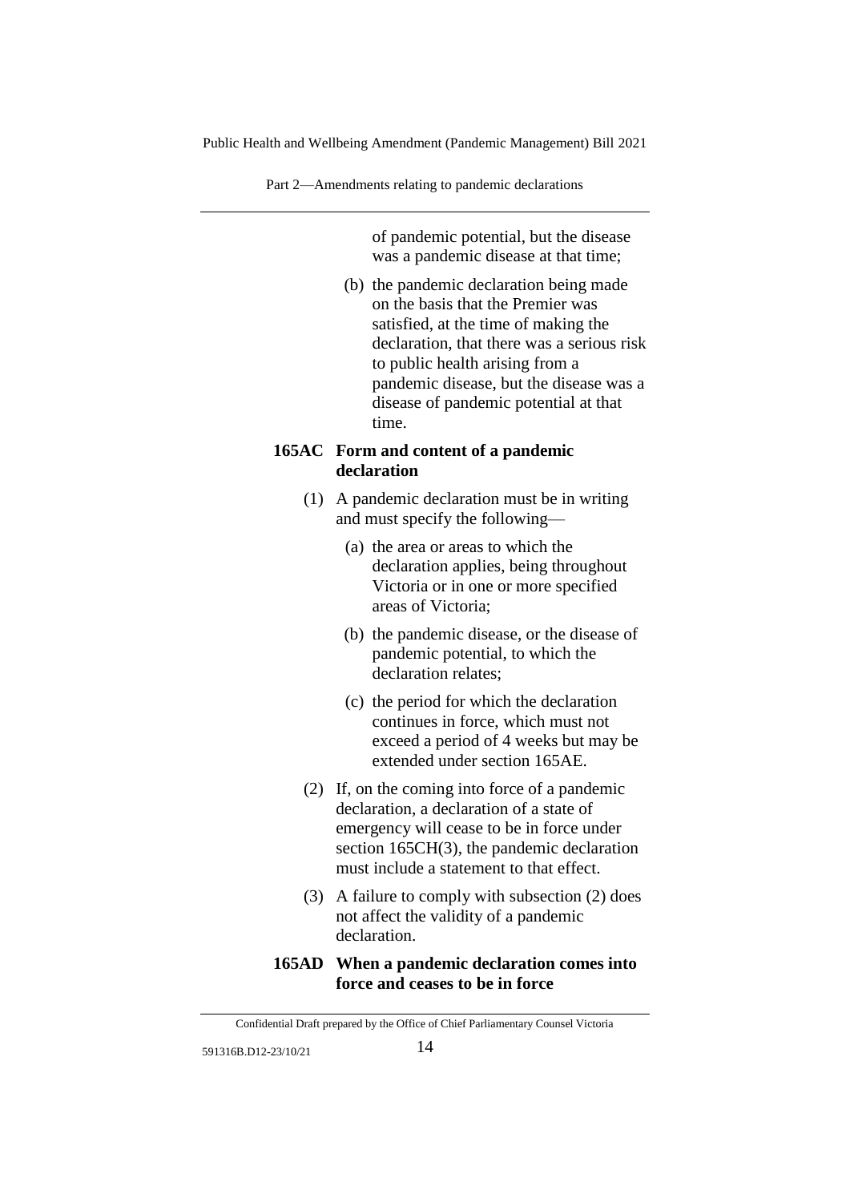of pandemic potential, but the disease was a pandemic disease at that time;

(b) the pandemic declaration being made on the basis that the Premier was satisfied, at the time of making the declaration, that there was a serious risk to public health arising from a pandemic disease, but the disease was a disease of pandemic potential at that time.

**165AC Form and content of a pandemic declaration**

(1) A pandemic declaration must be in writing and must specify the following—

(a) the area or areas to which the declaration applies, being throughout Victoria or in one or more specified areas of Victoria;

(b) the pandemic disease, or the disease of pandemic potential, to which the declaration relates;

(c) the period for which the declaration continues in force, which must not exceed a period of 4 weeks but may be extended under section 165AE.

(2) If, on the coming into force of a pandemic declaration, a declaration of a state of emergency will cease to be in force under section 165CH(3), the pandemic declaration must include a statement to that effect.

(3) A failure to comply with subsection (2) does not affect the validity of a pandemic declaration.

**165AD When a pandemic declaration comes into force and ceases to be in force**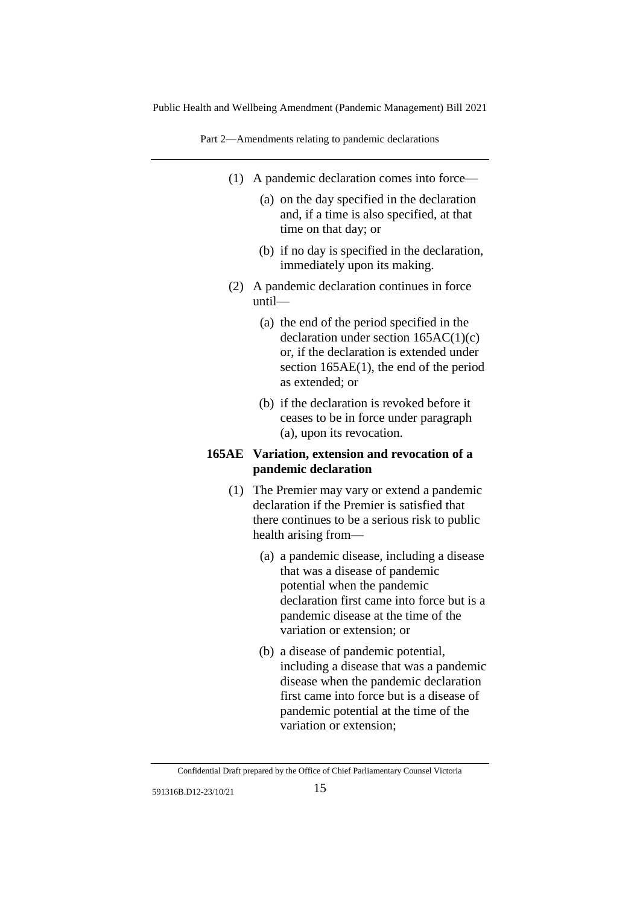(1) A pandemic declaration comes into force—

(a) on the day specified in the declaration and, if a time is also specified, at that time on that day; or

(b) if no day is specified in the declaration, immediately upon its making.

(2) A pandemic declaration continues in force until—

(a) the end of the period specified in the declaration under section 165AC(1)(c) or, if the declaration is extended under section 165AE(1), the end of the period as extended; or

(b) if the declaration is revoked before it ceases to be in force under paragraph (a), upon its revocation.

**165AE Variation, extension and revocation of a pandemic declaration**

(1) The Premier may vary or extend a pandemic declaration if the Premier is satisfied that there continues to be a serious risk to public health arising from—

(a) a pandemic disease, including a disease that was a disease of pandemic potential when the pandemic declaration first came into force but is a pandemic disease at the time of the variation or extension; or

(b) a disease of pandemic potential, including a disease that was a pandemic disease when the pandemic declaration first came into force but is a disease of pandemic potential at the time of the variation or extension;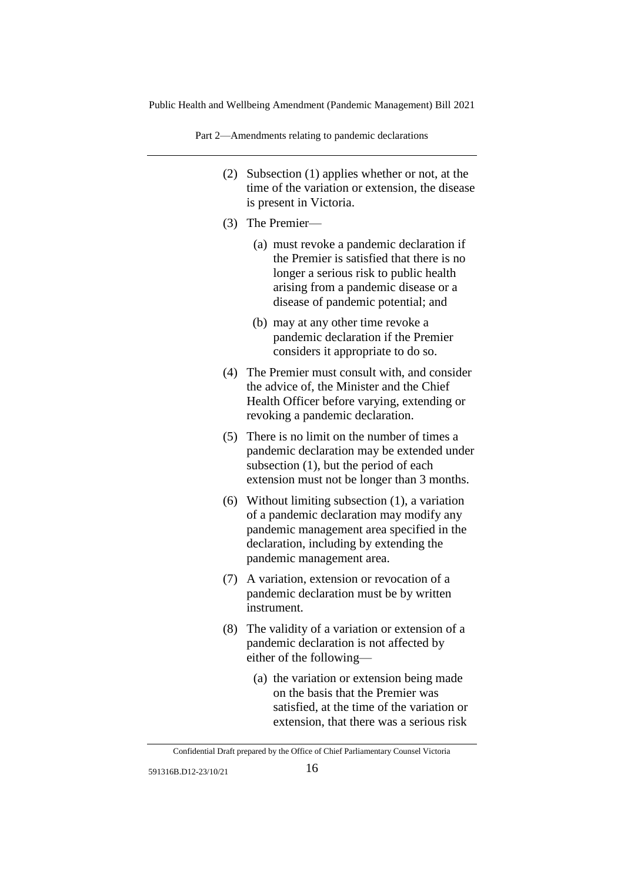(2) Subsection (1) applies whether or not, at the time of the variation or extension, the disease is present in Victoria.

(3) The Premier—

(a) must revoke a pandemic declaration if the Premier is satisfied that there is no longer a serious risk to public health arising from a pandemic disease or a disease of pandemic potential; and

(b) may at any other time revoke a pandemic declaration if the Premier considers it appropriate to do so.

(4) The Premier must consult with, and consider the advice of, the Minister and the Chief Health Officer before varying, extending or revoking a pandemic declaration.

(5) There is no limit on the number of times a pandemic declaration may be extended under subsection (1), but the period of each extension must not be longer than 3 months.

(6) Without limiting subsection (1), a variation of a pandemic declaration may modify any pandemic management area specified in the declaration, including by extending the pandemic management area.

(7) A variation, extension or revocation of a pandemic declaration must be by written instrument.

(8) The validity of a variation or extension of a pandemic declaration is not affected by either of the following—

(a) the variation or extension being made on the basis that the Premier was satisfied, at the time of the variation or extension, that there was a serious risk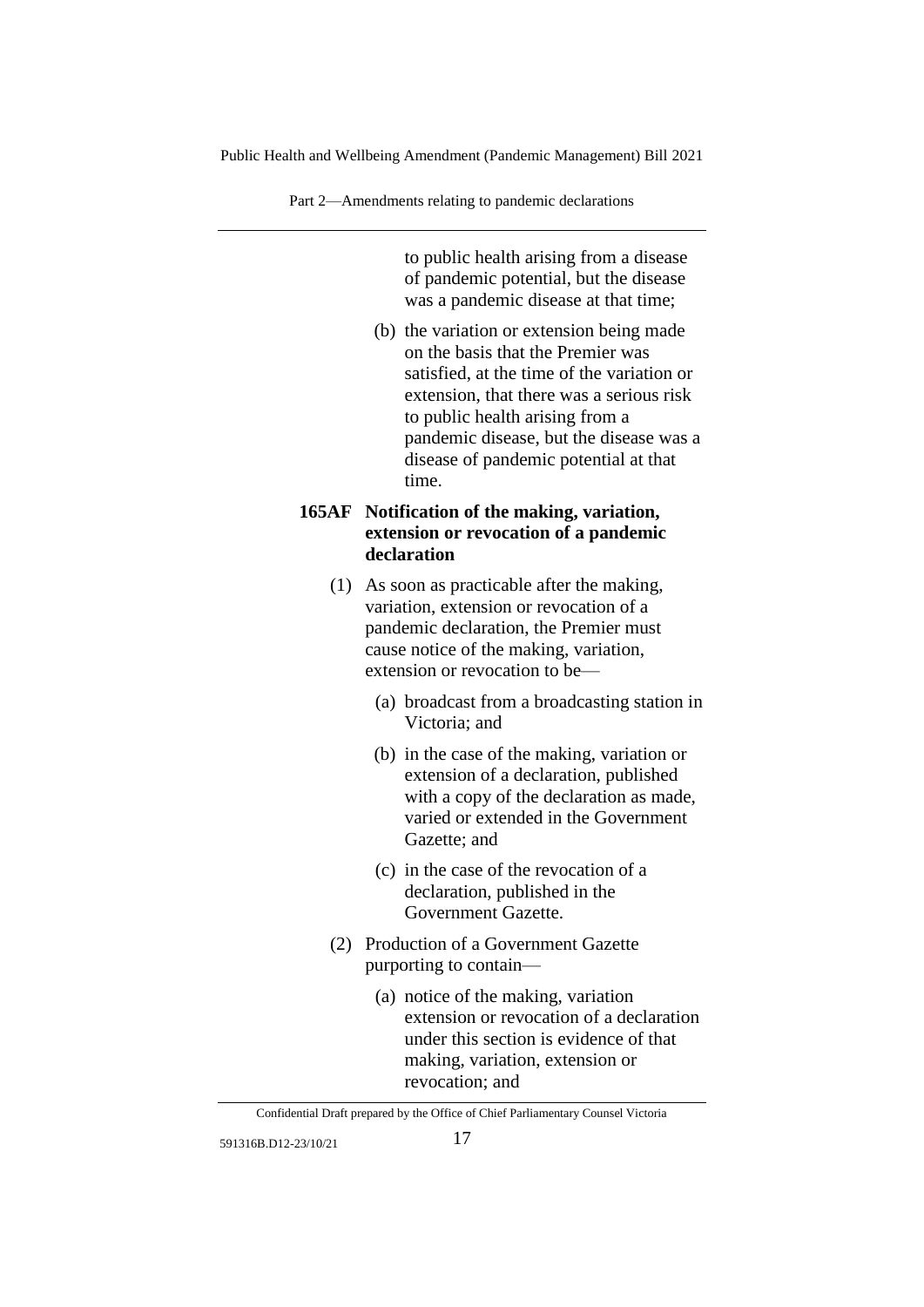to public health arising from a disease of pandemic potential, but the disease was a pandemic disease at that time;

(b) the variation or extension being made on the basis that the Premier was satisfied, at the time of the variation or extension, that there was a serious risk to public health arising from a pandemic disease, but the disease was a disease of pandemic potential at that time.

**165AF Notification of the making, variation, extension or revocation of a pandemic declaration**

(1) As soon as practicable after the making, variation, extension or revocation of a pandemic declaration, the Premier must cause notice of the making, variation, extension or revocation to be—

(a) broadcast from a broadcasting station in Victoria; and

(b) in the case of the making, variation or extension of a declaration, published with a copy of the declaration as made, varied or extended in the Government Gazette; and

(c) in the case of the revocation of a declaration, published in the Government Gazette.

(2) Production of a Government Gazette purporting to contain—

(a) notice of the making, variation extension or revocation of a declaration under this section is evidence of that making, variation, extension or revocation; and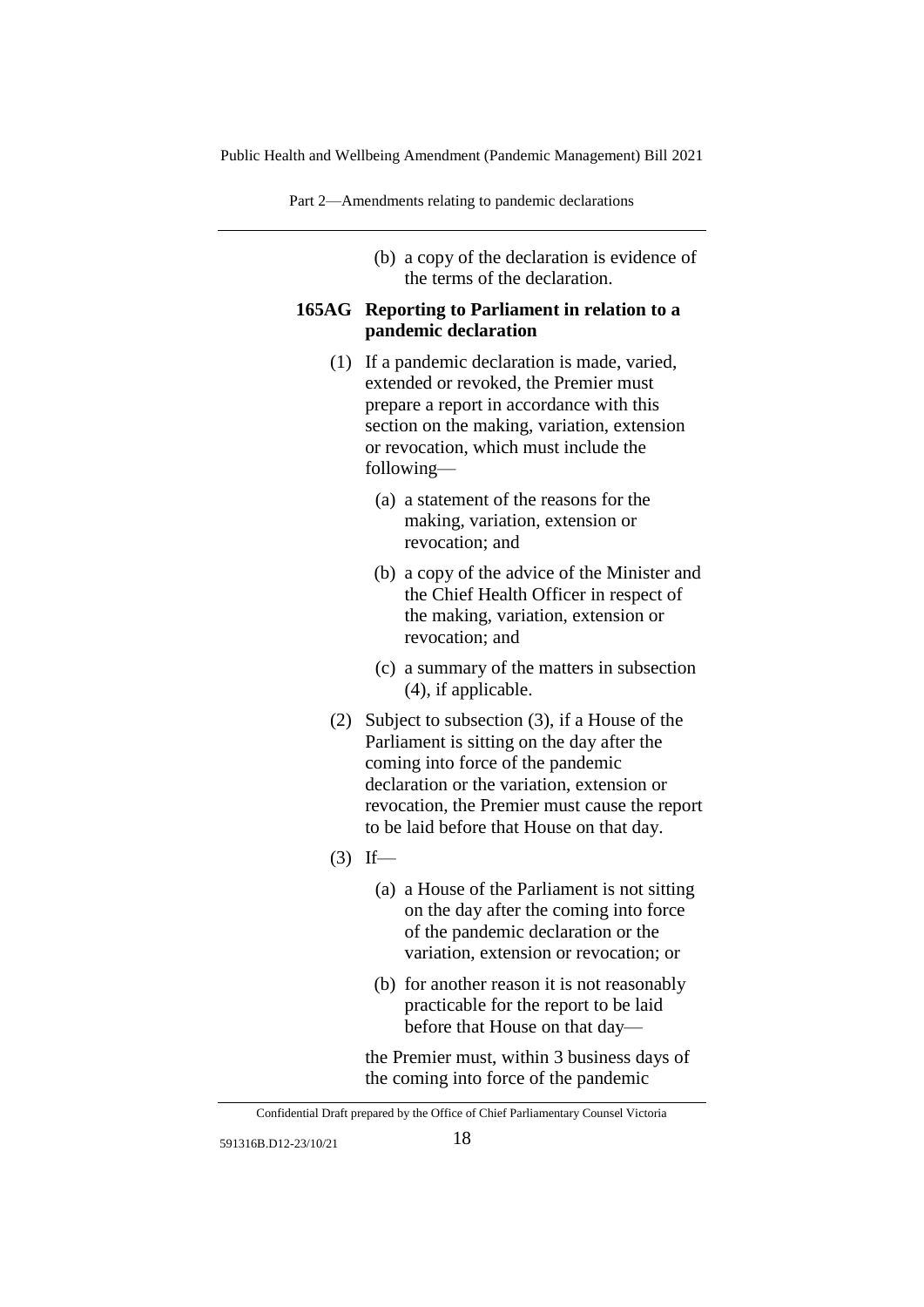(b) a copy of the declaration is evidence of the terms of the declaration.

### 165AG Reporting to Parliament in relation to a pandemic declaration

(1) If a pandemic declaration is made, varied, extended or revoked, the Premier must prepare a report in accordance with this section on the making, variation, extension or revocation, which must include the following—

(a) a statement of the reasons for the making, variation, extension or revocation; and

(b) a copy of the advice of the Minister and the Chief Health Officer in respect of the making, variation, extension or revocation; and

(c) a summary of the matters in subsection (4), if applicable.

(2) Subject to subsection (3), if a House of the Parliament is sitting on the day after the coming into force of the pandemic declaration or the variation, extension or revocation, the Premier must cause the report to be laid before that House on that day.

(3) If—

(a) a House of the Parliament is not sitting on the day after the coming into force of the pandemic declaration or the variation, extension or revocation; or

(b) for another reason it is not reasonably practicable for the report to be laid before that House on that day—

the Premier must, within 3 business days of the coming into force of the pandemic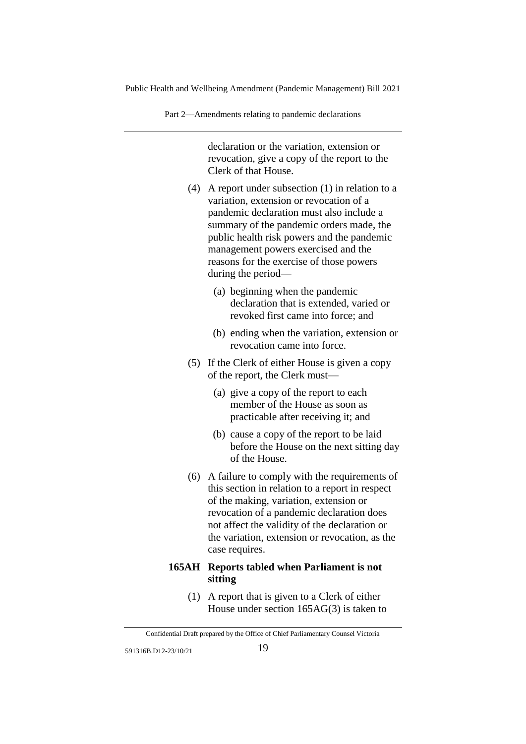declaration or the variation, extension or revocation, give a copy of the report to the Clerk of that House.

(4) A report under subsection (1) in relation to a variation, extension or revocation of a pandemic declaration must also include a summary of the pandemic orders made, the public health risk powers and the pandemic management powers exercised and the reasons for the exercise of those powers during the period—

(a) beginning when the pandemic declaration that is extended, varied or revoked first came into force; and

(b) ending when the variation, extension or revocation came into force.

(5) If the Clerk of either House is given a copy of the report, the Clerk must—

(a) give a copy of the report to each member of the House as soon as practicable after receiving it; and

(b) cause a copy of the report to be laid before the House on the next sitting day of the House.

(6) A failure to comply with the requirements of this section in relation to a report in respect of the making, variation, extension or revocation of a pandemic declaration does not affect the validity of the declaration or the variation, extension or revocation, as the case requires.

**165AH Reports tabled when Parliament is not sitting**

(1) A report that is given to a Clerk of either House under section 165AG(3) is taken to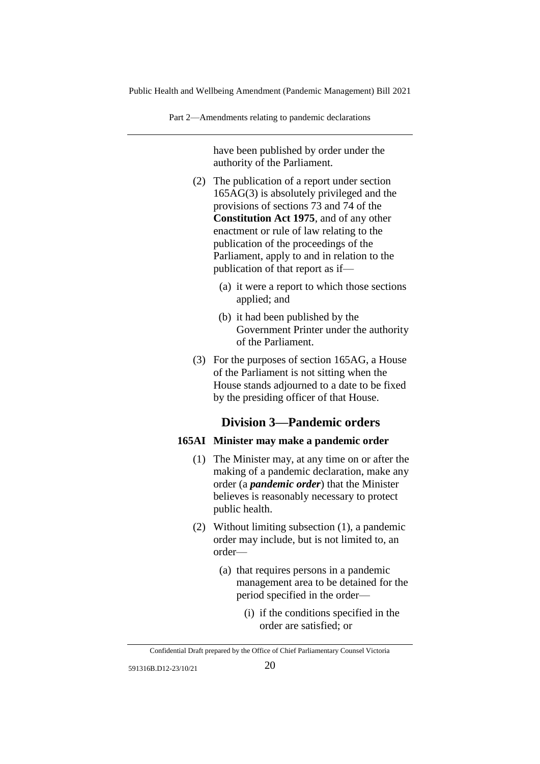have been published by order under the authority of the Parliament.

(2) The publication of a report under section 165AG(3) is absolutely privileged and the provisions of sections 73 and 74 of the **Constitution Act 1975**, and of any other enactment or rule of law relating to the publication of the proceedings of the Parliament, apply to and in relation to the publication of that report as if—

(a) it were a report to which those sections applied; and

(b) it had been published by the Government Printer under the authority of the Parliament.

(3) For the purposes of section 165AG, a House of the Parliament is not sitting when the House stands adjourned to a date to be fixed by the presiding officer of that House.

## Division 3—Pandemic orders

### 165AI Minister may make a pandemic order

(1) The Minister may, at any time on or after the making of a pandemic declaration, make any order (a ***pandemic order***) that the Minister believes is reasonably necessary to protect public health.

(2) Without limiting subsection (1), a pandemic order may include, but is not limited to, an order—

(a) that requires persons in a pandemic management area to be detained for the period specified in the order—

(i) if the conditions specified in the order are satisfied; or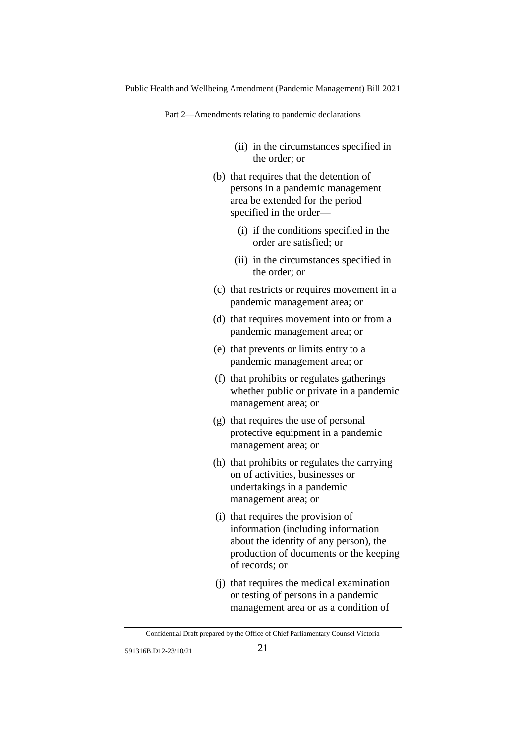(ii) in the circumstances specified in the order; or

(b) that requires that the detention of persons in a pandemic management area be extended for the period specified in the order—

(i) if the conditions specified in the order are satisfied; or

(ii) in the circumstances specified in the order; or

(c) that restricts or requires movement in a pandemic management area; or

(d) that requires movement into or from a pandemic management area; or

(e) that prevents or limits entry to a pandemic management area; or

(f) that prohibits or regulates gatherings whether public or private in a pandemic management area; or

(g) that requires the use of personal protective equipment in a pandemic management area; or

(h) that prohibits or regulates the carrying on of activities, businesses or undertakings in a pandemic management area; or

(i) that requires the provision of information (including information about the identity of any person), the production of documents or the keeping of records; or

(j) that requires the medical examination or testing of persons in a pandemic management area or as a condition of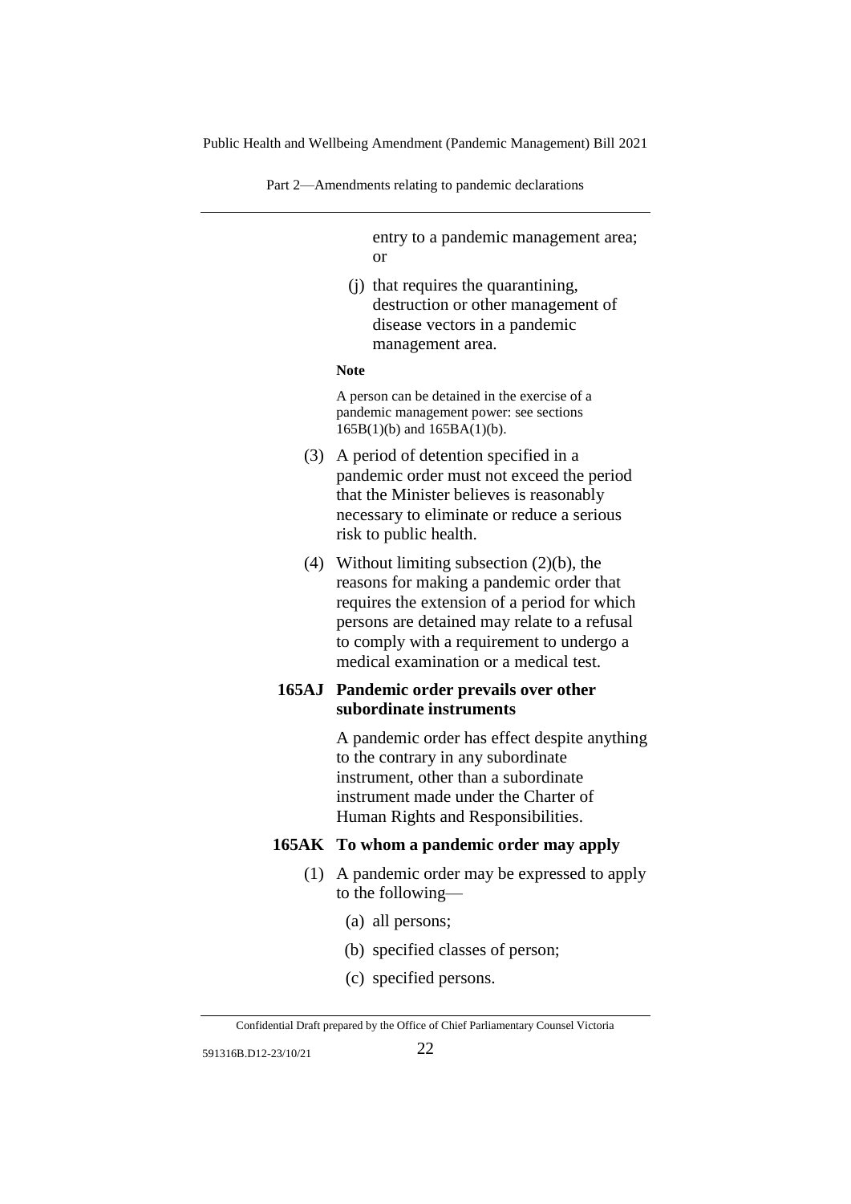entry to a pandemic management area; or

(j) that requires the quarantining, destruction or other management of disease vectors in a pandemic management area.

**Note**

A person can be detained in the exercise of a pandemic management power: see sections 165B(1)(b) and 165BA(1)(b).

(3) A period of detention specified in a pandemic order must not exceed the period that the Minister believes is reasonably necessary to eliminate or reduce a serious risk to public health.

(4) Without limiting subsection (2)(b), the reasons for making a pandemic order that requires the extension of a period for which persons are detained may relate to a refusal to comply with a requirement to undergo a medical examination or a medical test.

### 165AJ Pandemic order prevails over other subordinate instruments

A pandemic order has effect despite anything to the contrary in any subordinate instrument, other than a subordinate instrument made under the Charter of Human Rights and Responsibilities.

### 165AK To whom a pandemic order may apply

(1) A pandemic order may be expressed to apply to the following—

(a) all persons;

(b) specified classes of person;

(c) specified persons.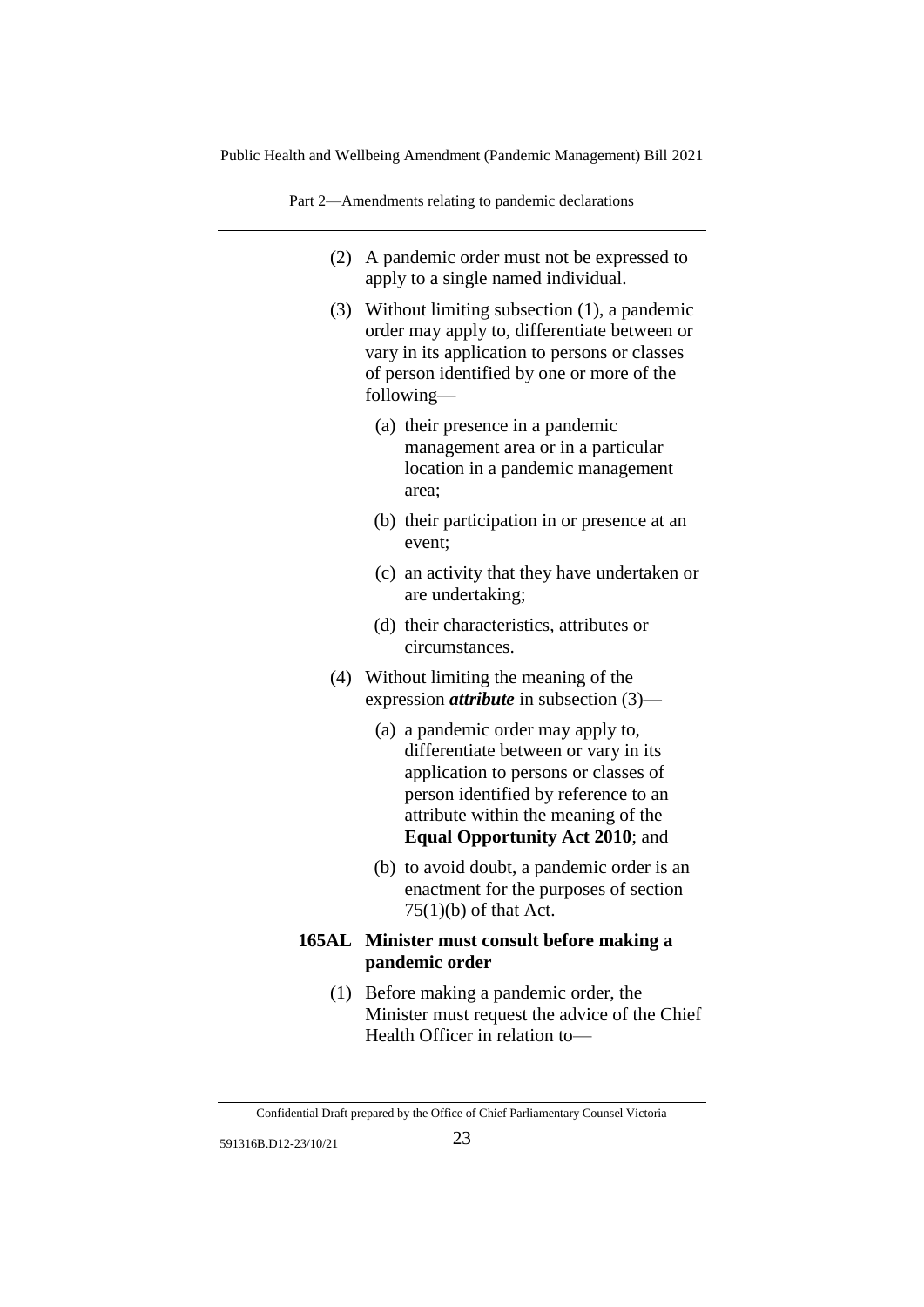(2) A pandemic order must not be expressed to apply to a single named individual.

(3) Without limiting subsection (1), a pandemic order may apply to, differentiate between or vary in its application to persons or classes of person identified by one or more of the following—

(a) their presence in a pandemic management area or in a particular location in a pandemic management area;

(b) their participation in or presence at an event;

(c) an activity that they have undertaken or are undertaking;

(d) their characteristics, attributes or circumstances.

(4) Without limiting the meaning of the expression ***attribute*** in subsection (3)—

(a) a pandemic order may apply to, differentiate between or vary in its application to persons or classes of person identified by reference to an attribute within the meaning of the **Equal Opportunity Act 2010**; and

(b) to avoid doubt, a pandemic order is an enactment for the purposes of section 75(1)(b) of that Act.

**165AL Minister must consult before making a pandemic order**

(1) Before making a pandemic order, the Minister must request the advice of the Chief Health Officer in relation to—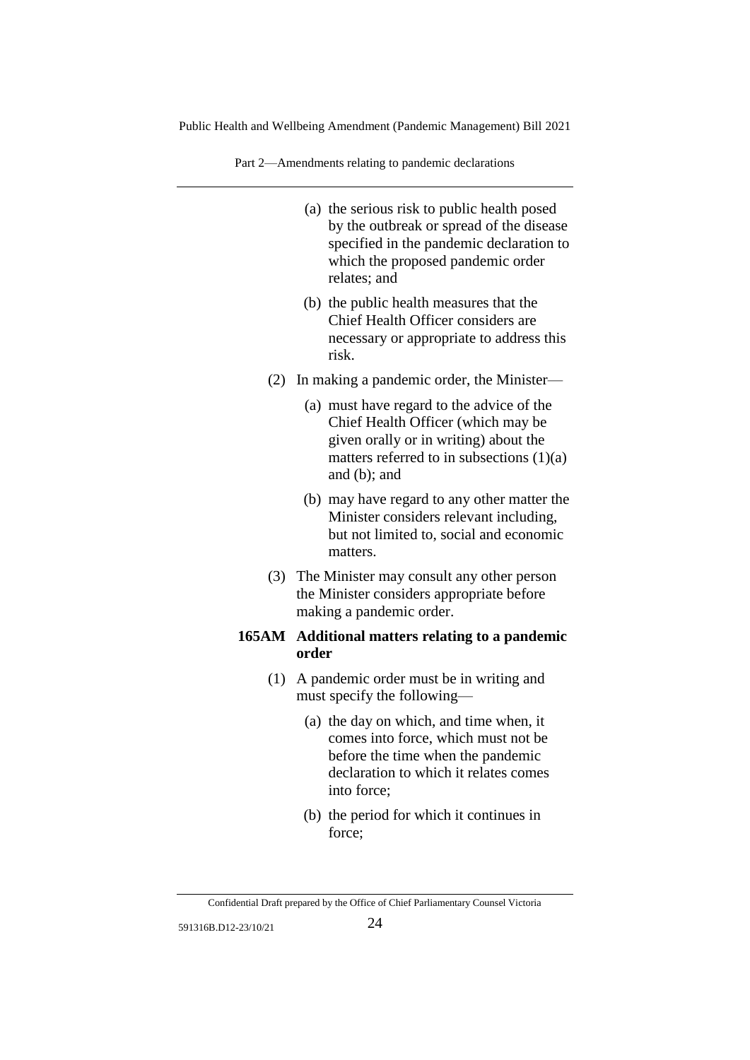(a) the serious risk to public health posed by the outbreak or spread of the disease specified in the pandemic declaration to which the proposed pandemic order relates; and

(b) the public health measures that the Chief Health Officer considers are necessary or appropriate to address this risk.

(2) In making a pandemic order, the Minister—

(a) must have regard to the advice of the Chief Health Officer (which may be given orally or in writing) about the matters referred to in subsections (1)(a) and (b); and

(b) may have regard to any other matter the Minister considers relevant including, but not limited to, social and economic matters.

(3) The Minister may consult any other person the Minister considers appropriate before making a pandemic order.

**165AM Additional matters relating to a pandemic order**

(1) A pandemic order must be in writing and must specify the following—

(a) the day on which, and time when, it comes into force, which must not be before the time when the pandemic declaration to which it relates comes into force;

(b) the period for which it continues in force;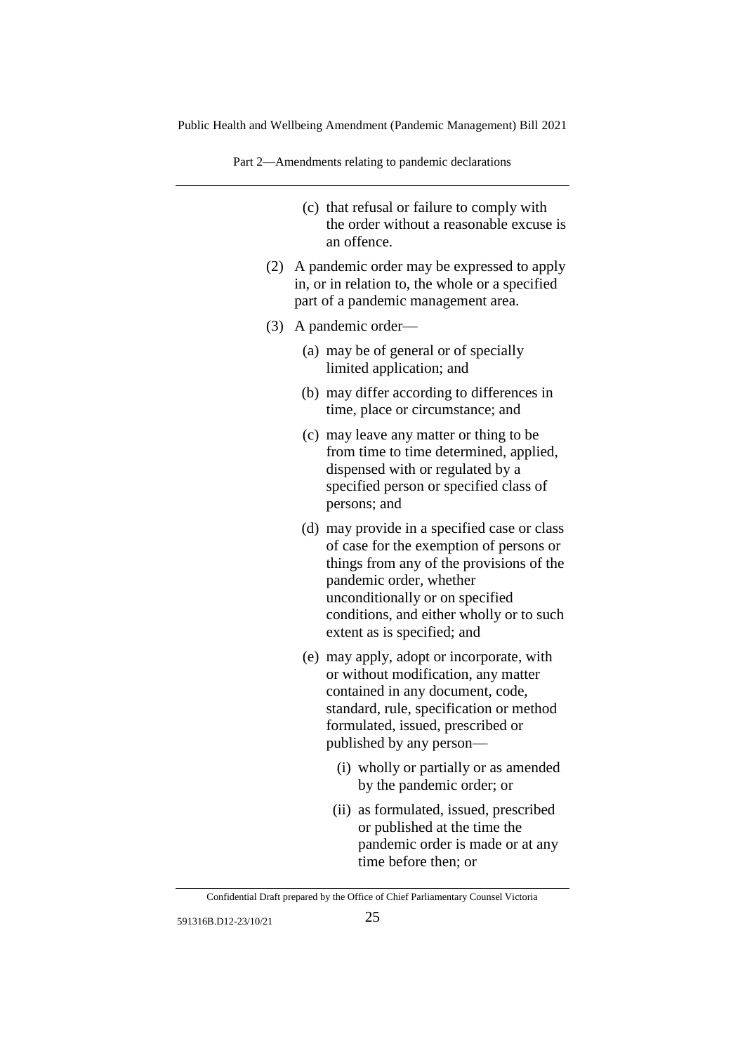(c) that refusal or failure to comply with the order without a reasonable excuse is an offence.

(2) A pandemic order may be expressed to apply in, or in relation to, the whole or a specified part of a pandemic management area.

(3) A pandemic order—

(a) may be of general or of specially limited application; and

(b) may differ according to differences in time, place or circumstance; and

(c) may leave any matter or thing to be from time to time determined, applied, dispensed with or regulated by a specified person or specified class of persons; and

(d) may provide in a specified case or class of case for the exemption of persons or things from any of the provisions of the pandemic order, whether unconditionally or on specified conditions, and either wholly or to such extent as is specified; and

(e) may apply, adopt or incorporate, with or without modification, any matter contained in any document, code, standard, rule, specification or method formulated, issued, prescribed or published by any person—

(i) wholly or partially or as amended by the pandemic order; or

(ii) as formulated, issued, prescribed or published at the time the pandemic order is made or at any time before then; or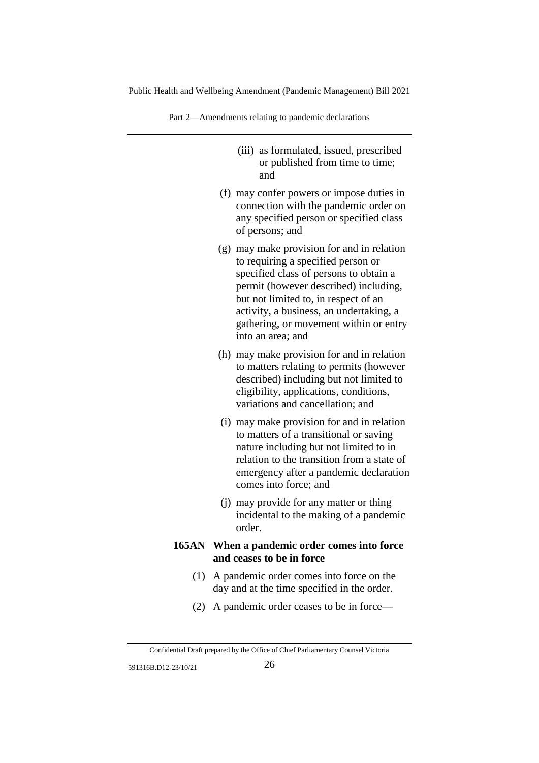(iii) as formulated, issued, prescribed or published from time to time; and

(f) may confer powers or impose duties in connection with the pandemic order on any specified person or specified class of persons; and

(g) may make provision for and in relation to requiring a specified person or specified class of persons to obtain a permit (however described) including, but not limited to, in respect of an activity, a business, an undertaking, a gathering, or movement within or entry into an area; and

(h) may make provision for and in relation to matters relating to permits (however described) including but not limited to eligibility, applications, conditions, variations and cancellation; and

(i) may make provision for and in relation to matters of a transitional or saving nature including but not limited to in relation to the transition from a state of emergency after a pandemic declaration comes into force; and

(j) may provide for any matter or thing incidental to the making of a pandemic order.

**165AN When a pandemic order comes into force and ceases to be in force**

(1) A pandemic order comes into force on the day and at the time specified in the order.

(2) A pandemic order ceases to be in force—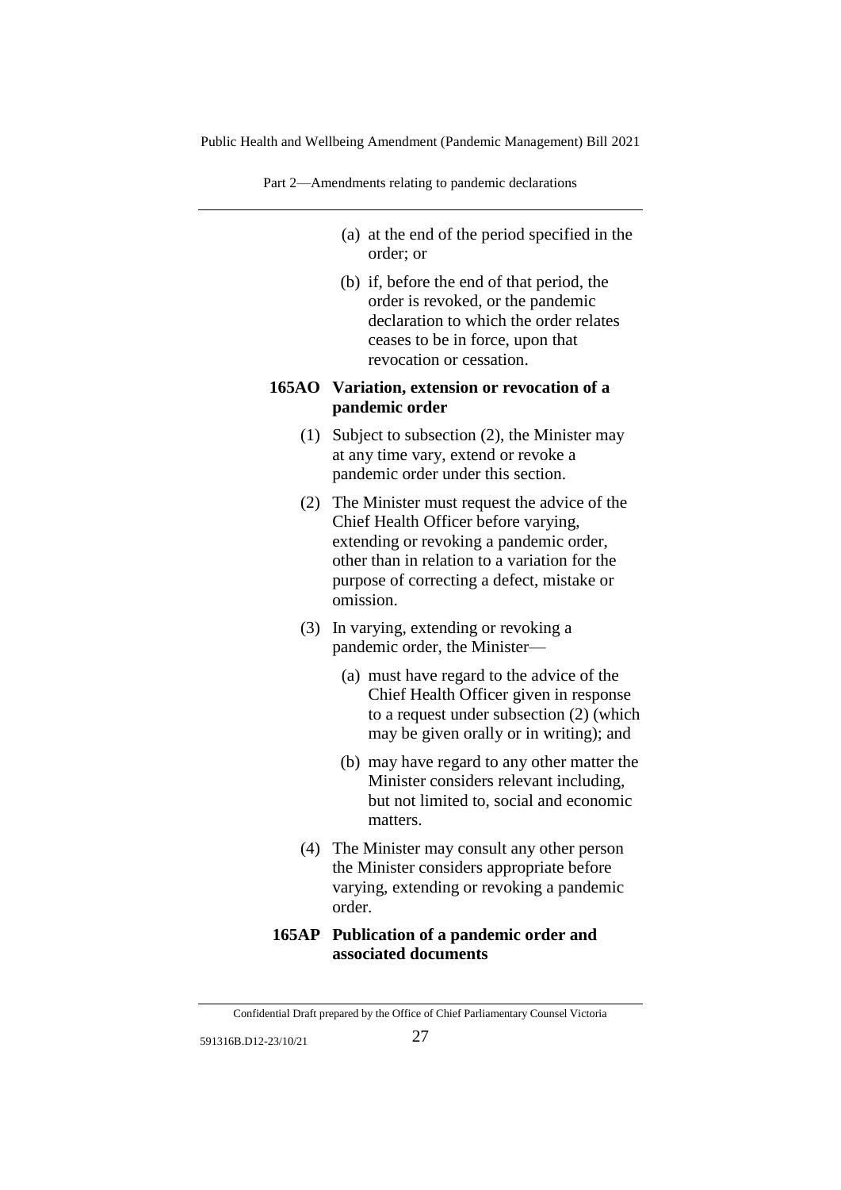(a) at the end of the period specified in the order; or

(b) if, before the end of that period, the order is revoked, or the pandemic declaration to which the order relates ceases to be in force, upon that revocation or cessation.

**165AO Variation, extension or revocation of a pandemic order**

(1) Subject to subsection (2), the Minister may at any time vary, extend or revoke a pandemic order under this section.

(2) The Minister must request the advice of the Chief Health Officer before varying, extending or revoking a pandemic order, other than in relation to a variation for the purpose of correcting a defect, mistake or omission.

(3) In varying, extending or revoking a pandemic order, the Minister—

(a) must have regard to the advice of the Chief Health Officer given in response to a request under subsection (2) (which may be given orally or in writing); and

(b) may have regard to any other matter the Minister considers relevant including, but not limited to, social and economic matters.

(4) The Minister may consult any other person the Minister considers appropriate before varying, extending or revoking a pandemic order.

**165AP Publication of a pandemic order and associated documents**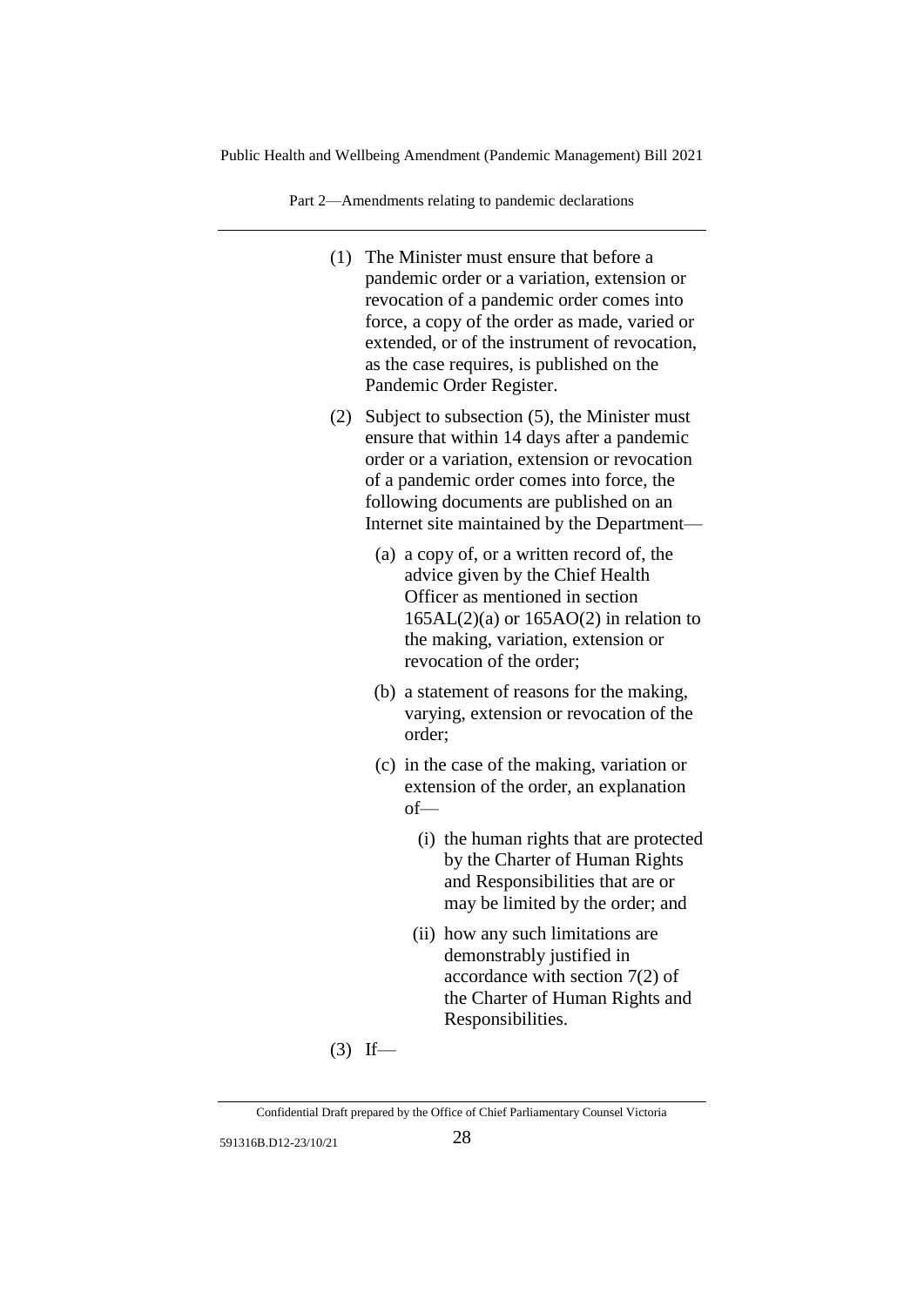(1) The Minister must ensure that before a pandemic order or a variation, extension or revocation of a pandemic order comes into force, a copy of the order as made, varied or extended, or of the instrument of revocation, as the case requires, is published on the Pandemic Order Register.

(2) Subject to subsection (5), the Minister must ensure that within 14 days after a pandemic order or a variation, extension or revocation of a pandemic order comes into force, the following documents are published on an Internet site maintained by the Department—

(a) a copy of, or a written record of, the advice given by the Chief Health Officer as mentioned in section 165AL(2)(a) or 165AO(2) in relation to the making, variation, extension or revocation of the order;

(b) a statement of reasons for the making, varying, extension or revocation of the order;

(c) in the case of the making, variation or extension of the order, an explanation of—

(i) the human rights that are protected by the Charter of Human Rights and Responsibilities that are or may be limited by the order; and

(ii) how any such limitations are demonstrably justified in accordance with section 7(2) of the Charter of Human Rights and Responsibilities.

(3) If—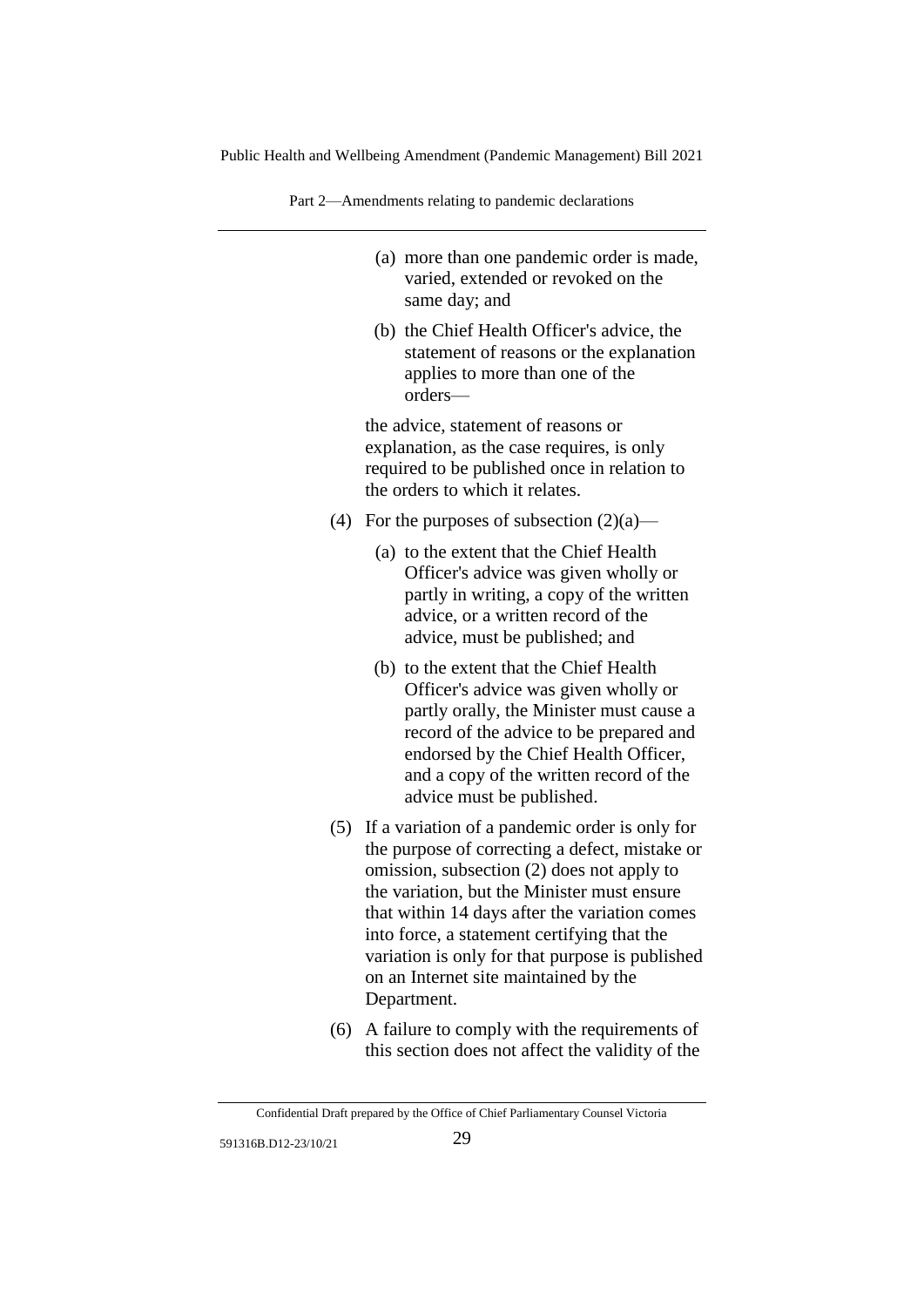(a) more than one pandemic order is made, varied, extended or revoked on the same day; and

(b) the Chief Health Officer's advice, the statement of reasons or the explanation applies to more than one of the orders—

the advice, statement of reasons or explanation, as the case requires, is only required to be published once in relation to the orders to which it relates.

(4) For the purposes of subsection (2)(a)—

(a) to the extent that the Chief Health Officer's advice was given wholly or partly in writing, a copy of the written advice, or a written record of the advice, must be published; and

(b) to the extent that the Chief Health Officer's advice was given wholly or partly orally, the Minister must cause a record of the advice to be prepared and endorsed by the Chief Health Officer, and a copy of the written record of the advice must be published.

(5) If a variation of a pandemic order is only for the purpose of correcting a defect, mistake or omission, subsection (2) does not apply to the variation, but the Minister must ensure that within 14 days after the variation comes into force, a statement certifying that the variation is only for that purpose is published on an Internet site maintained by the Department.

(6) A failure to comply with the requirements of this section does not affect the validity of the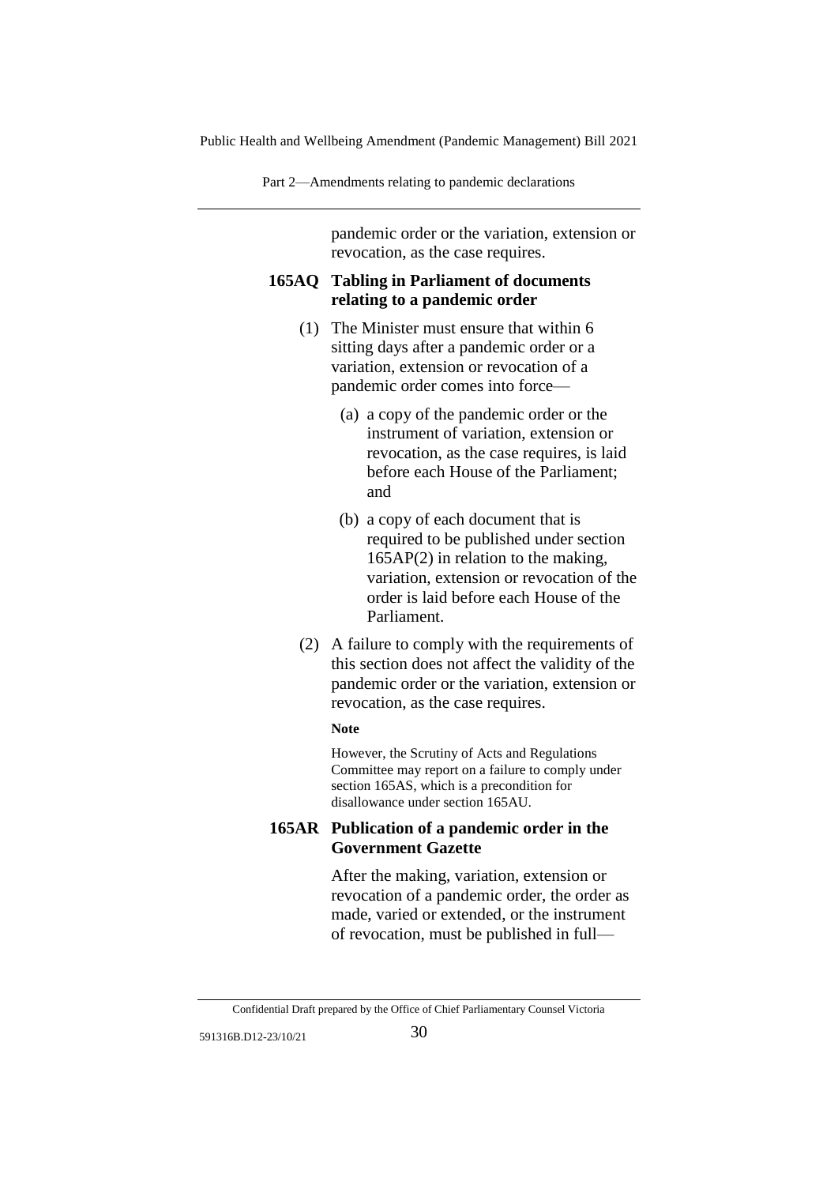pandemic order or the variation, extension or revocation, as the case requires.

### 165AQ Tabling in Parliament of documents relating to a pandemic order

(1) The Minister must ensure that within 6 sitting days after a pandemic order or a variation, extension or revocation of a pandemic order comes into force—

(a) a copy of the pandemic order or the instrument of variation, extension or revocation, as the case requires, is laid before each House of the Parliament; and

(b) a copy of each document that is required to be published under section 165AP(2) in relation to the making, variation, extension or revocation of the order is laid before each House of the Parliament.

(2) A failure to comply with the requirements of this section does not affect the validity of the pandemic order or the variation, extension or revocation, as the case requires.

**Note**

However, the Scrutiny of Acts and Regulations Committee may report on a failure to comply under section 165AS, which is a precondition for disallowance under section 165AU.

### 165AR Publication of a pandemic order in the Government Gazette

After the making, variation, extension or revocation of a pandemic order, the order as made, varied or extended, or the instrument of revocation, must be published in full—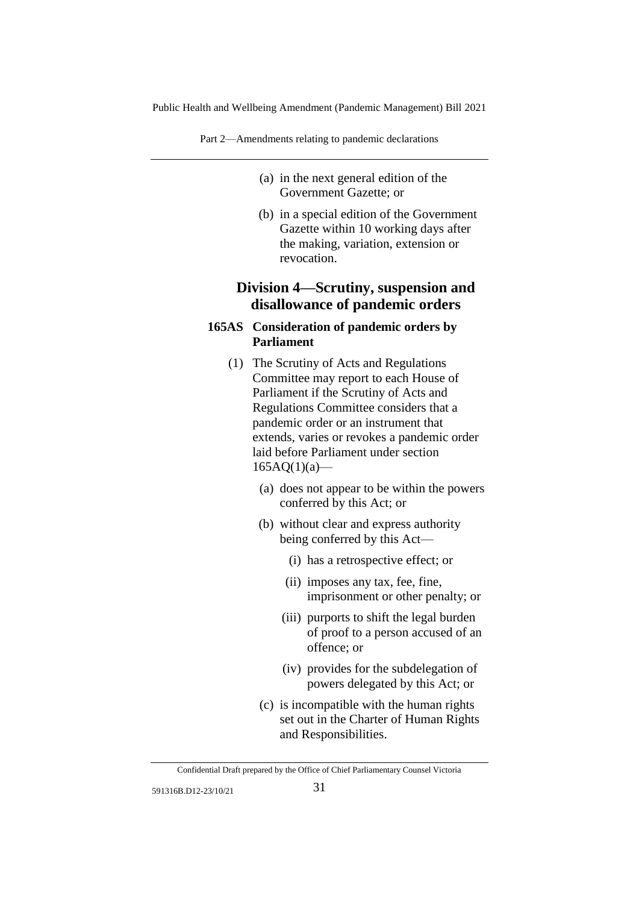(a) in the next general edition of the Government Gazette; or

(b) in a special edition of the Government Gazette within 10 working days after the making, variation, extension or revocation.

## Division 4—Scrutiny, suspension and disallowance of pandemic orders

### 165AS Consideration of pandemic orders by Parliament

(1) The Scrutiny of Acts and Regulations Committee may report to each House of Parliament if the Scrutiny of Acts and Regulations Committee considers that a pandemic order or an instrument that extends, varies or revokes a pandemic order laid before Parliament under section 165AQ(1)(a)—

(a) does not appear to be within the powers conferred by this Act; or

(b) without clear and express authority being conferred by this Act—

(i) has a retrospective effect; or

(ii) imposes any tax, fee, fine, imprisonment or other penalty; or

(iii) purports to shift the legal burden of proof to a person accused of an offence; or

(iv) provides for the subdelegation of powers delegated by this Act; or

(c) is incompatible with the human rights set out in the Charter of Human Rights and Responsibilities.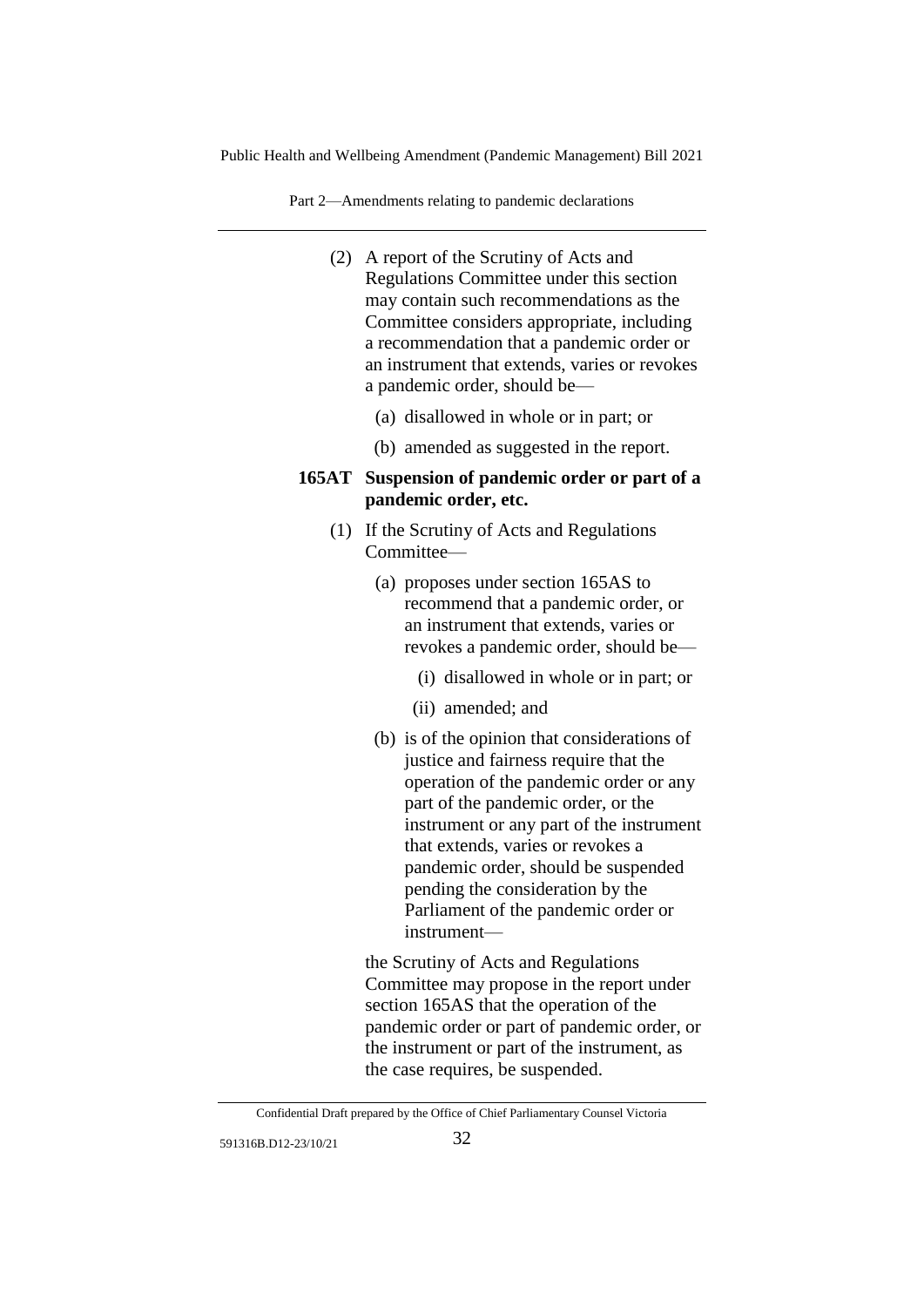(2) A report of the Scrutiny of Acts and Regulations Committee under this section may contain such recommendations as the Committee considers appropriate, including a recommendation that a pandemic order or an instrument that extends, varies or revokes a pandemic order, should be—

(a) disallowed in whole or in part; or

(b) amended as suggested in the report.

**165AT Suspension of pandemic order or part of a pandemic order, etc.**

(1) If the Scrutiny of Acts and Regulations Committee—

(a) proposes under section 165AS to recommend that a pandemic order, or an instrument that extends, varies or revokes a pandemic order, should be—

(i) disallowed in whole or in part; or

(ii) amended; and

(b) is of the opinion that considerations of justice and fairness require that the operation of the pandemic order or any part of the pandemic order, or the instrument or any part of the instrument that extends, varies or revokes a pandemic order, should be suspended pending the consideration by the Parliament of the pandemic order or instrument—

the Scrutiny of Acts and Regulations Committee may propose in the report under section 165AS that the operation of the pandemic order or part of pandemic order, or the instrument or part of the instrument, as the case requires, be suspended.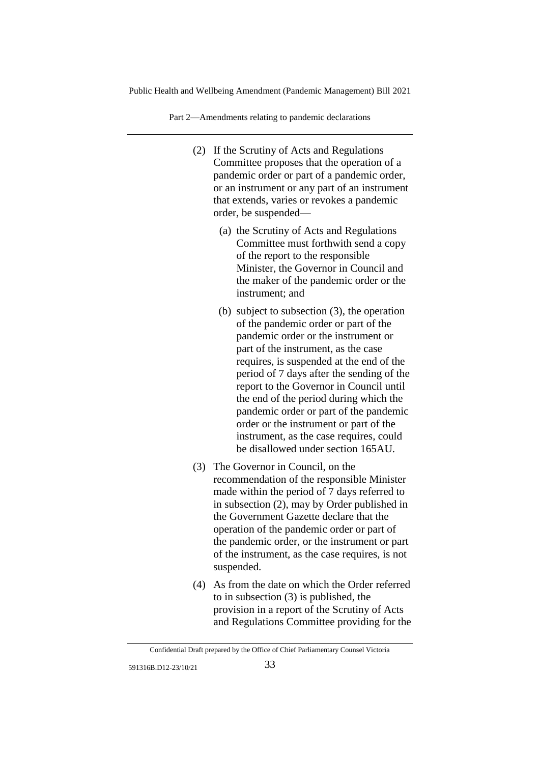(2) If the Scrutiny of Acts and Regulations Committee proposes that the operation of a pandemic order or part of a pandemic order, or an instrument or any part of an instrument that extends, varies or revokes a pandemic order, be suspended—

(a) the Scrutiny of Acts and Regulations Committee must forthwith send a copy of the report to the responsible Minister, the Governor in Council and the maker of the pandemic order or the instrument; and

(b) subject to subsection (3), the operation of the pandemic order or part of the pandemic order or the instrument or part of the instrument, as the case requires, is suspended at the end of the period of 7 days after the sending of the report to the Governor in Council until the end of the period during which the pandemic order or part of the pandemic order or the instrument or part of the instrument, as the case requires, could be disallowed under section 165AU.

(3) The Governor in Council, on the recommendation of the responsible Minister made within the period of 7 days referred to in subsection (2), may by Order published in the Government Gazette declare that the operation of the pandemic order or part of the pandemic order, or the instrument or part of the instrument, as the case requires, is not suspended.

(4) As from the date on which the Order referred to in subsection (3) is published, the provision in a report of the Scrutiny of Acts and Regulations Committee providing for the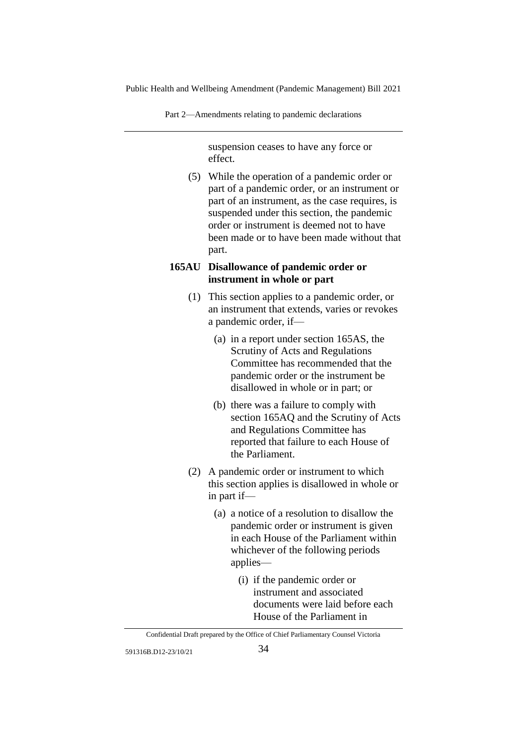suspension ceases to have any force or effect.

(5) While the operation of a pandemic order or part of a pandemic order, or an instrument or part of an instrument, as the case requires, is suspended under this section, the pandemic order or instrument is deemed not to have been made or to have been made without that part.

**165AU Disallowance of pandemic order or instrument in whole or part**

(1) This section applies to a pandemic order, or an instrument that extends, varies or revokes a pandemic order, if—

(a) in a report under section 165AS, the Scrutiny of Acts and Regulations Committee has recommended that the pandemic order or the instrument be disallowed in whole or in part; or

(b) there was a failure to comply with section 165AQ and the Scrutiny of Acts and Regulations Committee has reported that failure to each House of the Parliament.

(2) A pandemic order or instrument to which this section applies is disallowed in whole or in part if—

(a) a notice of a resolution to disallow the pandemic order or instrument is given in each House of the Parliament within whichever of the following periods applies—

(i) if the pandemic order or instrument and associated documents were laid before each House of the Parliament in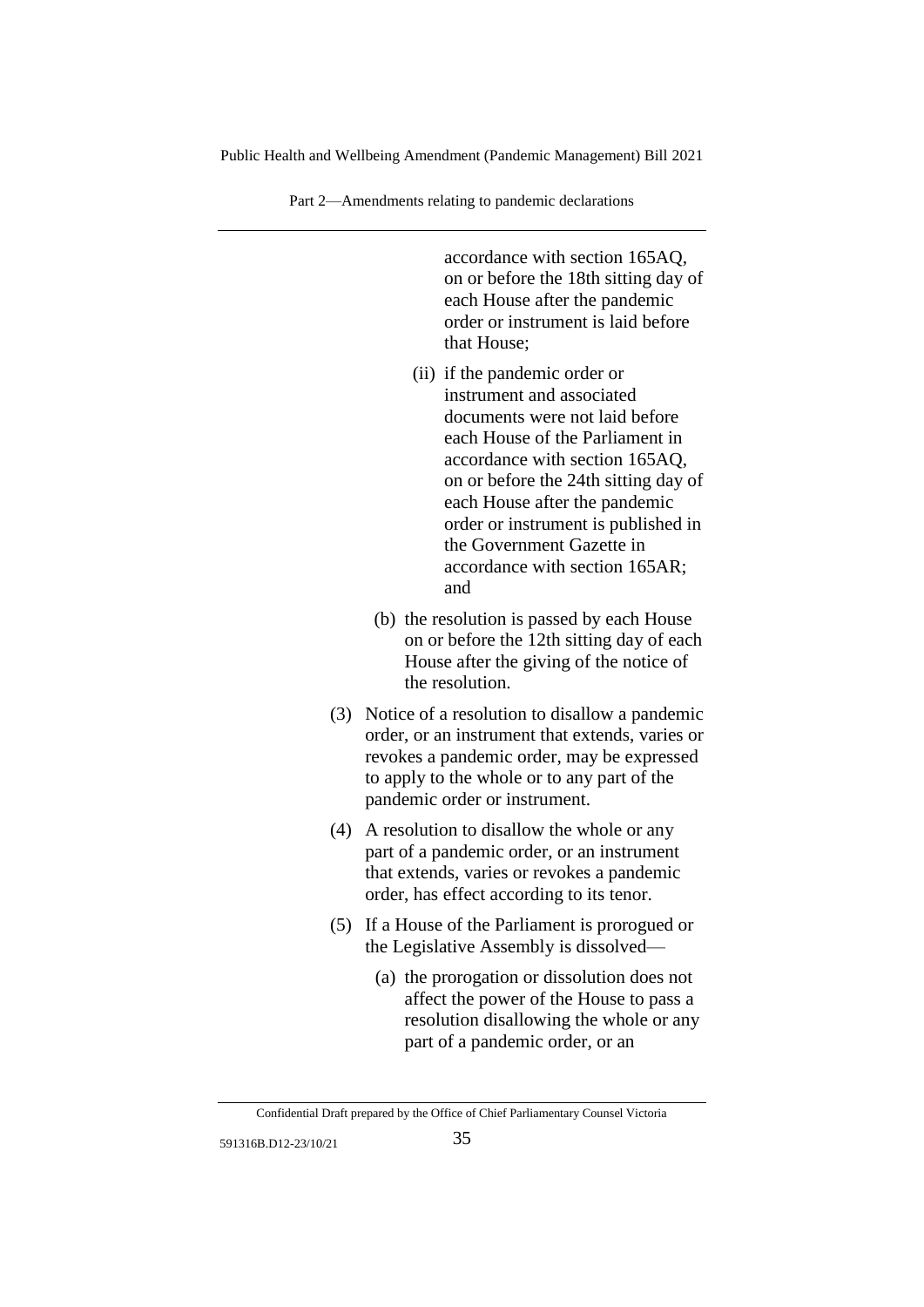accordance with section 165AQ, on or before the 18th sitting day of each House after the pandemic order or instrument is laid before that House;

(ii) if the pandemic order or instrument and associated documents were not laid before each House of the Parliament in accordance with section 165AQ, on or before the 24th sitting day of each House after the pandemic order or instrument is published in the Government Gazette in accordance with section 165AR; and

(b) the resolution is passed by each House on or before the 12th sitting day of each House after the giving of the notice of the resolution.

(3) Notice of a resolution to disallow a pandemic order, or an instrument that extends, varies or revokes a pandemic order, may be expressed to apply to the whole or to any part of the pandemic order or instrument.

(4) A resolution to disallow the whole or any part of a pandemic order, or an instrument that extends, varies or revokes a pandemic order, has effect according to its tenor.

(5) If a House of the Parliament is prorogued or the Legislative Assembly is dissolved—

(a) the prorogation or dissolution does not affect the power of the House to pass a resolution disallowing the whole or any part of a pandemic order, or an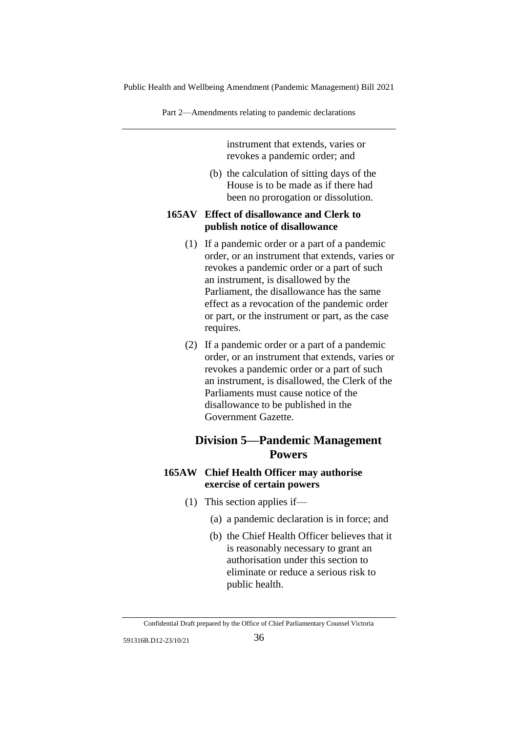instrument that extends, varies or revokes a pandemic order; and

(b) the calculation of sitting days of the House is to be made as if there had been no prorogation or dissolution.

**165AV Effect of disallowance and Clerk to publish notice of disallowance**

(1) If a pandemic order or a part of a pandemic order, or an instrument that extends, varies or revokes a pandemic order or a part of such an instrument, is disallowed by the Parliament, the disallowance has the same effect as a revocation of the pandemic order or part, or the instrument or part, as the case requires.

(2) If a pandemic order or a part of a pandemic order, or an instrument that extends, varies or revokes a pandemic order or a part of such an instrument, is disallowed, the Clerk of the Parliaments must cause notice of the disallowance to be published in the Government Gazette.

## Division 5—Pandemic Management Powers

**165AW Chief Health Officer may authorise exercise of certain powers**

(1) This section applies if—

(a) a pandemic declaration is in force; and

(b) the Chief Health Officer believes that it is reasonably necessary to grant an authorisation under this section to eliminate or reduce a serious risk to public health.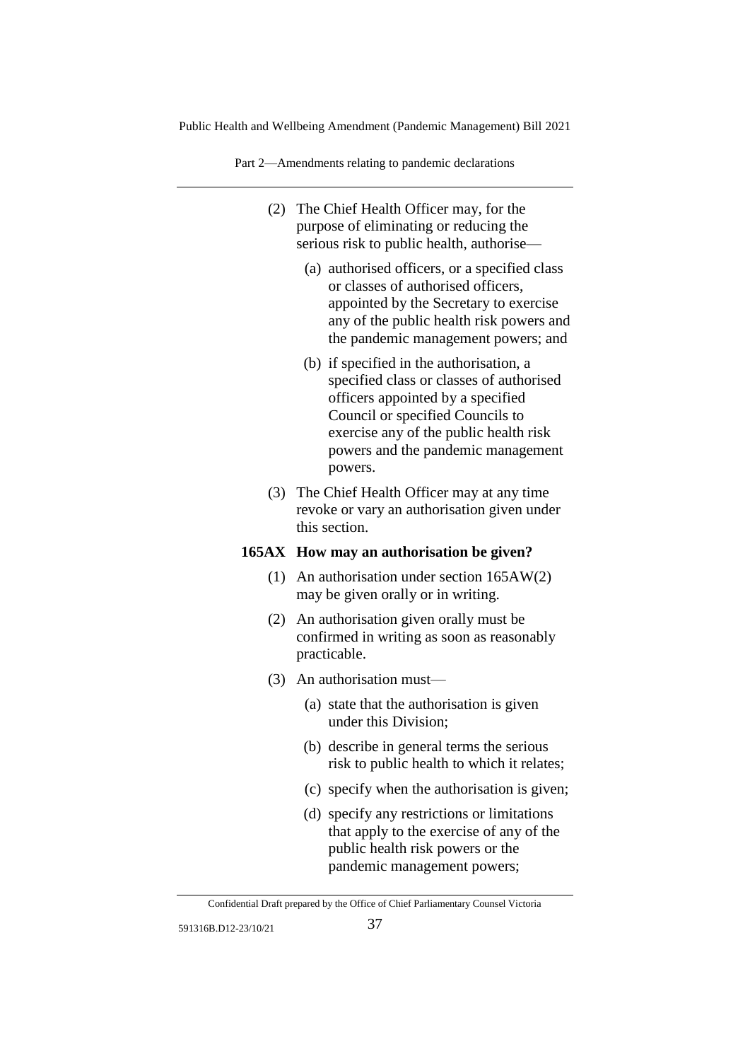(2) The Chief Health Officer may, for the purpose of eliminating or reducing the serious risk to public health, authorise—

(a) authorised officers, or a specified class or classes of authorised officers, appointed by the Secretary to exercise any of the public health risk powers and the pandemic management powers; and

(b) if specified in the authorisation, a specified class or classes of authorised officers appointed by a specified Council or specified Councils to exercise any of the public health risk powers and the pandemic management powers.

(3) The Chief Health Officer may at any time revoke or vary an authorisation given under this section.

**165AX How may an authorisation be given?**

(1) An authorisation under section 165AW(2) may be given orally or in writing.

(2) An authorisation given orally must be confirmed in writing as soon as reasonably practicable.

(3) An authorisation must—

(a) state that the authorisation is given under this Division;

(b) describe in general terms the serious risk to public health to which it relates;

(c) specify when the authorisation is given;

(d) specify any restrictions or limitations that apply to the exercise of any of the public health risk powers or the pandemic management powers;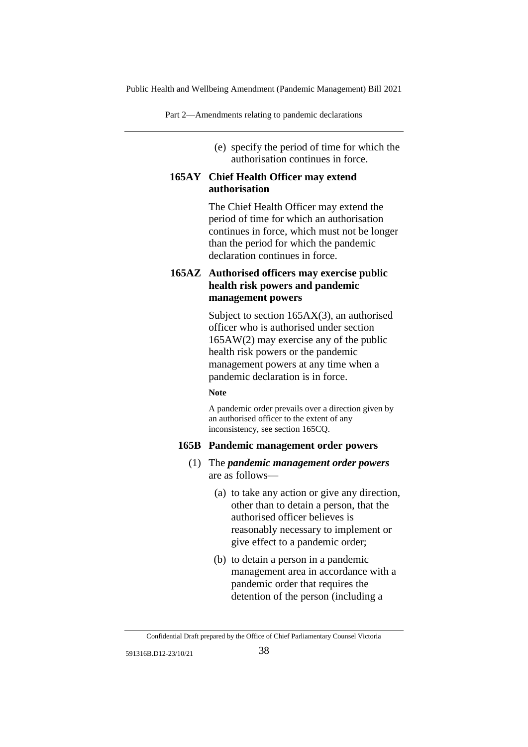(e) specify the period of time for which the authorisation continues in force.

**165AY Chief Health Officer may extend authorisation**

The Chief Health Officer may extend the period of time for which an authorisation continues in force, which must not be longer than the period for which the pandemic declaration continues in force.

**165AZ Authorised officers may exercise public health risk powers and pandemic management powers**

Subject to section 165AX(3), an authorised officer who is authorised under section 165AW(2) may exercise any of the public health risk powers or the pandemic management powers at any time when a pandemic declaration is in force.

**Note**

A pandemic order prevails over a direction given by an authorised officer to the extent of any inconsistency, see section 165CQ.

**165B Pandemic management order powers**

(1) The ***pandemic management order powers*** are as follows—

(a) to take any action or give any direction, other than to detain a person, that the authorised officer believes is reasonably necessary to implement or give effect to a pandemic order;

(b) to detain a person in a pandemic management area in accordance with a pandemic order that requires the detention of the person (including a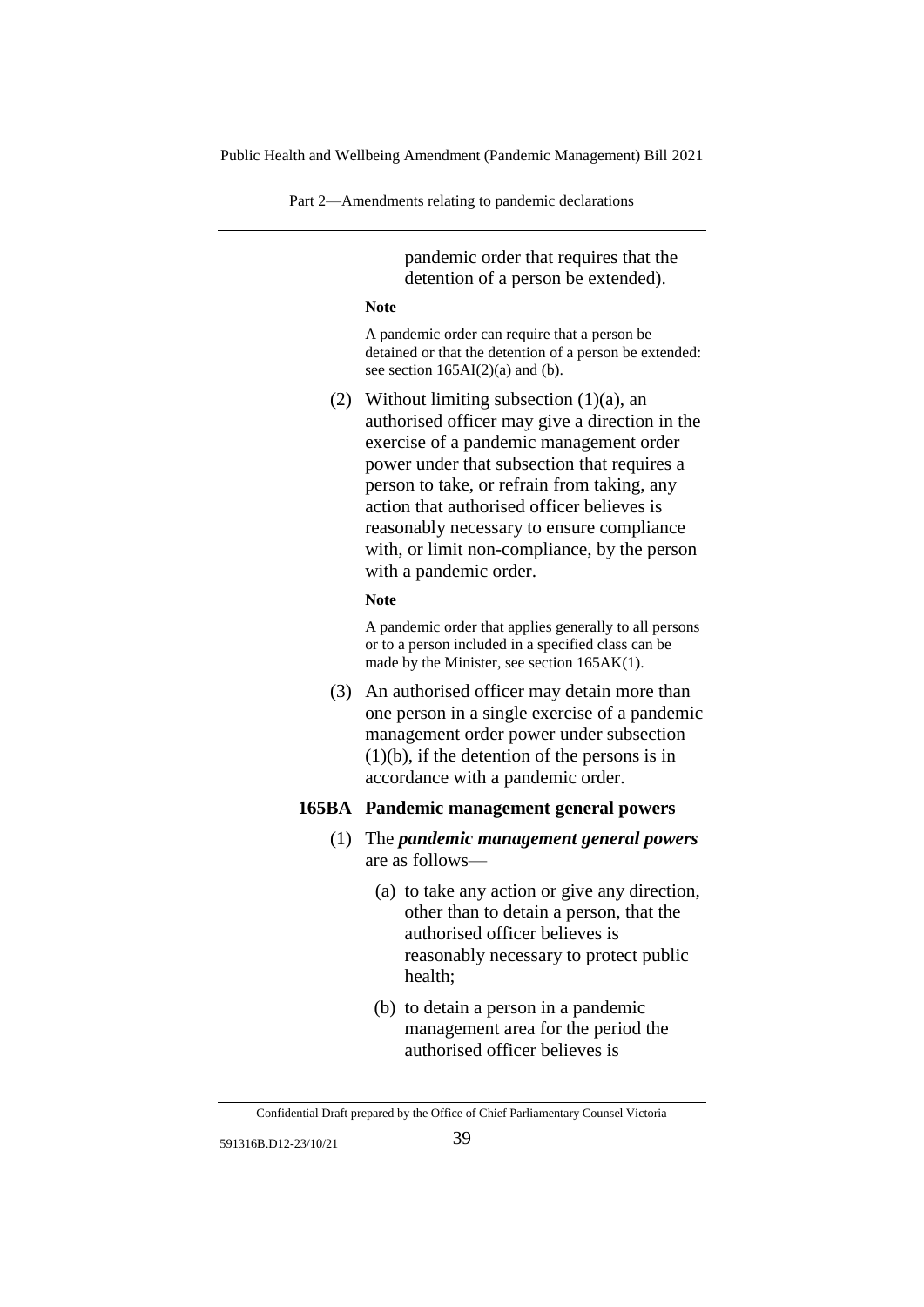pandemic order that requires that the detention of a person be extended).

**Note**

A pandemic order can require that a person be detained or that the detention of a person be extended: see section 165AI(2)(a) and (b).

(2) Without limiting subsection (1)(a), an authorised officer may give a direction in the exercise of a pandemic management order power under that subsection that requires a person to take, or refrain from taking, any action that authorised officer believes is reasonably necessary to ensure compliance with, or limit non-compliance, by the person with a pandemic order.

**Note**

A pandemic order that applies generally to all persons or to a person included in a specified class can be made by the Minister, see section 165AK(1).

(3) An authorised officer may detain more than one person in a single exercise of a pandemic management order power under subsection (1)(b), if the detention of the persons is in accordance with a pandemic order.

**165BA Pandemic management general powers**

(1) The ***pandemic management general powers*** are as follows—

(a) to take any action or give any direction, other than to detain a person, that the authorised officer believes is reasonably necessary to protect public health;

(b) to detain a person in a pandemic management area for the period the authorised officer believes is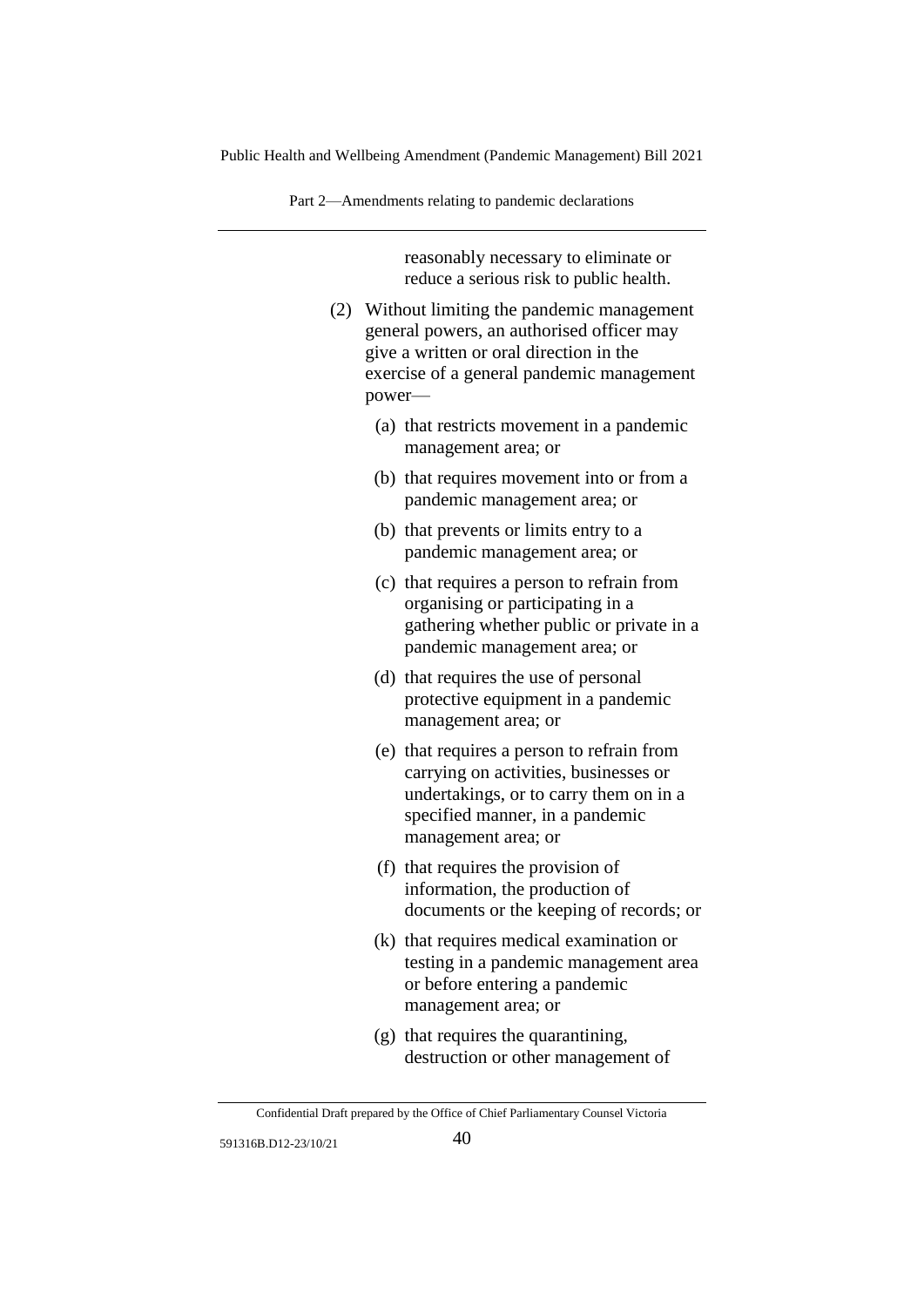reasonably necessary to eliminate or reduce a serious risk to public health.

(2) Without limiting the pandemic management general powers, an authorised officer may give a written or oral direction in the exercise of a general pandemic management power—

(a) that restricts movement in a pandemic management area; or

(b) that requires movement into or from a pandemic management area; or

(b) that prevents or limits entry to a pandemic management area; or

(c) that requires a person to refrain from organising or participating in a gathering whether public or private in a pandemic management area; or

(d) that requires the use of personal protective equipment in a pandemic management area; or

(e) that requires a person to refrain from carrying on activities, businesses or undertakings, or to carry them on in a specified manner, in a pandemic management area; or

(f) that requires the provision of information, the production of documents or the keeping of records; or

(k) that requires medical examination or testing in a pandemic management area or before entering a pandemic management area; or

(g) that requires the quarantining, destruction or other management of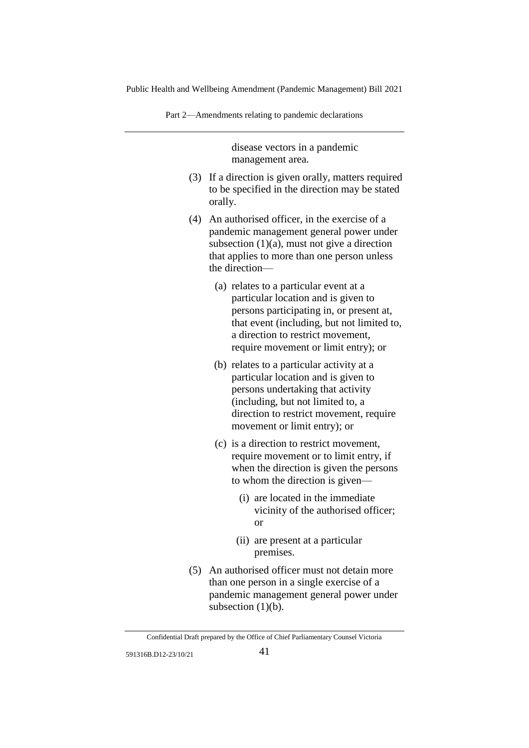disease vectors in a pandemic management area.

(3) If a direction is given orally, matters required to be specified in the direction may be stated orally.

(4) An authorised officer, in the exercise of a pandemic management general power under subsection (1)(a), must not give a direction that applies to more than one person unless the direction—

(a) relates to a particular event at a particular location and is given to persons participating in, or present at, that event (including, but not limited to, a direction to restrict movement, require movement or limit entry); or

(b) relates to a particular activity at a particular location and is given to persons undertaking that activity (including, but not limited to, a direction to restrict movement, require movement or limit entry); or

(c) is a direction to restrict movement, require movement or to limit entry, if when the direction is given the persons to whom the direction is given—

(i) are located in the immediate vicinity of the authorised officer; or

(ii) are present at a particular premises.

(5) An authorised officer must not detain more than one person in a single exercise of a pandemic management general power under subsection (1)(b).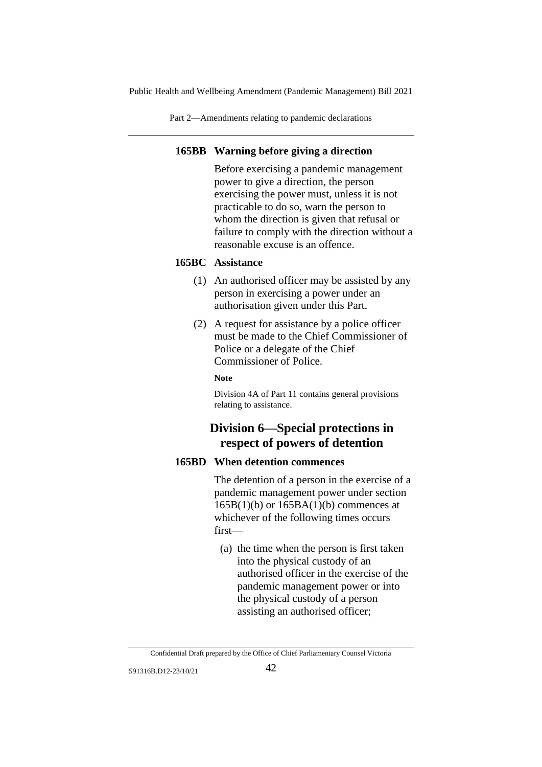**165BB Warning before giving a direction**

Before exercising a pandemic management power to give a direction, the person exercising the power must, unless it is not practicable to do so, warn the person to whom the direction is given that refusal or failure to comply with the direction without a reasonable excuse is an offence.

**165BC Assistance**

(1) An authorised officer may be assisted by any person in exercising a power under an authorisation given under this Part.

(2) A request for assistance by a police officer must be made to the Chief Commissioner of Police or a delegate of the Chief Commissioner of Police.

**Note**

Division 4A of Part 11 contains general provisions relating to assistance.

## Division 6—Special protections in respect of powers of detention

**165BD When detention commences**

The detention of a person in the exercise of a pandemic management power under section 165B(1)(b) or 165BA(1)(b) commences at whichever of the following times occurs first—

(a) the time when the person is first taken into the physical custody of an authorised officer in the exercise of the pandemic management power or into the physical custody of a person assisting an authorised officer;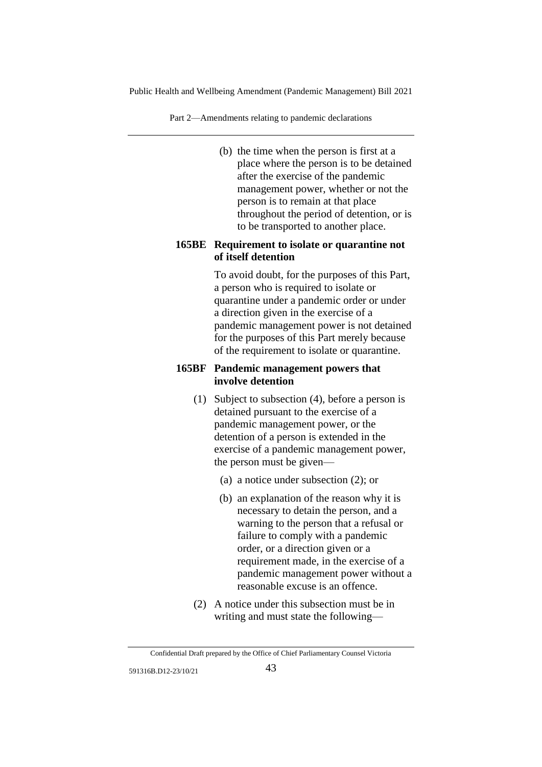(b) the time when the person is first at a place where the person is to be detained after the exercise of the pandemic management power, whether or not the person is to remain at that place throughout the period of detention, or is to be transported to another place.

**165BE Requirement to isolate or quarantine not of itself detention**

To avoid doubt, for the purposes of this Part, a person who is required to isolate or quarantine under a pandemic order or under a direction given in the exercise of a pandemic management power is not detained for the purposes of this Part merely because of the requirement to isolate or quarantine.

**165BF Pandemic management powers that involve detention**

(1) Subject to subsection (4), before a person is detained pursuant to the exercise of a pandemic management power, or the detention of a person is extended in the exercise of a pandemic management power, the person must be given—

(a) a notice under subsection (2); or

(b) an explanation of the reason why it is necessary to detain the person, and a warning to the person that a refusal or failure to comply with a pandemic order, or a direction given or a requirement made, in the exercise of a pandemic management power without a reasonable excuse is an offence.

(2) A notice under this subsection must be in writing and must state the following—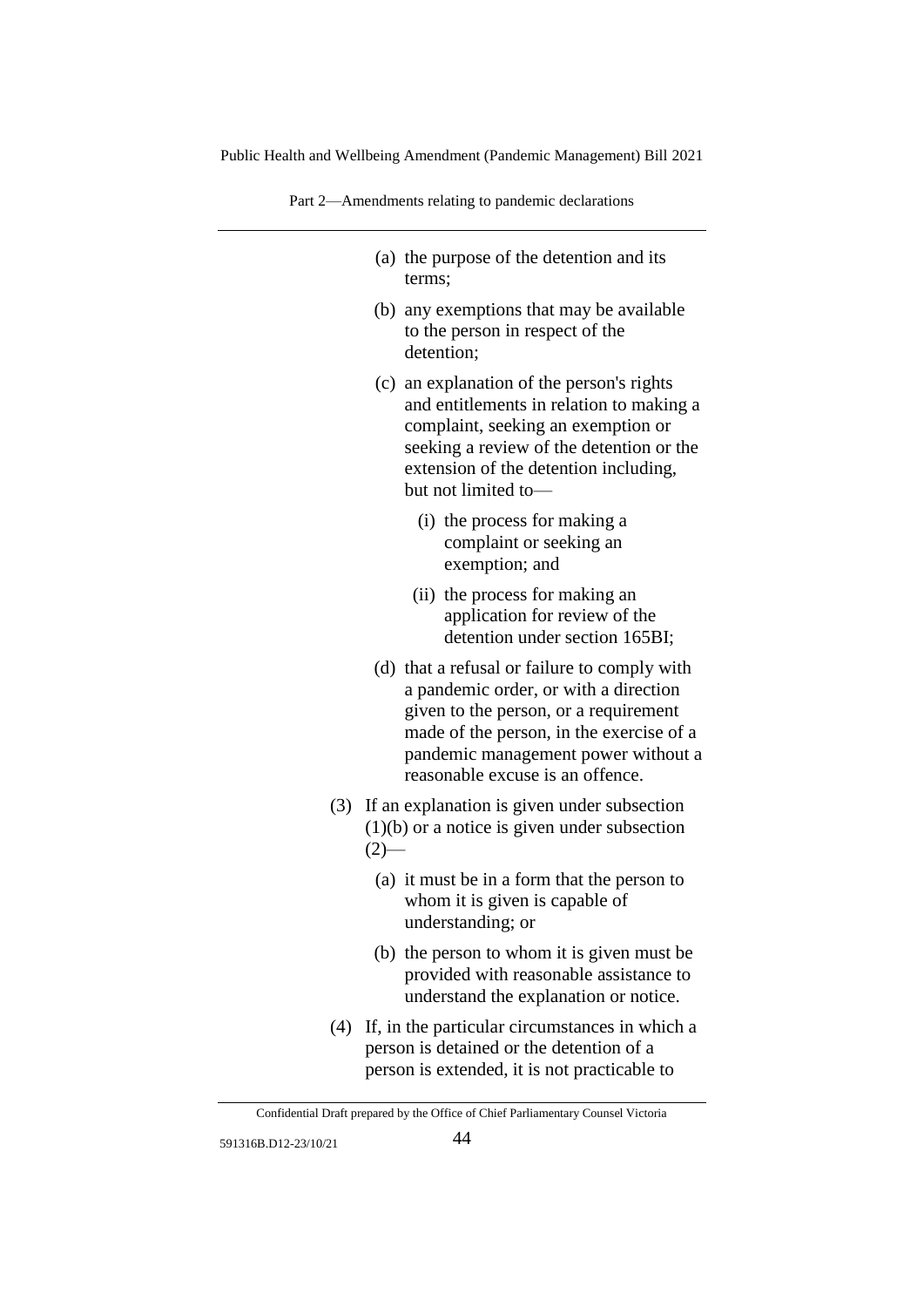(a) the purpose of the detention and its terms;

(b) any exemptions that may be available to the person in respect of the detention;

(c) an explanation of the person's rights and entitlements in relation to making a complaint, seeking an exemption or seeking a review of the detention or the extension of the detention including, but not limited to—

(i) the process for making a complaint or seeking an exemption; and

(ii) the process for making an application for review of the detention under section 165BI;

(d) that a refusal or failure to comply with a pandemic order, or with a direction given to the person, or a requirement made of the person, in the exercise of a pandemic management power without a reasonable excuse is an offence.

(3) If an explanation is given under subsection (1)(b) or a notice is given under subsection (2)—

(a) it must be in a form that the person to whom it is given is capable of understanding; or

(b) the person to whom it is given must be provided with reasonable assistance to understand the explanation or notice.

(4) If, in the particular circumstances in which a person is detained or the detention of a person is extended, it is not practicable to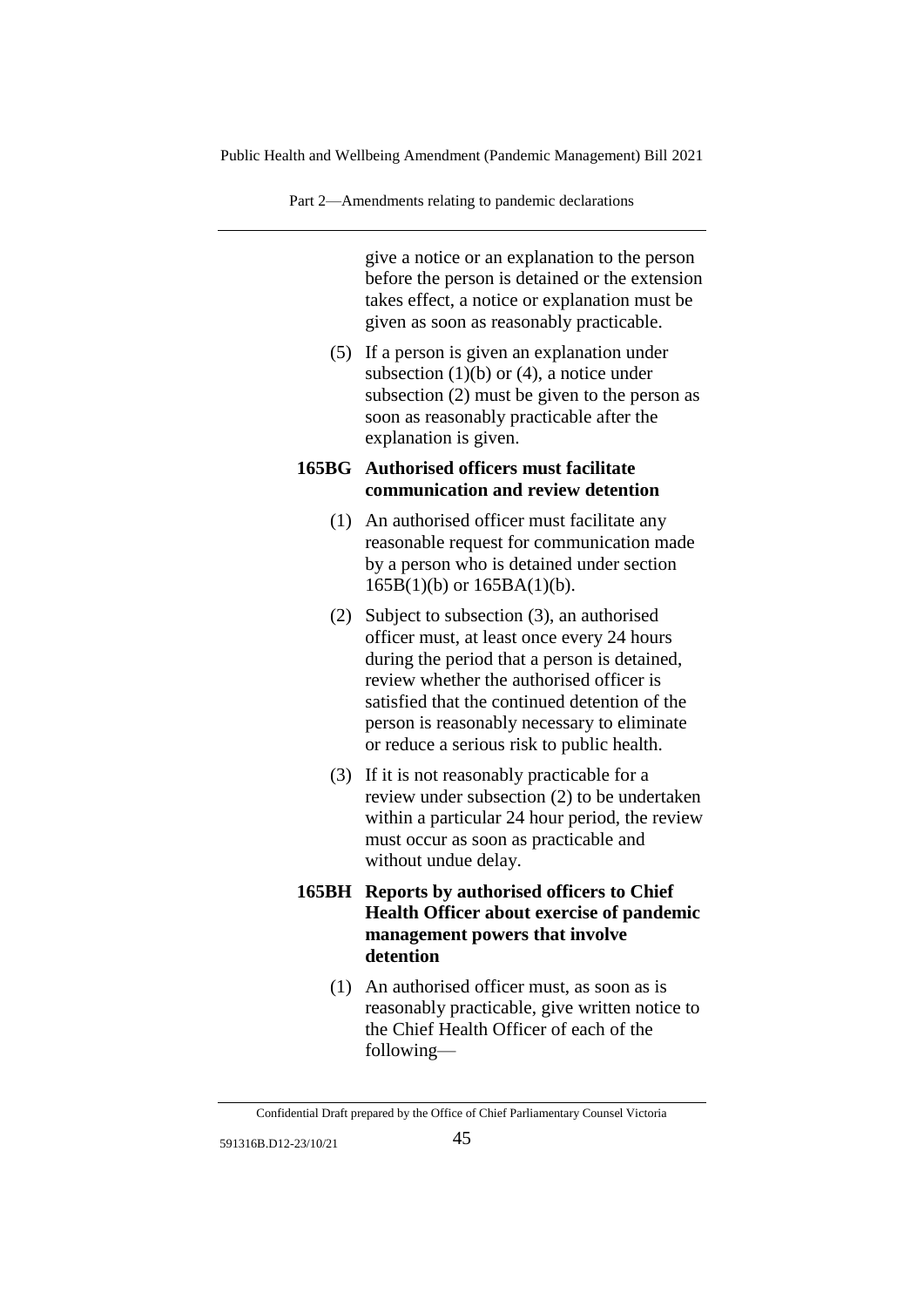give a notice or an explanation to the person before the person is detained or the extension takes effect, a notice or explanation must be given as soon as reasonably practicable.

(5) If a person is given an explanation under subsection (1)(b) or (4), a notice under subsection (2) must be given to the person as soon as reasonably practicable after the explanation is given.

**165BG Authorised officers must facilitate communication and review detention**

(1) An authorised officer must facilitate any reasonable request for communication made by a person who is detained under section 165B(1)(b) or 165BA(1)(b).

(2) Subject to subsection (3), an authorised officer must, at least once every 24 hours during the period that a person is detained, review whether the authorised officer is satisfied that the continued detention of the person is reasonably necessary to eliminate or reduce a serious risk to public health.

(3) If it is not reasonably practicable for a review under subsection (2) to be undertaken within a particular 24 hour period, the review must occur as soon as practicable and without undue delay.

**165BH Reports by authorised officers to Chief Health Officer about exercise of pandemic management powers that involve detention**

(1) An authorised officer must, as soon as is reasonably practicable, give written notice to the Chief Health Officer of each of the following—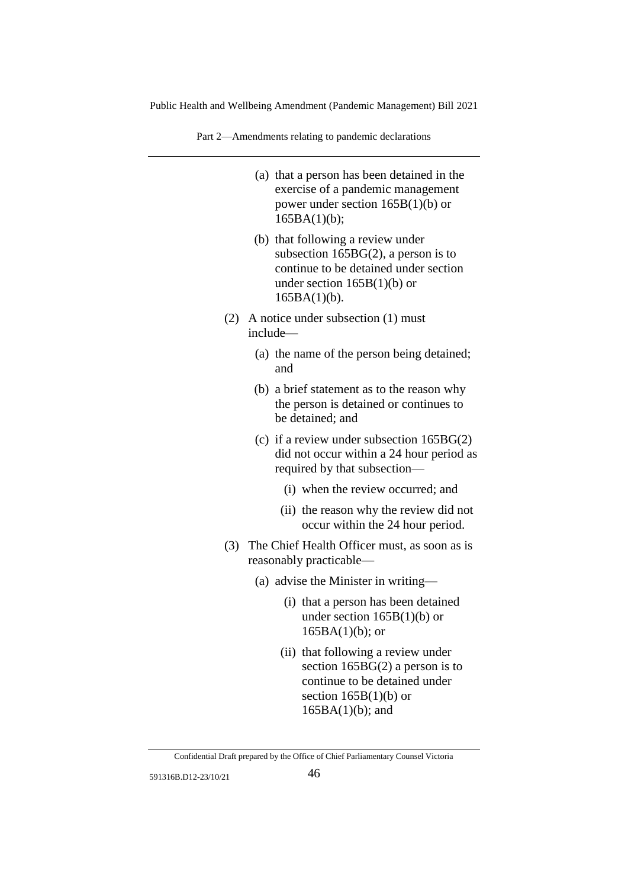(a) that a person has been detained in the exercise of a pandemic management power under section 165B(1)(b) or 165BA(1)(b);

(b) that following a review under subsection 165BG(2), a person is to continue to be detained under section under section 165B(1)(b) or 165BA(1)(b).

(2) A notice under subsection (1) must include—

(a) the name of the person being detained; and

(b) a brief statement as to the reason why the person is detained or continues to be detained; and

(c) if a review under subsection 165BG(2) did not occur within a 24 hour period as required by that subsection—

(i) when the review occurred; and

(ii) the reason why the review did not occur within the 24 hour period.

(3) The Chief Health Officer must, as soon as is reasonably practicable—

(a) advise the Minister in writing—

(i) that a person has been detained under section 165B(1)(b) or 165BA(1)(b); or

(ii) that following a review under section 165BG(2) a person is to continue to be detained under section 165B(1)(b) or 165BA(1)(b); and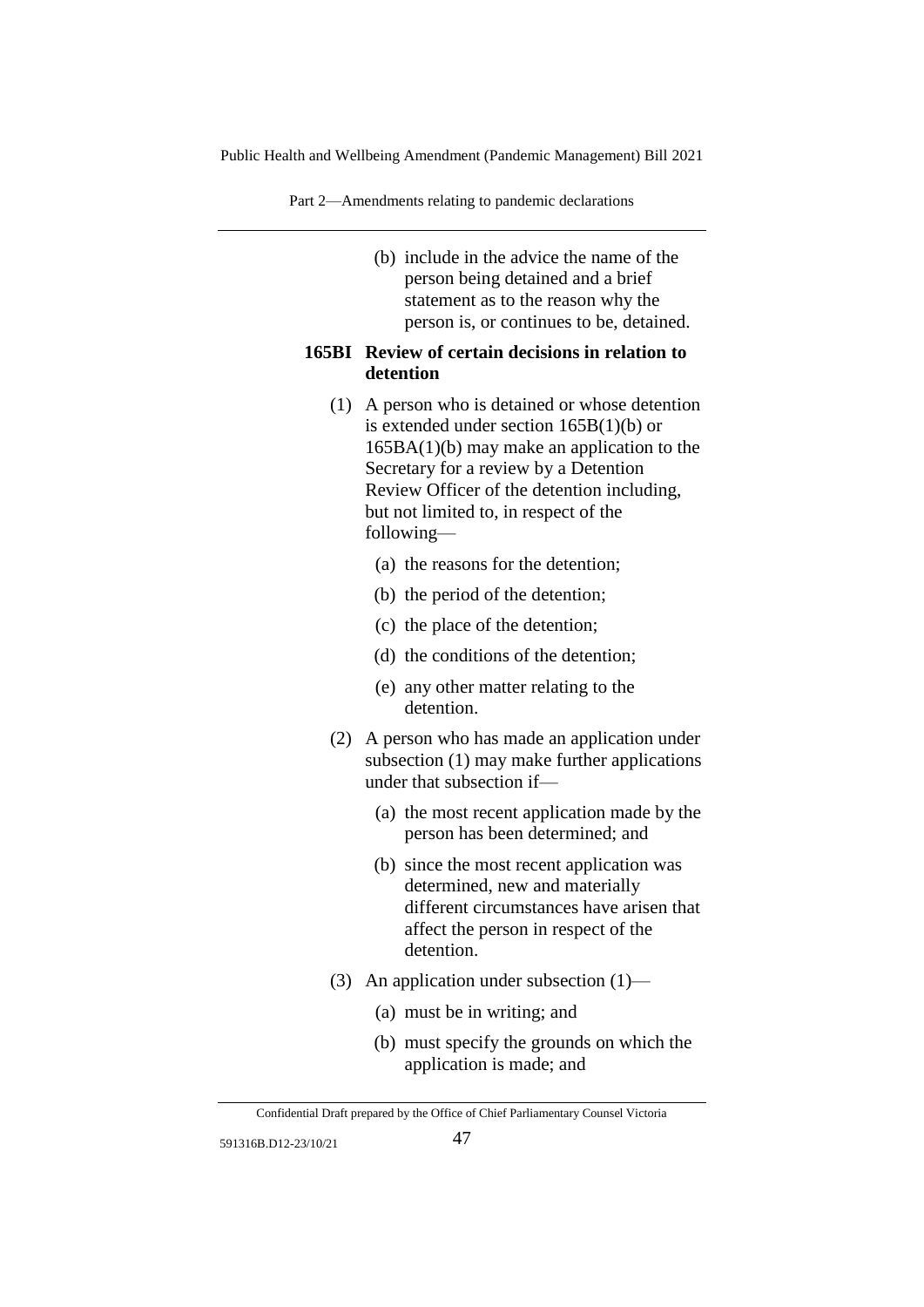(b) include in the advice the name of the person being detained and a brief statement as to the reason why the person is, or continues to be, detained.

**165BI Review of certain decisions in relation to detention**

(1) A person who is detained or whose detention is extended under section 165B(1)(b) or 165BA(1)(b) may make an application to the Secretary for a review by a Detention Review Officer of the detention including, but not limited to, in respect of the following—

(a) the reasons for the detention;

(b) the period of the detention;

(c) the place of the detention;

(d) the conditions of the detention;

(e) any other matter relating to the detention.

(2) A person who has made an application under subsection (1) may make further applications under that subsection if—

(a) the most recent application made by the person has been determined; and

(b) since the most recent application was determined, new and materially different circumstances have arisen that affect the person in respect of the detention.

(3) An application under subsection (1)—

(a) must be in writing; and

(b) must specify the grounds on which the application is made; and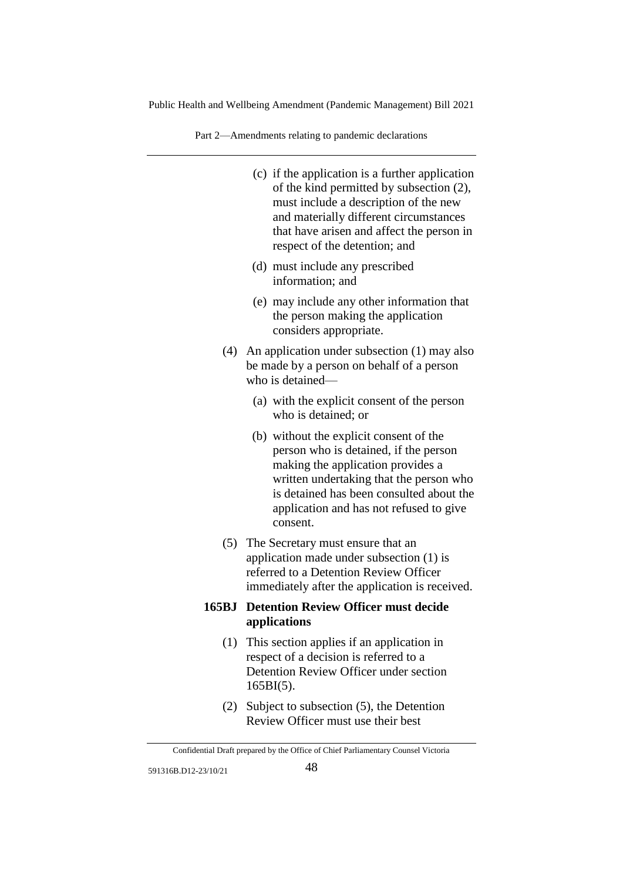(c) if the application is a further application of the kind permitted by subsection (2), must include a description of the new and materially different circumstances that have arisen and affect the person in respect of the detention; and

(d) must include any prescribed information; and

(e) may include any other information that the person making the application considers appropriate.

(4) An application under subsection (1) may also be made by a person on behalf of a person who is detained—

(a) with the explicit consent of the person who is detained; or

(b) without the explicit consent of the person who is detained, if the person making the application provides a written undertaking that the person who is detained has been consulted about the application and has not refused to give consent.

(5) The Secretary must ensure that an application made under subsection (1) is referred to a Detention Review Officer immediately after the application is received.

**165BJ Detention Review Officer must decide applications**

(1) This section applies if an application in respect of a decision is referred to a Detention Review Officer under section 165BI(5).

(2) Subject to subsection (5), the Detention Review Officer must use their best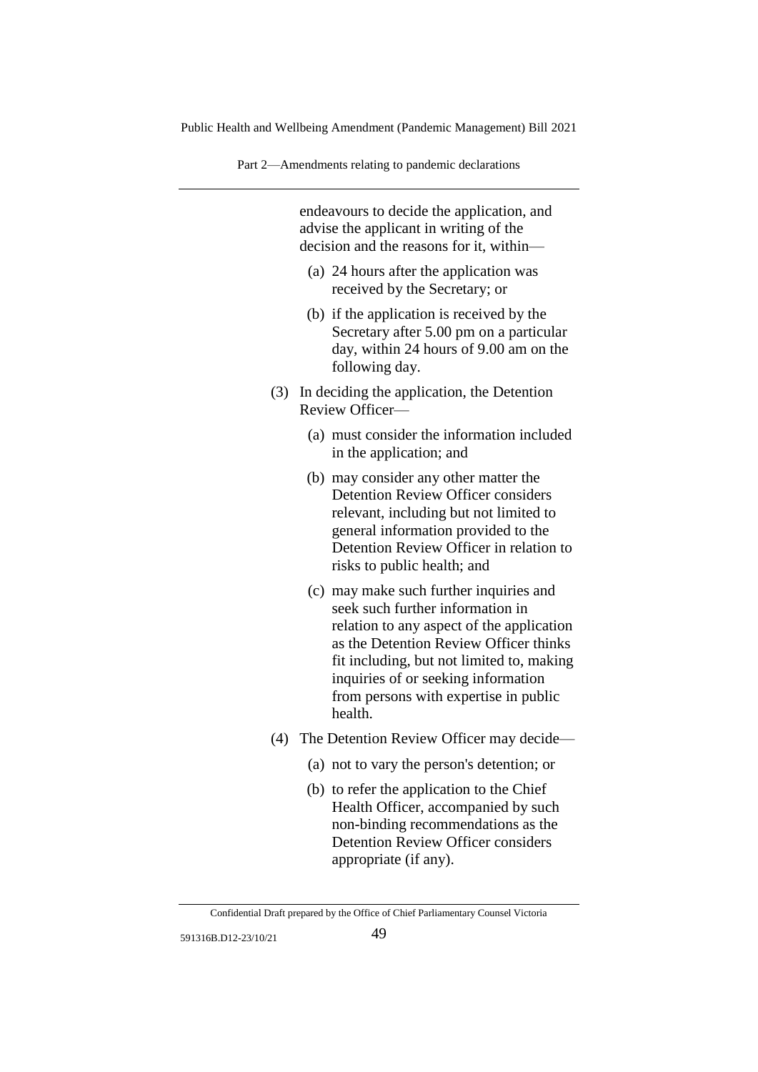endeavours to decide the application, and advise the applicant in writing of the decision and the reasons for it, within—

(a) 24 hours after the application was received by the Secretary; or

(b) if the application is received by the Secretary after 5.00 pm on a particular day, within 24 hours of 9.00 am on the following day.

(3) In deciding the application, the Detention Review Officer—

(a) must consider the information included in the application; and

(b) may consider any other matter the Detention Review Officer considers relevant, including but not limited to general information provided to the Detention Review Officer in relation to risks to public health; and

(c) may make such further inquiries and seek such further information in relation to any aspect of the application as the Detention Review Officer thinks fit including, but not limited to, making inquiries of or seeking information from persons with expertise in public health.

(4) The Detention Review Officer may decide—

(a) not to vary the person's detention; or

(b) to refer the application to the Chief Health Officer, accompanied by such non-binding recommendations as the Detention Review Officer considers appropriate (if any).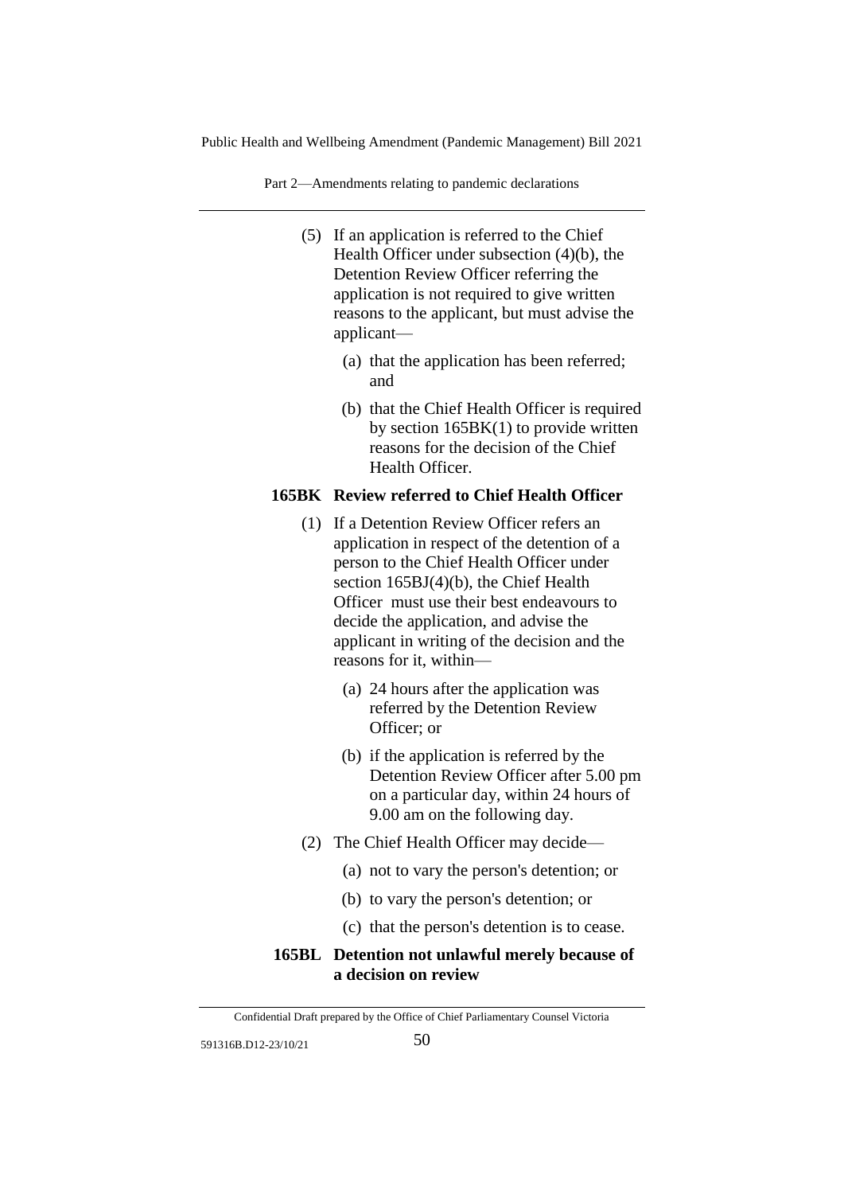(5) If an application is referred to the Chief Health Officer under subsection (4)(b), the Detention Review Officer referring the application is not required to give written reasons to the applicant, but must advise the applicant—

(a) that the application has been referred; and

(b) that the Chief Health Officer is required by section 165BK(1) to provide written reasons for the decision of the Chief Health Officer.

**165BK Review referred to Chief Health Officer**

(1) If a Detention Review Officer refers an application in respect of the detention of a person to the Chief Health Officer under section 165BJ(4)(b), the Chief Health Officer must use their best endeavours to decide the application, and advise the applicant in writing of the decision and the reasons for it, within—

(a) 24 hours after the application was referred by the Detention Review Officer; or

(b) if the application is referred by the Detention Review Officer after 5.00 pm on a particular day, within 24 hours of 9.00 am on the following day.

(2) The Chief Health Officer may decide—

(a) not to vary the person's detention; or

(b) to vary the person's detention; or

(c) that the person's detention is to cease.

**165BL Detention not unlawful merely because of a decision on review**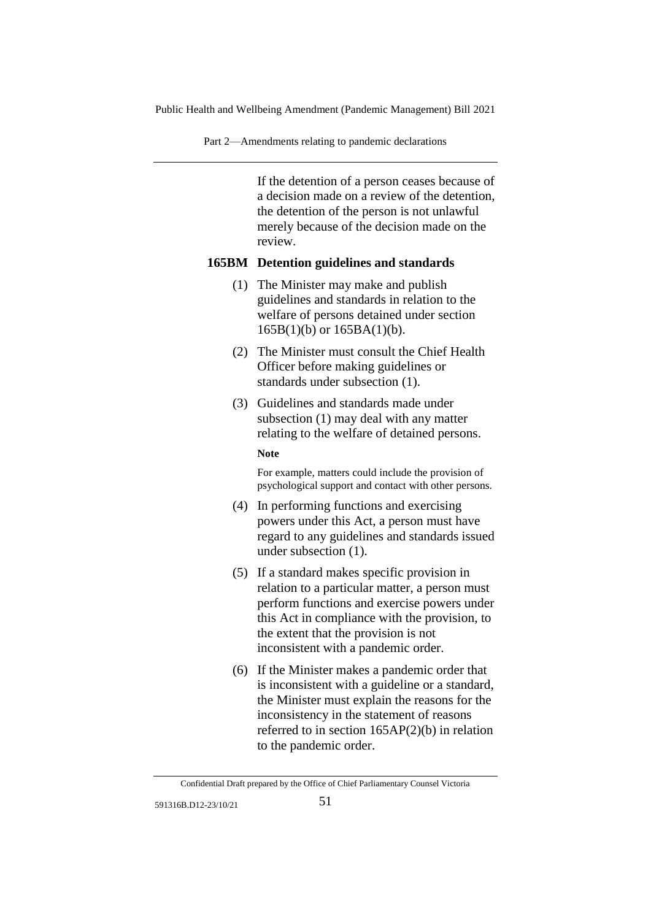If the detention of a person ceases because of a decision made on a review of the detention, the detention of the person is not unlawful merely because of the decision made on the review.

### 165BM Detention guidelines and standards

(1) The Minister may make and publish guidelines and standards in relation to the welfare of persons detained under section 165B(1)(b) or 165BA(1)(b).

(2) The Minister must consult the Chief Health Officer before making guidelines or standards under subsection (1).

(3) Guidelines and standards made under subsection (1) may deal with any matter relating to the welfare of detained persons.

**Note**

For example, matters could include the provision of psychological support and contact with other persons.

(4) In performing functions and exercising powers under this Act, a person must have regard to any guidelines and standards issued under subsection (1).

(5) If a standard makes specific provision in relation to a particular matter, a person must perform functions and exercise powers under this Act in compliance with the provision, to the extent that the provision is not inconsistent with a pandemic order.

(6) If the Minister makes a pandemic order that is inconsistent with a guideline or a standard, the Minister must explain the reasons for the inconsistency in the statement of reasons referred to in section 165AP(2)(b) in relation to the pandemic order.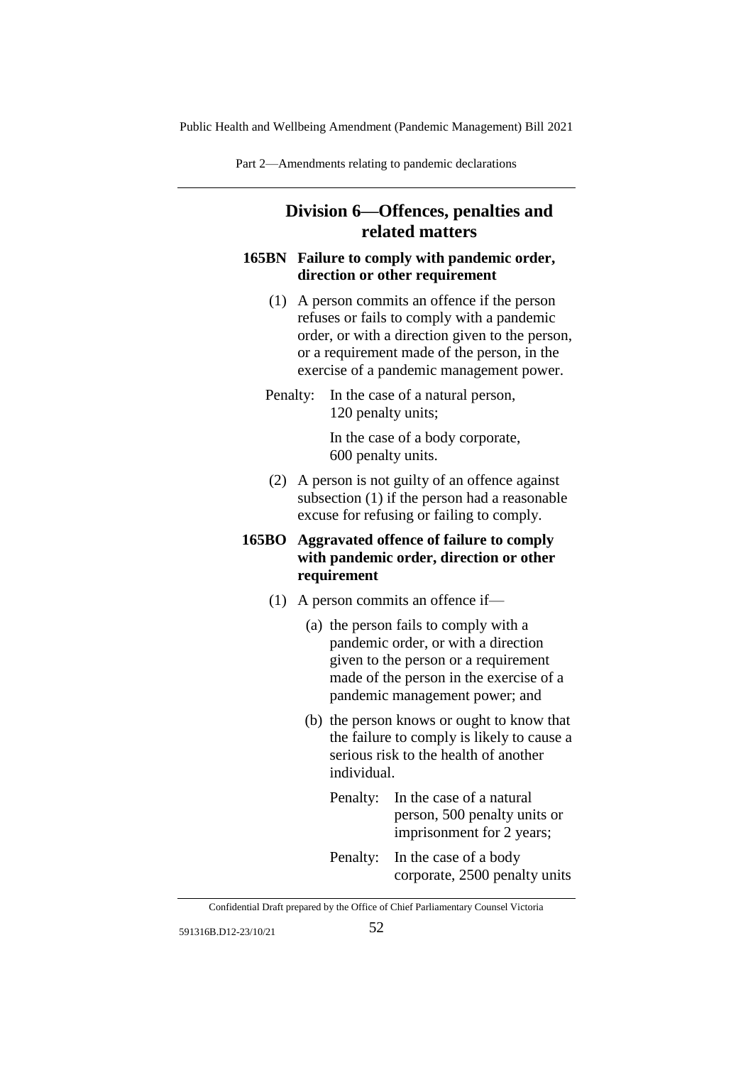## Division 6—Offences, penalties and related matters

### 165BN Failure to comply with pandemic order, direction or other requirement

(1) A person commits an offence if the person refuses or fails to comply with a pandemic order, or with a direction given to the person, or a requirement made of the person, in the exercise of a pandemic management power.

Penalty: In the case of a natural person, 120 penalty units;

In the case of a body corporate, 600 penalty units.

(2) A person is not guilty of an offence against subsection (1) if the person had a reasonable excuse for refusing or failing to comply.

### 165BO Aggravated offence of failure to comply with pandemic order, direction or other requirement

(1) A person commits an offence if—

(a) the person fails to comply with a pandemic order, or with a direction given to the person or a requirement made of the person in the exercise of a pandemic management power; and

(b) the person knows or ought to know that the failure to comply is likely to cause a serious risk to the health of another individual.

Penalty: In the case of a natural person, 500 penalty units or imprisonment for 2 years;

Penalty: In the case of a body corporate, 2500 penalty units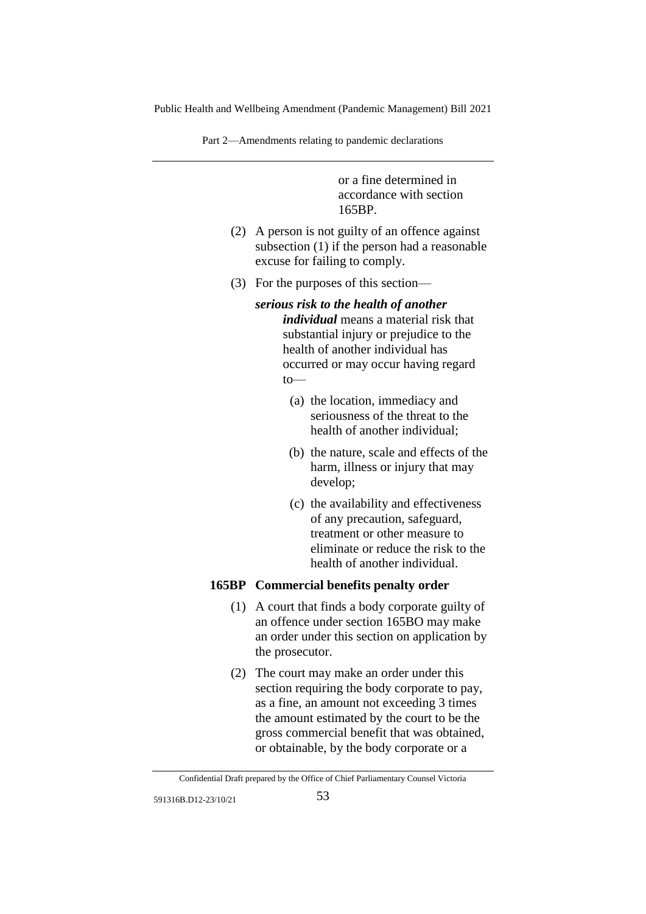or a fine determined in accordance with section 165BP.

(2) A person is not guilty of an offence against subsection (1) if the person had a reasonable excuse for failing to comply.

(3) For the purposes of this section—

***serious risk to the health of another individual*** means a material risk that substantial injury or prejudice to the health of another individual has occurred or may occur having regard to—

(a) the location, immediacy and seriousness of the threat to the health of another individual;

(b) the nature, scale and effects of the harm, illness or injury that may develop;

(c) the availability and effectiveness of any precaution, safeguard, treatment or other measure to eliminate or reduce the risk to the health of another individual.

**165BP Commercial benefits penalty order**

(1) A court that finds a body corporate guilty of an offence under section 165BO may make an order under this section on application by the prosecutor.

(2) The court may make an order under this section requiring the body corporate to pay, as a fine, an amount not exceeding 3 times the amount estimated by the court to be the gross commercial benefit that was obtained, or obtainable, by the body corporate or a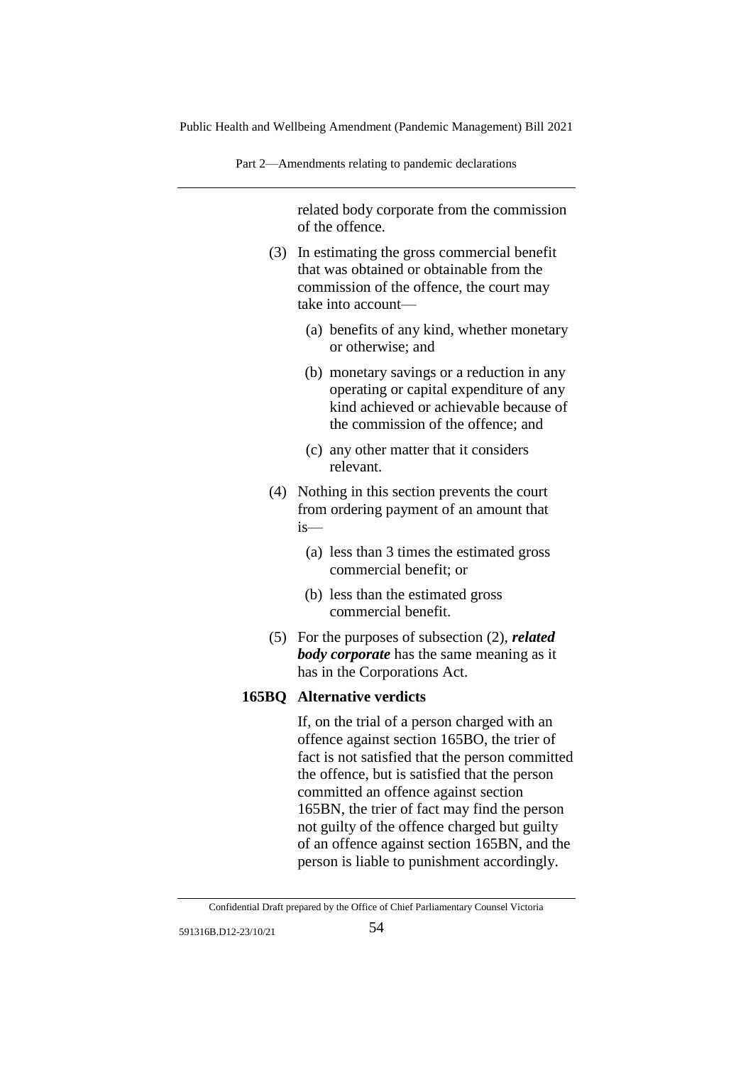related body corporate from the commission of the offence.

(3) In estimating the gross commercial benefit that was obtained or obtainable from the commission of the offence, the court may take into account—

(a) benefits of any kind, whether monetary or otherwise; and

(b) monetary savings or a reduction in any operating or capital expenditure of any kind achieved or achievable because of the commission of the offence; and

(c) any other matter that it considers relevant.

(4) Nothing in this section prevents the court from ordering payment of an amount that is—

(a) less than 3 times the estimated gross commercial benefit; or

(b) less than the estimated gross commercial benefit.

(5) For the purposes of subsection (2), ***related body corporate*** has the same meaning as it has in the Corporations Act.

**165BQ Alternative verdicts**

If, on the trial of a person charged with an offence against section 165BO, the trier of fact is not satisfied that the person committed the offence, but is satisfied that the person committed an offence against section 165BN, the trier of fact may find the person not guilty of the offence charged but guilty of an offence against section 165BN, and the person is liable to punishment accordingly.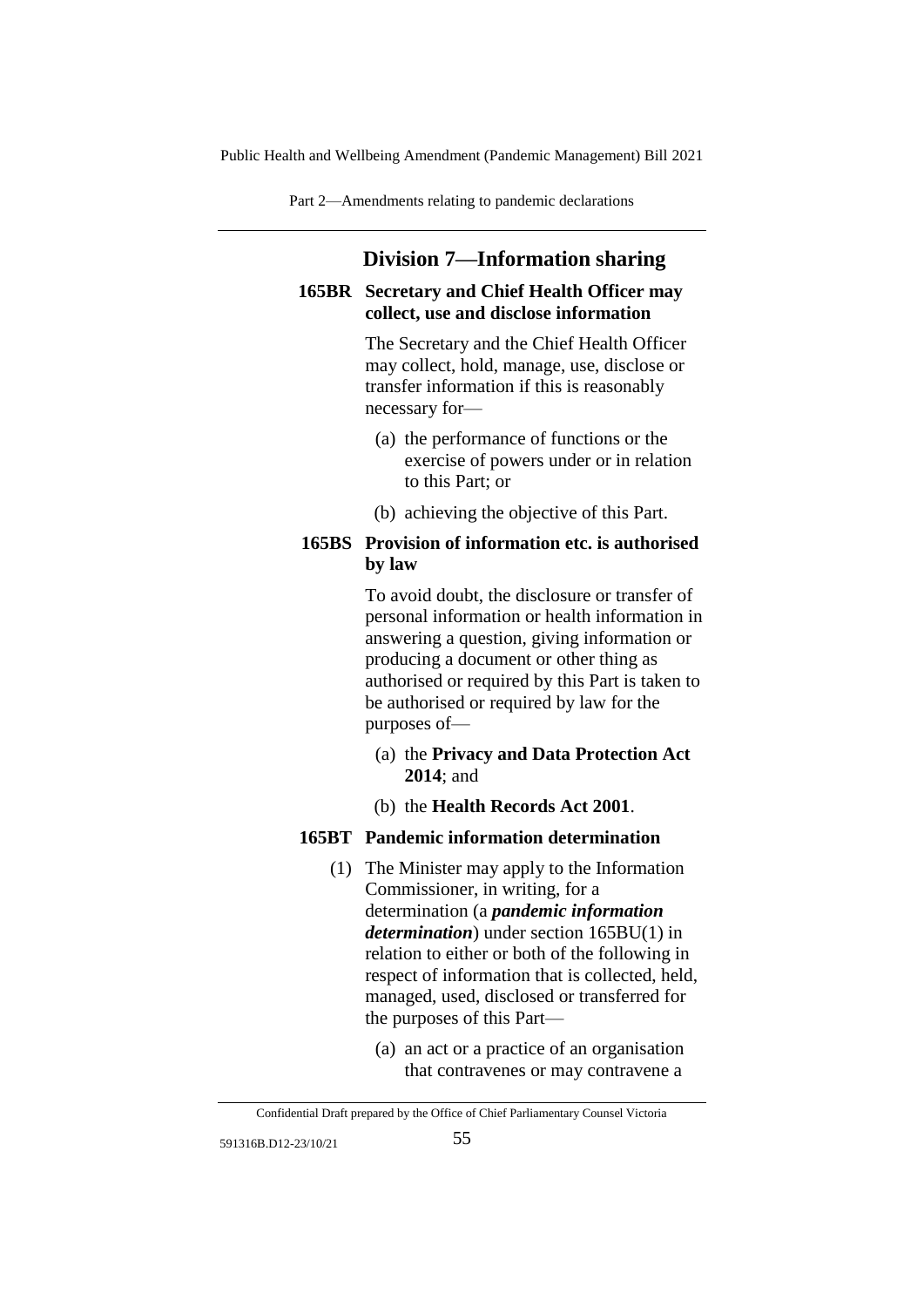## Division 7—Information sharing

### 165BR Secretary and Chief Health Officer may collect, use and disclose information

The Secretary and the Chief Health Officer may collect, hold, manage, use, disclose or transfer information if this is reasonably necessary for—

(a) the performance of functions or the exercise of powers under or in relation to this Part; or

(b) achieving the objective of this Part.

### 165BS Provision of information etc. is authorised by law

To avoid doubt, the disclosure or transfer of personal information or health information in answering a question, giving information or producing a document or other thing as authorised or required by this Part is taken to be authorised or required by law for the purposes of—

(a) the **Privacy and Data Protection Act 2014**; and

(b) the **Health Records Act 2001**.

### 165BT Pandemic information determination

(1) The Minister may apply to the Information Commissioner, in writing, for a determination (a ***pandemic information determination***) under section 165BU(1) in relation to either or both of the following in respect of information that is collected, held, managed, used, disclosed or transferred for the purposes of this Part—

(a) an act or a practice of an organisation that contravenes or may contravene a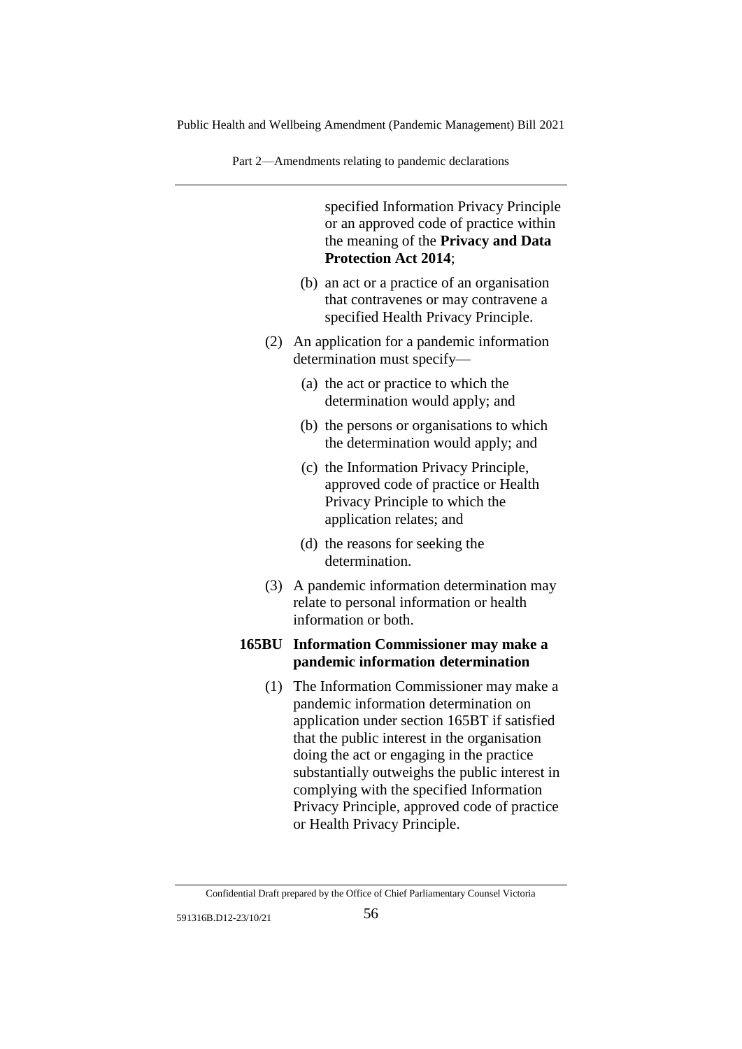specified Information Privacy Principle or an approved code of practice within the meaning of the **Privacy and Data Protection Act 2014**;

(b) an act or a practice of an organisation that contravenes or may contravene a specified Health Privacy Principle.

(2) An application for a pandemic information determination must specify—

(a) the act or practice to which the determination would apply; and

(b) the persons or organisations to which the determination would apply; and

(c) the Information Privacy Principle, approved code of practice or Health Privacy Principle to which the application relates; and

(d) the reasons for seeking the determination.

(3) A pandemic information determination may relate to personal information or health information or both.

**165BU Information Commissioner may make a pandemic information determination**

(1) The Information Commissioner may make a pandemic information determination on application under section 165BT if satisfied that the public interest in the organisation doing the act or engaging in the practice substantially outweighs the public interest in complying with the specified Information Privacy Principle, approved code of practice or Health Privacy Principle.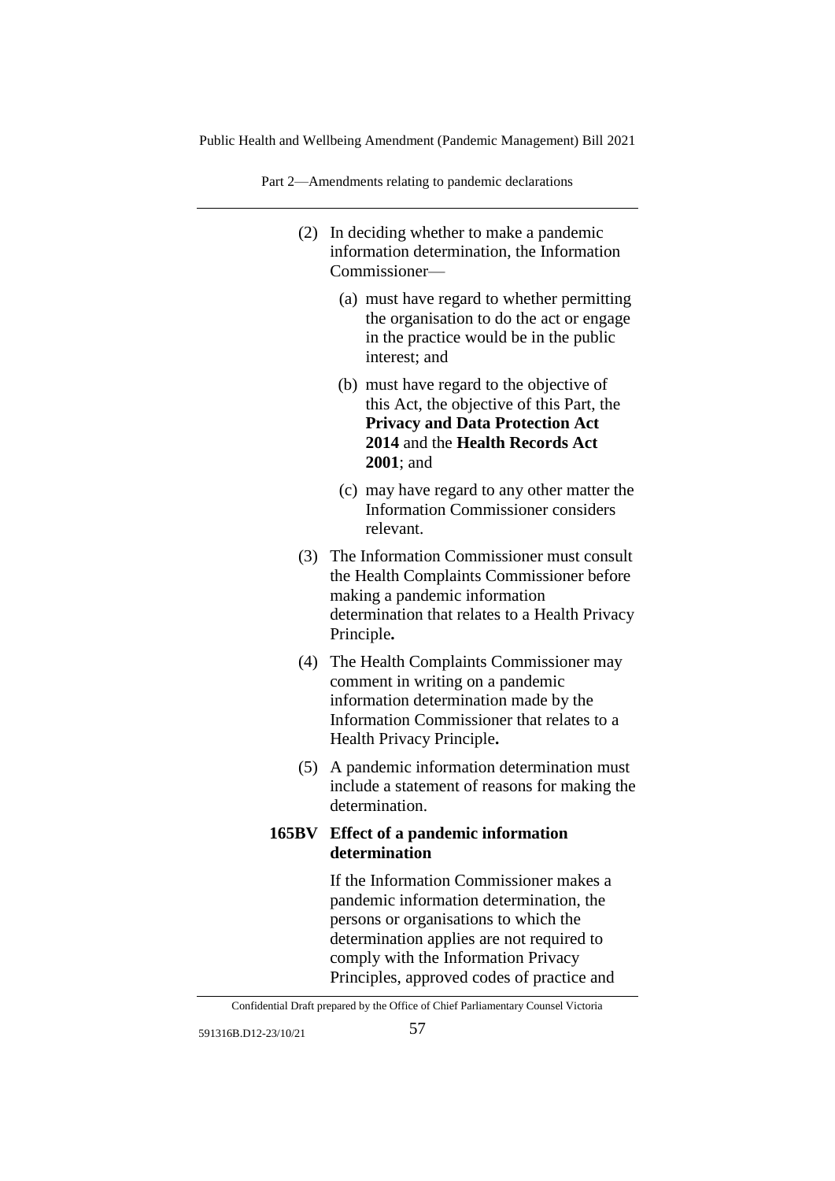(2) In deciding whether to make a pandemic information determination, the Information Commissioner—

(a) must have regard to whether permitting the organisation to do the act or engage in the practice would be in the public interest; and

(b) must have regard to the objective of this Act, the objective of this Part, the **Privacy and Data Protection Act 2014** and the **Health Records Act 2001**; and

(c) may have regard to any other matter the Information Commissioner considers relevant.

(3) The Information Commissioner must consult the Health Complaints Commissioner before making a pandemic information determination that relates to a Health Privacy Principle**.**

(4) The Health Complaints Commissioner may comment in writing on a pandemic information determination made by the Information Commissioner that relates to a Health Privacy Principle**.**

(5) A pandemic information determination must include a statement of reasons for making the determination.

**165BV Effect of a pandemic information determination**

If the Information Commissioner makes a pandemic information determination, the persons or organisations to which the determination applies are not required to comply with the Information Privacy Principles, approved codes of practice and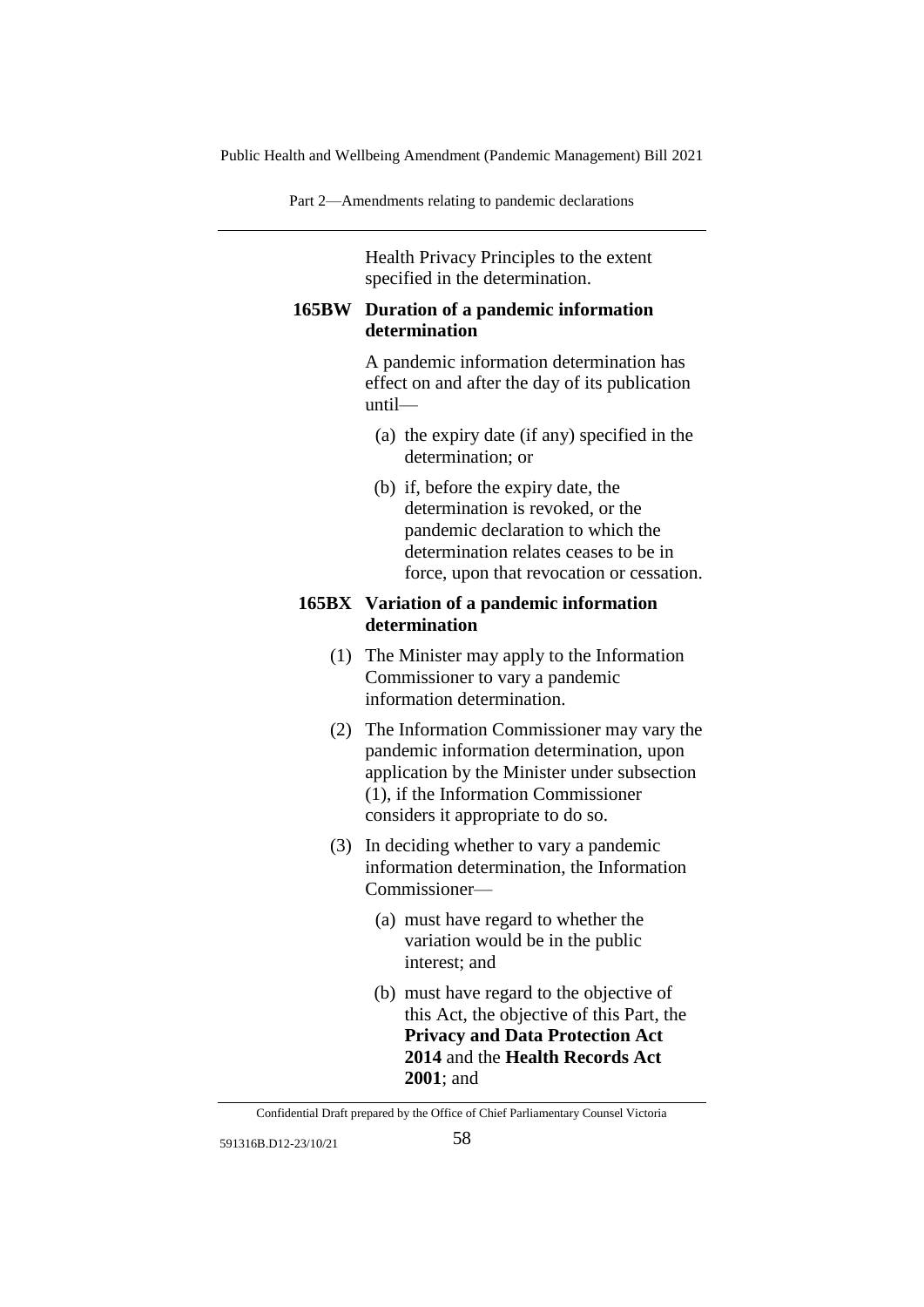Health Privacy Principles to the extent specified in the determination.

**165BW Duration of a pandemic information determination**

A pandemic information determination has effect on and after the day of its publication until—

(a) the expiry date (if any) specified in the determination; or

(b) if, before the expiry date, the determination is revoked, or the pandemic declaration to which the determination relates ceases to be in force, upon that revocation or cessation.

**165BX Variation of a pandemic information determination**

(1) The Minister may apply to the Information Commissioner to vary a pandemic information determination.

(2) The Information Commissioner may vary the pandemic information determination, upon application by the Minister under subsection (1), if the Information Commissioner considers it appropriate to do so.

(3) In deciding whether to vary a pandemic information determination, the Information Commissioner—

(a) must have regard to whether the variation would be in the public interest; and

(b) must have regard to the objective of this Act, the objective of this Part, the **Privacy and Data Protection Act 2014** and the **Health Records Act 2001**; and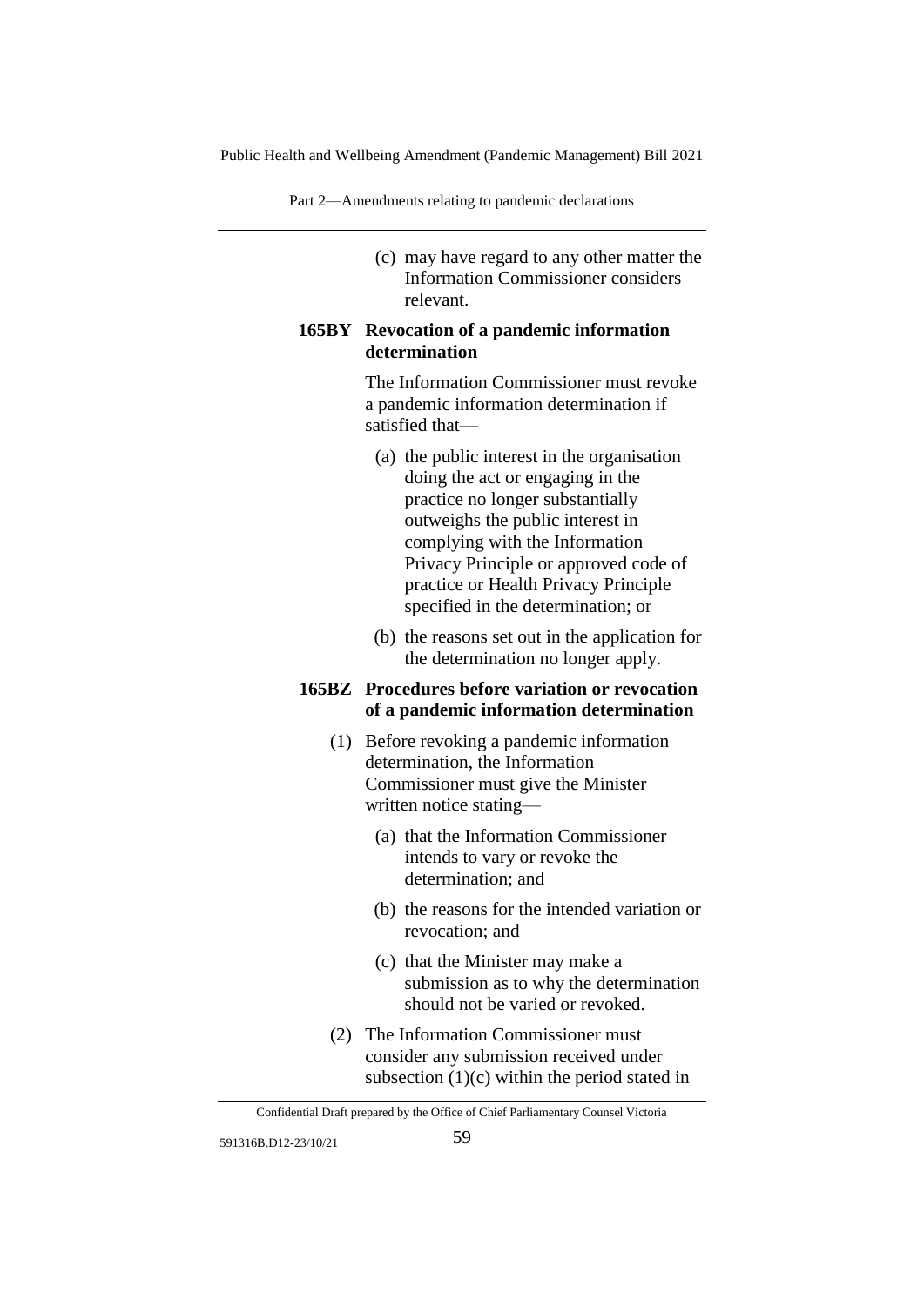(c) may have regard to any other matter the Information Commissioner considers relevant.

**165BY Revocation of a pandemic information determination**

The Information Commissioner must revoke a pandemic information determination if satisfied that—

(a) the public interest in the organisation doing the act or engaging in the practice no longer substantially outweighs the public interest in complying with the Information Privacy Principle or approved code of practice or Health Privacy Principle specified in the determination; or

(b) the reasons set out in the application for the determination no longer apply.

**165BZ Procedures before variation or revocation of a pandemic information determination**

(1) Before revoking a pandemic information determination, the Information Commissioner must give the Minister written notice stating—

(a) that the Information Commissioner intends to vary or revoke the determination; and

(b) the reasons for the intended variation or revocation; and

(c) that the Minister may make a submission as to why the determination should not be varied or revoked.

(2) The Information Commissioner must consider any submission received under subsection (1)(c) within the period stated in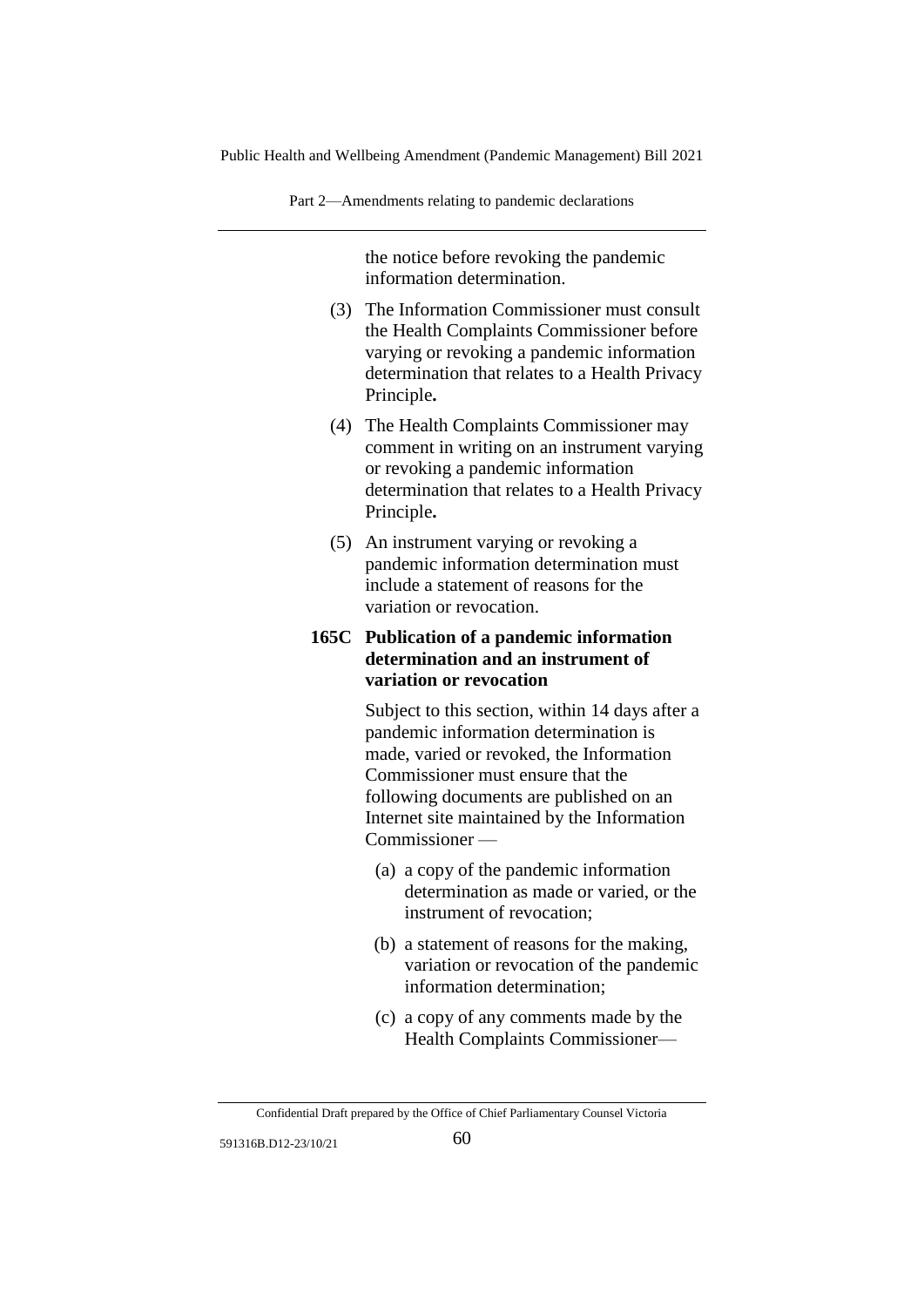the notice before revoking the pandemic information determination.

(3) The Information Commissioner must consult the Health Complaints Commissioner before varying or revoking a pandemic information determination that relates to a Health Privacy Principle**.**

(4) The Health Complaints Commissioner may comment in writing on an instrument varying or revoking a pandemic information determination that relates to a Health Privacy Principle**.**

(5) An instrument varying or revoking a pandemic information determination must include a statement of reasons for the variation or revocation.

**165C Publication of a pandemic information determination and an instrument of variation or revocation**

Subject to this section, within 14 days after a pandemic information determination is made, varied or revoked, the Information Commissioner must ensure that the following documents are published on an Internet site maintained by the Information Commissioner —

(a) a copy of the pandemic information determination as made or varied, or the instrument of revocation;

(b) a statement of reasons for the making, variation or revocation of the pandemic information determination;

(c) a copy of any comments made by the Health Complaints Commissioner—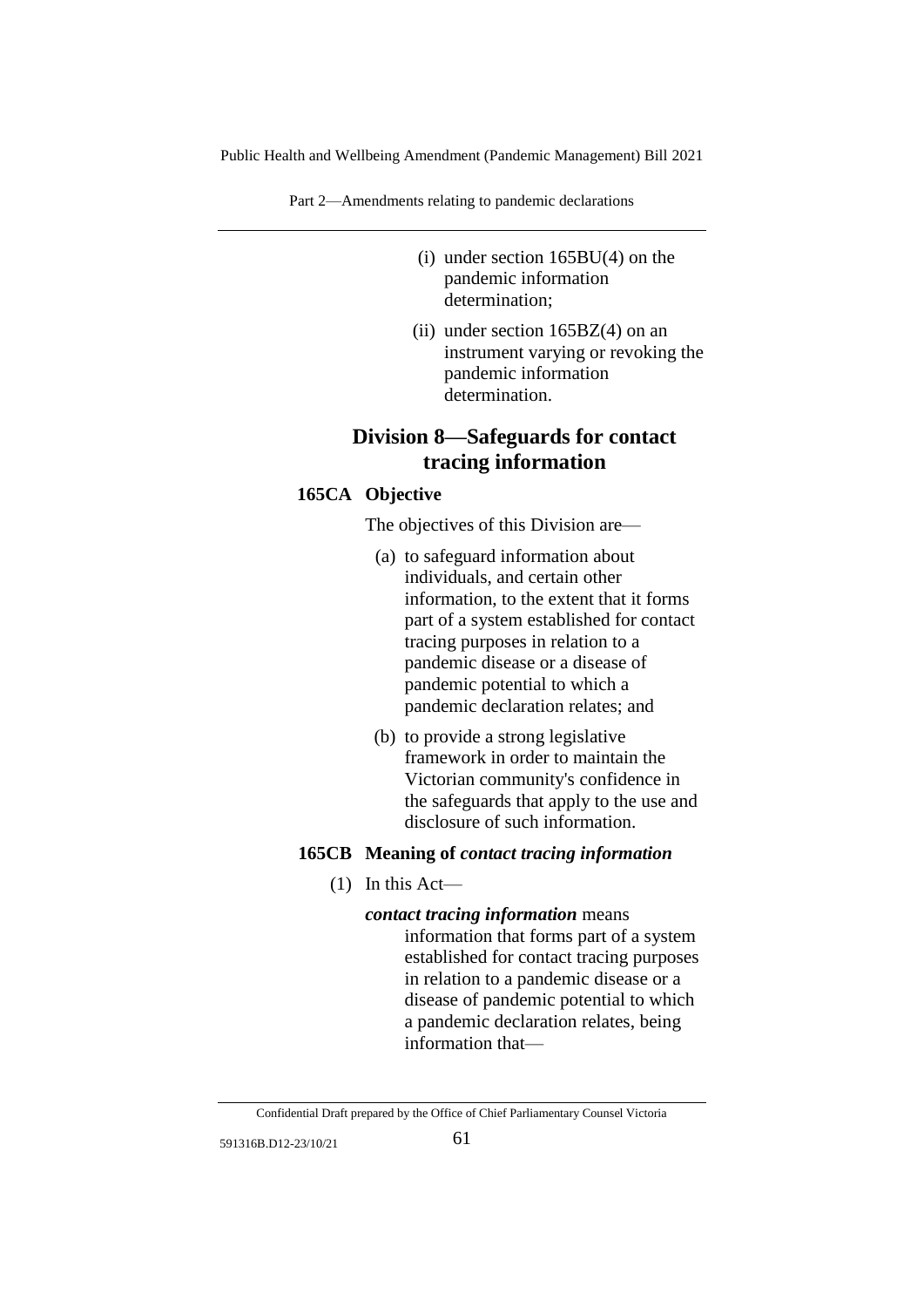(i) under section 165BU(4) on the pandemic information determination;

(ii) under section 165BZ(4) on an instrument varying or revoking the pandemic information determination.

## Division 8—Safeguards for contact tracing information

### 165CA Objective

The objectives of this Division are—

(a) to safeguard information about individuals, and certain other information, to the extent that it forms part of a system established for contact tracing purposes in relation to a pandemic disease or a disease of pandemic potential to which a pandemic declaration relates; and

(b) to provide a strong legislative framework in order to maintain the Victorian community's confidence in the safeguards that apply to the use and disclosure of such information.

### 165CB Meaning of *contact tracing information*

(1) In this Act—

***contact tracing information*** means information that forms part of a system established for contact tracing purposes in relation to a pandemic disease or a disease of pandemic potential to which a pandemic declaration relates, being information that—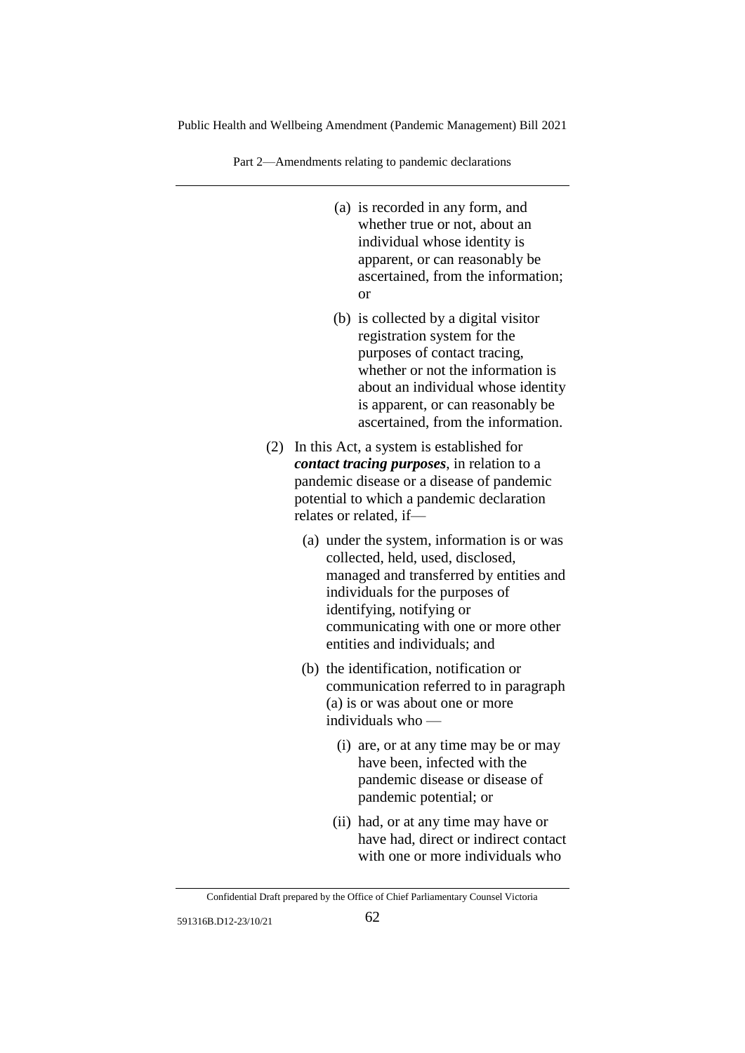(a) is recorded in any form, and whether true or not, about an individual whose identity is apparent, or can reasonably be ascertained, from the information; or

(b) is collected by a digital visitor registration system for the purposes of contact tracing, whether or not the information is about an individual whose identity is apparent, or can reasonably be ascertained, from the information.

(2) In this Act, a system is established for ***contact tracing purposes***, in relation to a pandemic disease or a disease of pandemic potential to which a pandemic declaration relates or related, if—

(a) under the system, information is or was collected, held, used, disclosed, managed and transferred by entities and individuals for the purposes of identifying, notifying or communicating with one or more other entities and individuals; and

(b) the identification, notification or communication referred to in paragraph (a) is or was about one or more individuals who —

(i) are, or at any time may be or may have been, infected with the pandemic disease or disease of pandemic potential; or

(ii) had, or at any time may have or have had, direct or indirect contact with one or more individuals who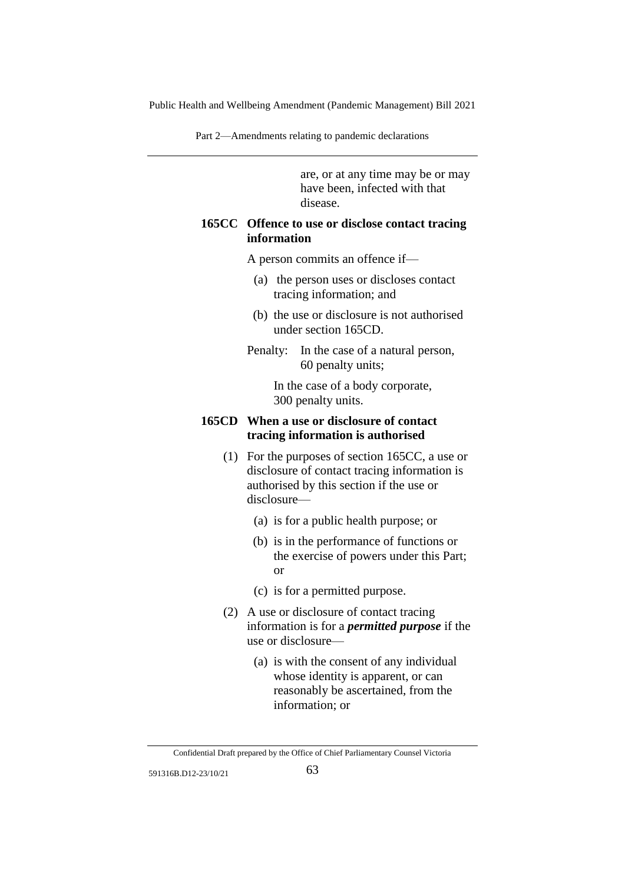are, or at any time may be or may have been, infected with that disease.

**165CC Offence to use or disclose contact tracing information**

A person commits an offence if—

(a) the person uses or discloses contact tracing information; and

(b) the use or disclosure is not authorised under section 165CD.

Penalty: In the case of a natural person, 60 penalty units;

In the case of a body corporate, 300 penalty units.

**165CD When a use or disclosure of contact tracing information is authorised**

(1) For the purposes of section 165CC, a use or disclosure of contact tracing information is authorised by this section if the use or disclosure—

(a) is for a public health purpose; or

(b) is in the performance of functions or the exercise of powers under this Part; or

(c) is for a permitted purpose.

(2) A use or disclosure of contact tracing information is for a ***permitted purpose*** if the use or disclosure—

(a) is with the consent of any individual whose identity is apparent, or can reasonably be ascertained, from the information; or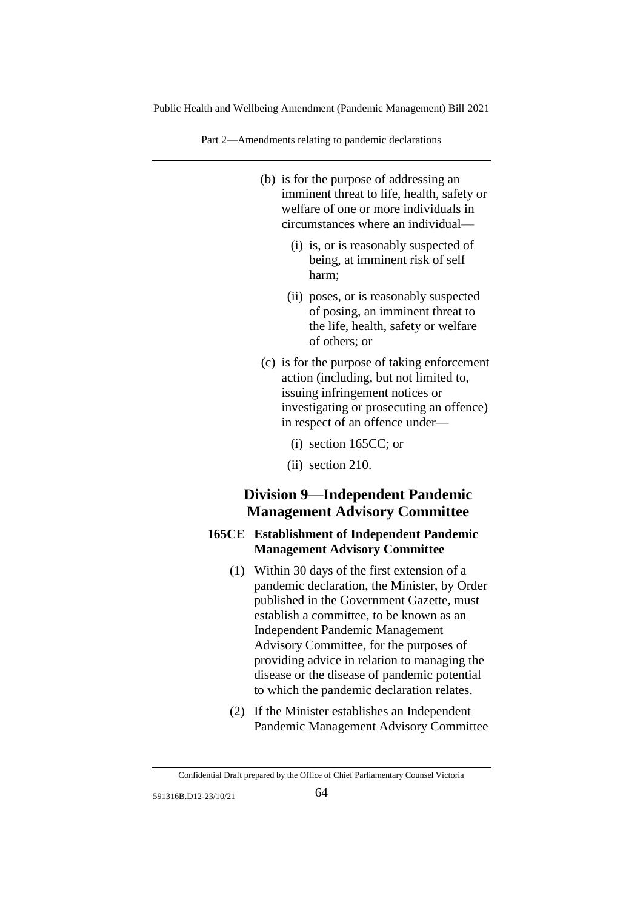(b) is for the purpose of addressing an imminent threat to life, health, safety or welfare of one or more individuals in circumstances where an individual—

(i) is, or is reasonably suspected of being, at imminent risk of self harm;

(ii) poses, or is reasonably suspected of posing, an imminent threat to the life, health, safety or welfare of others; or

(c) is for the purpose of taking enforcement action (including, but not limited to, issuing infringement notices or investigating or prosecuting an offence) in respect of an offence under—

(i) section 165CC; or

(ii) section 210.

## Division 9—Independent Pandemic Management Advisory Committee

### 165CE Establishment of Independent Pandemic Management Advisory Committee

(1) Within 30 days of the first extension of a pandemic declaration, the Minister, by Order published in the Government Gazette, must establish a committee, to be known as an Independent Pandemic Management Advisory Committee, for the purposes of providing advice in relation to managing the disease or the disease of pandemic potential to which the pandemic declaration relates.

(2) If the Minister establishes an Independent Pandemic Management Advisory Committee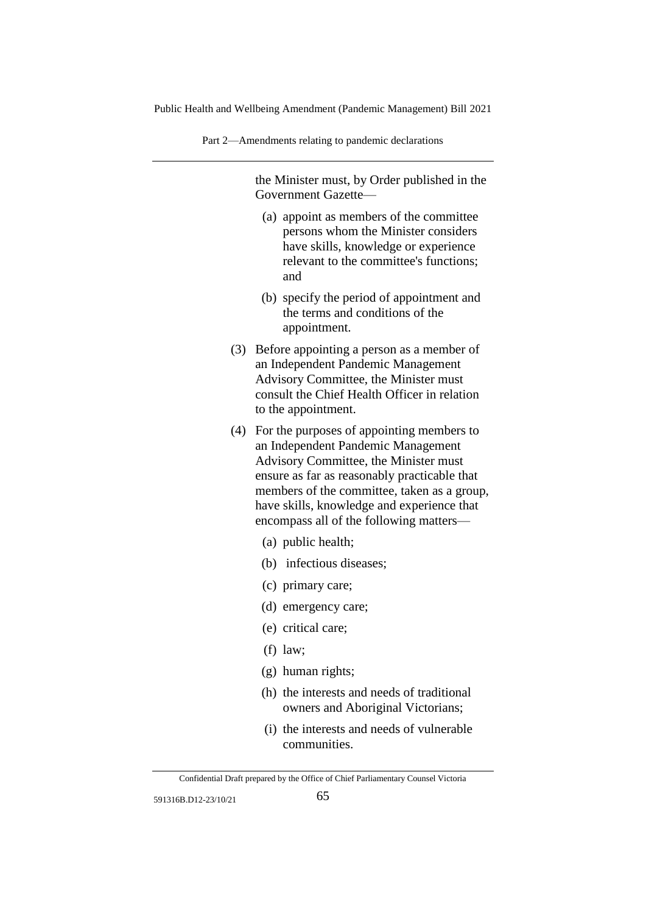the Minister must, by Order published in the Government Gazette—

(a) appoint as members of the committee persons whom the Minister considers have skills, knowledge or experience relevant to the committee's functions; and

(b) specify the period of appointment and the terms and conditions of the appointment.

(3) Before appointing a person as a member of an Independent Pandemic Management Advisory Committee, the Minister must consult the Chief Health Officer in relation to the appointment.

(4) For the purposes of appointing members to an Independent Pandemic Management Advisory Committee, the Minister must ensure as far as reasonably practicable that members of the committee, taken as a group, have skills, knowledge and experience that encompass all of the following matters—

(a) public health;

(b) infectious diseases;

(c) primary care;

(d) emergency care;

(e) critical care;

(f) law;

(g) human rights;

(h) the interests and needs of traditional owners and Aboriginal Victorians;

(i) the interests and needs of vulnerable communities.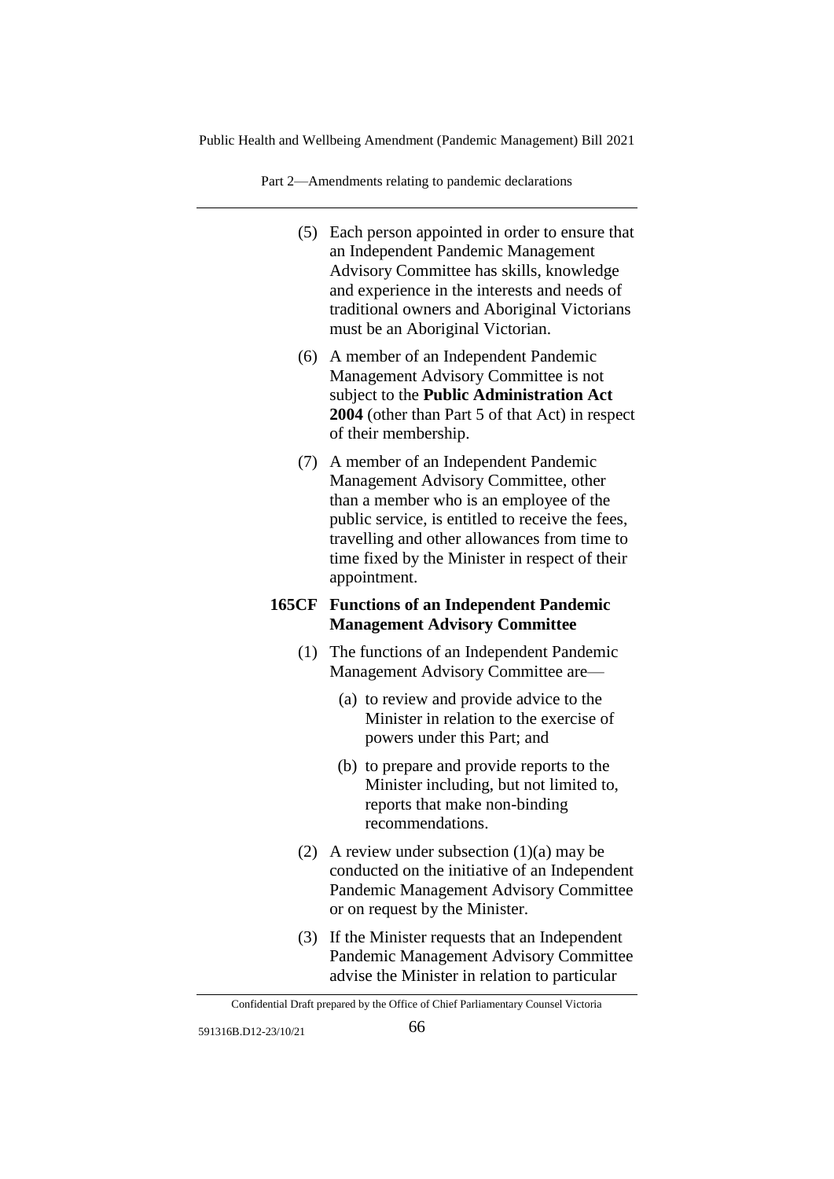(5) Each person appointed in order to ensure that an Independent Pandemic Management Advisory Committee has skills, knowledge and experience in the interests and needs of traditional owners and Aboriginal Victorians must be an Aboriginal Victorian.

(6) A member of an Independent Pandemic Management Advisory Committee is not subject to the **Public Administration Act 2004** (other than Part 5 of that Act) in respect of their membership.

(7) A member of an Independent Pandemic Management Advisory Committee, other than a member who is an employee of the public service, is entitled to receive the fees, travelling and other allowances from time to time fixed by the Minister in respect of their appointment.

### 165CF Functions of an Independent Pandemic Management Advisory Committee

(1) The functions of an Independent Pandemic Management Advisory Committee are—

(a) to review and provide advice to the Minister in relation to the exercise of powers under this Part; and

(b) to prepare and provide reports to the Minister including, but not limited to, reports that make non-binding recommendations.

(2) A review under subsection (1)(a) may be conducted on the initiative of an Independent Pandemic Management Advisory Committee or on request by the Minister.

(3) If the Minister requests that an Independent Pandemic Management Advisory Committee advise the Minister in relation to particular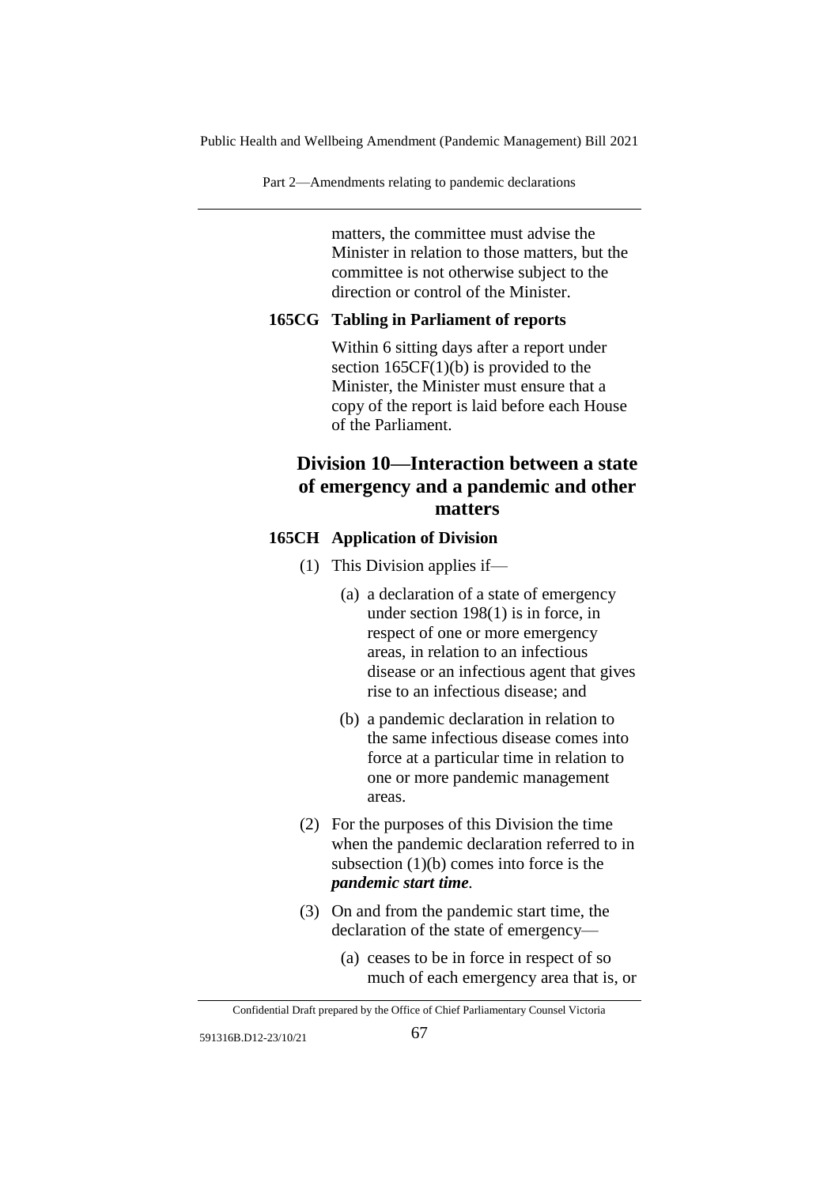matters, the committee must advise the Minister in relation to those matters, but the committee is not otherwise subject to the direction or control of the Minister.

**165CG Tabling in Parliament of reports**

Within 6 sitting days after a report under section 165CF(1)(b) is provided to the Minister, the Minister must ensure that a copy of the report is laid before each House of the Parliament.

## Division 10—Interaction between a state of emergency and a pandemic and other matters

**165CH Application of Division**

(1) This Division applies if—

(a) a declaration of a state of emergency under section 198(1) is in force, in respect of one or more emergency areas, in relation to an infectious disease or an infectious agent that gives rise to an infectious disease; and

(b) a pandemic declaration in relation to the same infectious disease comes into force at a particular time in relation to one or more pandemic management areas.

(2) For the purposes of this Division the time when the pandemic declaration referred to in subsection (1)(b) comes into force is the ***pandemic start time***.

(3) On and from the pandemic start time, the declaration of the state of emergency—

(a) ceases to be in force in respect of so much of each emergency area that is, or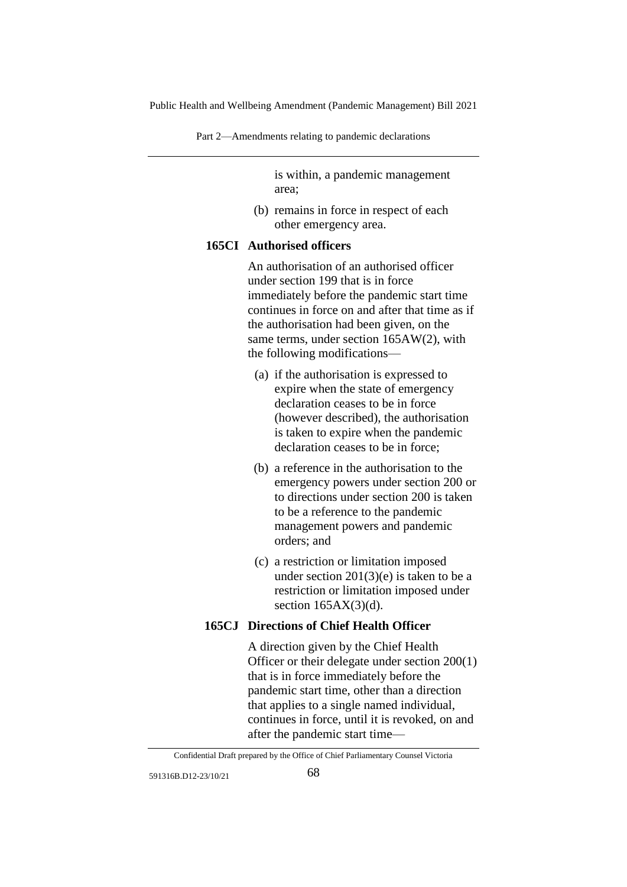is within, a pandemic management area;

(b) remains in force in respect of each other emergency area.

**165CI Authorised officers**

An authorisation of an authorised officer under section 199 that is in force immediately before the pandemic start time continues in force on and after that time as if the authorisation had been given, on the same terms, under section 165AW(2), with the following modifications—

(a) if the authorisation is expressed to expire when the state of emergency declaration ceases to be in force (however described), the authorisation is taken to expire when the pandemic declaration ceases to be in force;

(b) a reference in the authorisation to the emergency powers under section 200 or to directions under section 200 is taken to be a reference to the pandemic management powers and pandemic orders; and

(c) a restriction or limitation imposed under section 201(3)(e) is taken to be a restriction or limitation imposed under section 165AX(3)(d).

**165CJ Directions of Chief Health Officer**

A direction given by the Chief Health Officer or their delegate under section 200(1) that is in force immediately before the pandemic start time, other than a direction that applies to a single named individual, continues in force, until it is revoked, on and after the pandemic start time—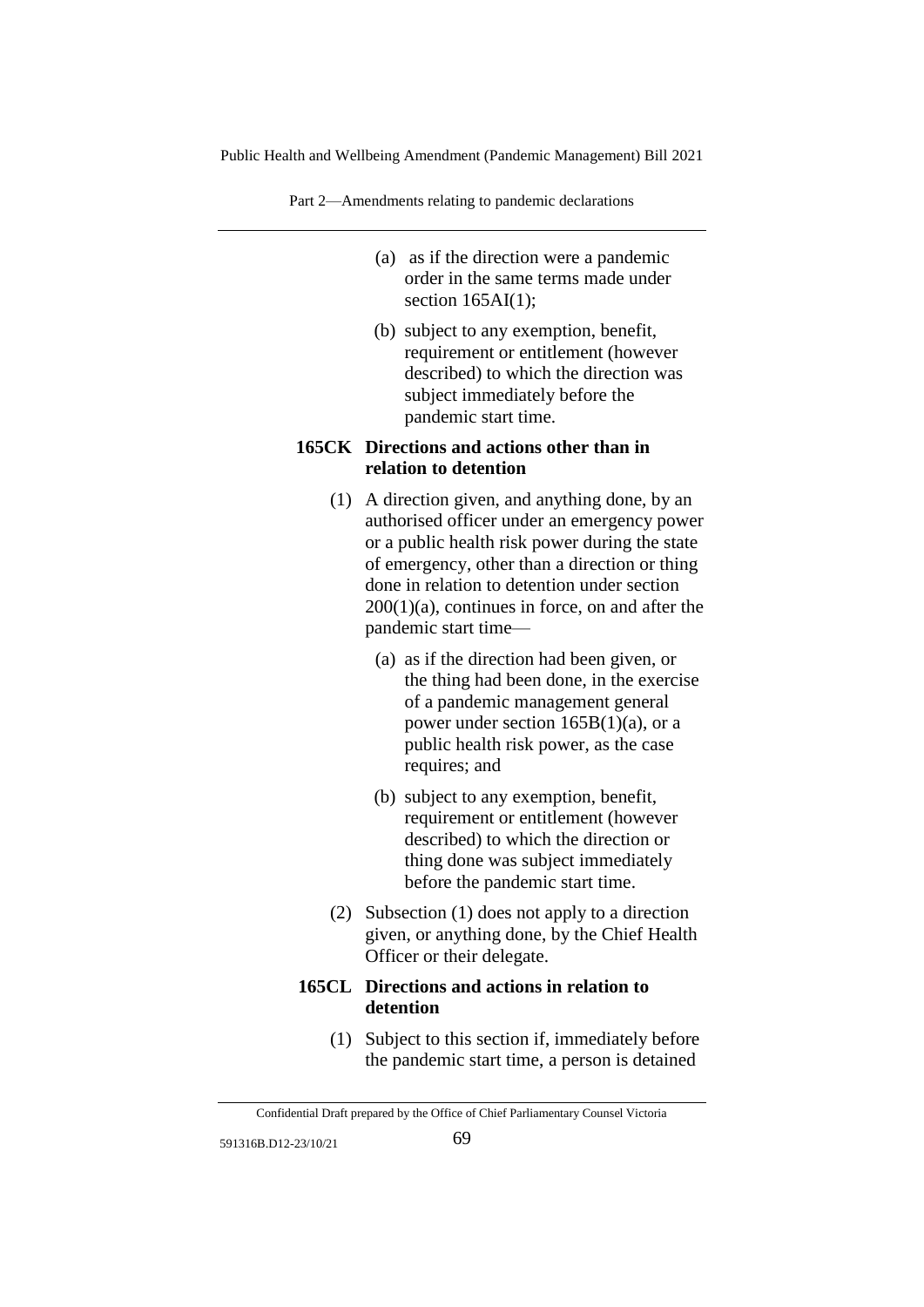(a) as if the direction were a pandemic order in the same terms made under section 165AI(1);

(b) subject to any exemption, benefit, requirement or entitlement (however described) to which the direction was subject immediately before the pandemic start time.

**165CK Directions and actions other than in relation to detention**

(1) A direction given, and anything done, by an authorised officer under an emergency power or a public health risk power during the state of emergency, other than a direction or thing done in relation to detention under section 200(1)(a), continues in force, on and after the pandemic start time—

(a) as if the direction had been given, or the thing had been done, in the exercise of a pandemic management general power under section 165B(1)(a), or a public health risk power, as the case requires; and

(b) subject to any exemption, benefit, requirement or entitlement (however described) to which the direction or thing done was subject immediately before the pandemic start time.

(2) Subsection (1) does not apply to a direction given, or anything done, by the Chief Health Officer or their delegate.

**165CL Directions and actions in relation to detention**

(1) Subject to this section if, immediately before the pandemic start time, a person is detained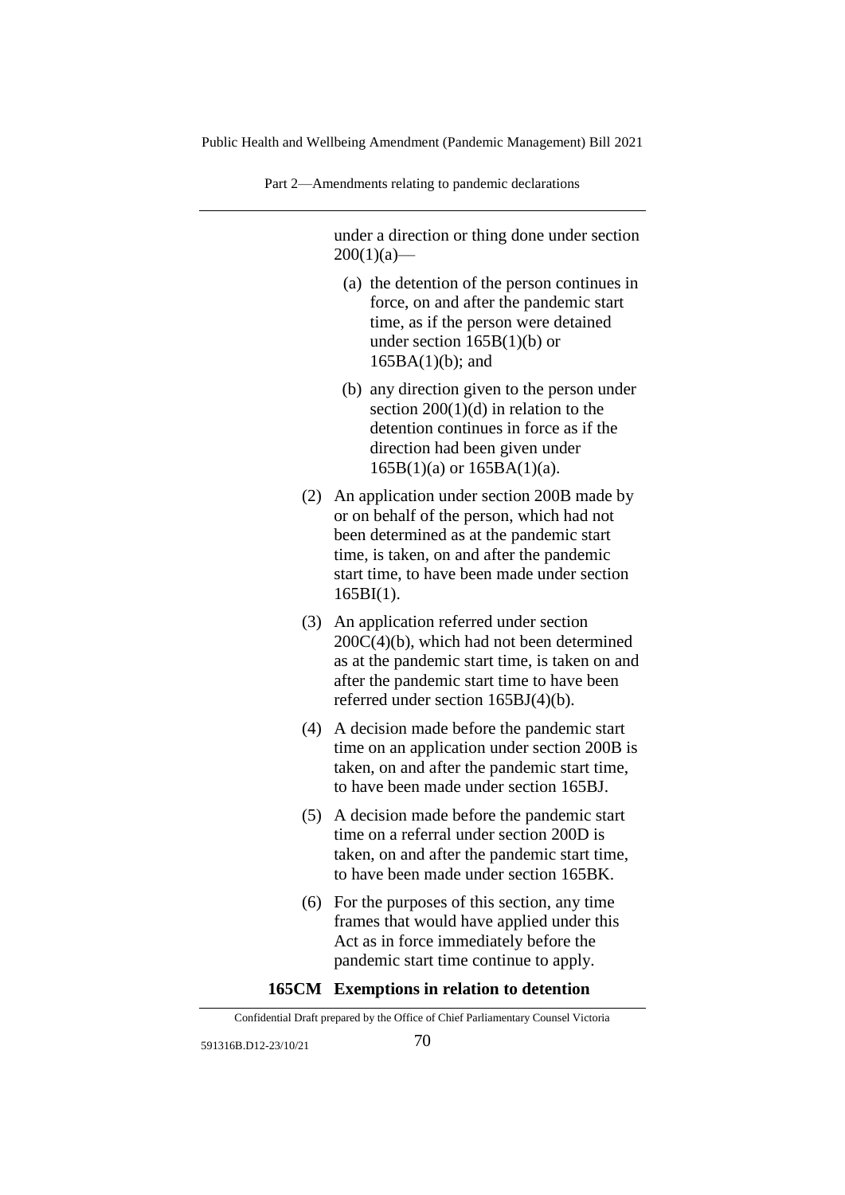under a direction or thing done under section 200(1)(a)—

(a) the detention of the person continues in force, on and after the pandemic start time, as if the person were detained under section 165B(1)(b) or 165BA(1)(b); and

(b) any direction given to the person under section 200(1)(d) in relation to the detention continues in force as if the direction had been given under 165B(1)(a) or 165BA(1)(a).

(2) An application under section 200B made by or on behalf of the person, which had not been determined as at the pandemic start time, is taken, on and after the pandemic start time, to have been made under section 165BI(1).

(3) An application referred under section 200C(4)(b), which had not been determined as at the pandemic start time, is taken on and after the pandemic start time to have been referred under section 165BJ(4)(b).

(4) A decision made before the pandemic start time on an application under section 200B is taken, on and after the pandemic start time, to have been made under section 165BJ.

(5) A decision made before the pandemic start time on a referral under section 200D is taken, on and after the pandemic start time, to have been made under section 165BK.

(6) For the purposes of this section, any time frames that would have applied under this Act as in force immediately before the pandemic start time continue to apply.

**165CM Exemptions in relation to detention**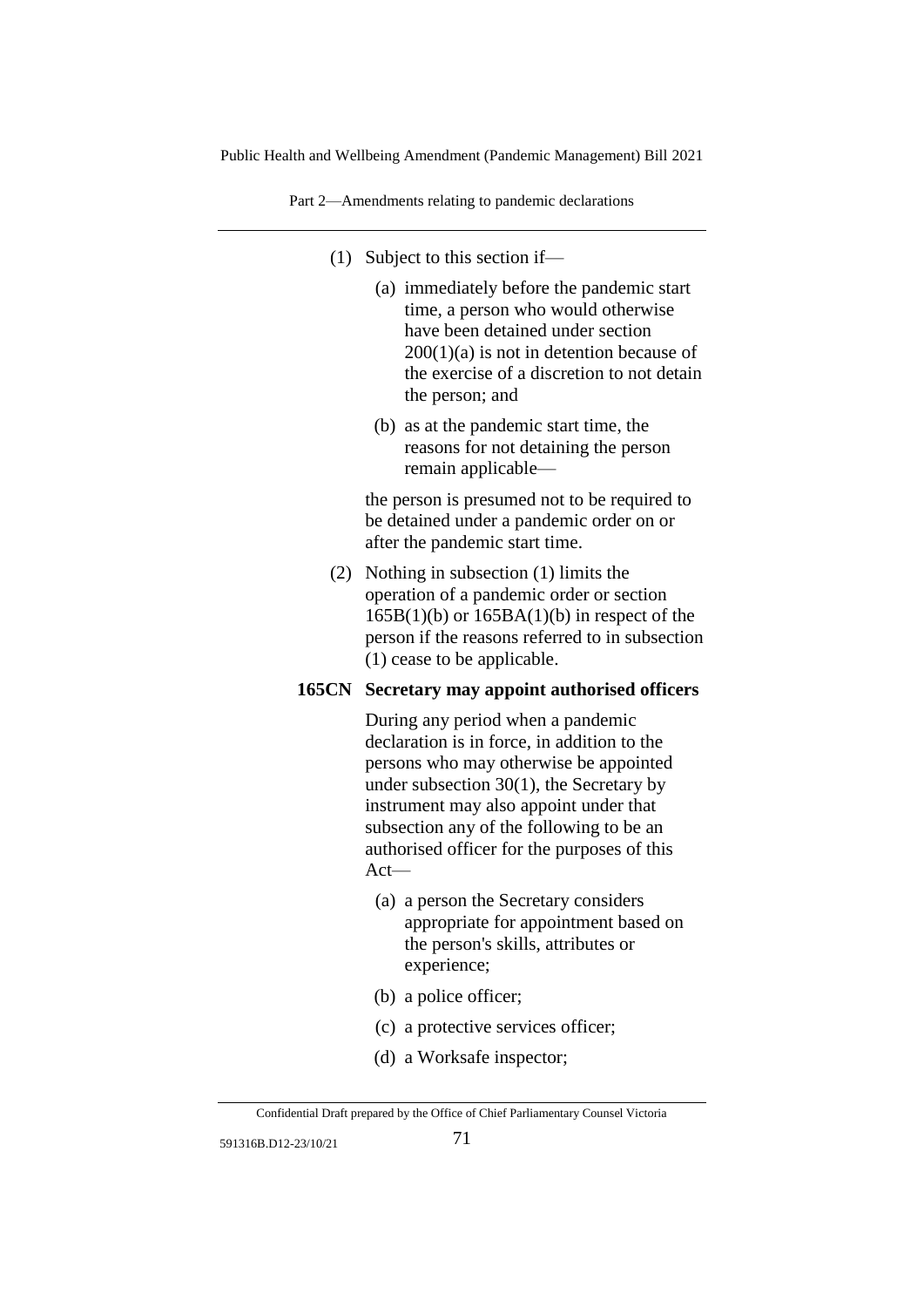(1) Subject to this section if—

  (a) immediately before the pandemic start time, a person who would otherwise have been detained under section 200(1)(a) is not in detention because of the exercise of a discretion to not detain the person; and

  (b) as at the pandemic start time, the reasons for not detaining the person remain applicable—

the person is presumed not to be required to be detained under a pandemic order on or after the pandemic start time.

(2) Nothing in subsection (1) limits the operation of a pandemic order or section 165B(1)(b) or 165BA(1)(b) in respect of the person if the reasons referred to in subsection (1) cease to be applicable.

**165CN Secretary may appoint authorised officers**

During any period when a pandemic declaration is in force, in addition to the persons who may otherwise be appointed under subsection 30(1), the Secretary by instrument may also appoint under that subsection any of the following to be an authorised officer for the purposes of this Act—

  (a) a person the Secretary considers appropriate for appointment based on the person's skills, attributes or experience;

  (b) a police officer;

  (c) a protective services officer;

  (d) a Worksafe inspector;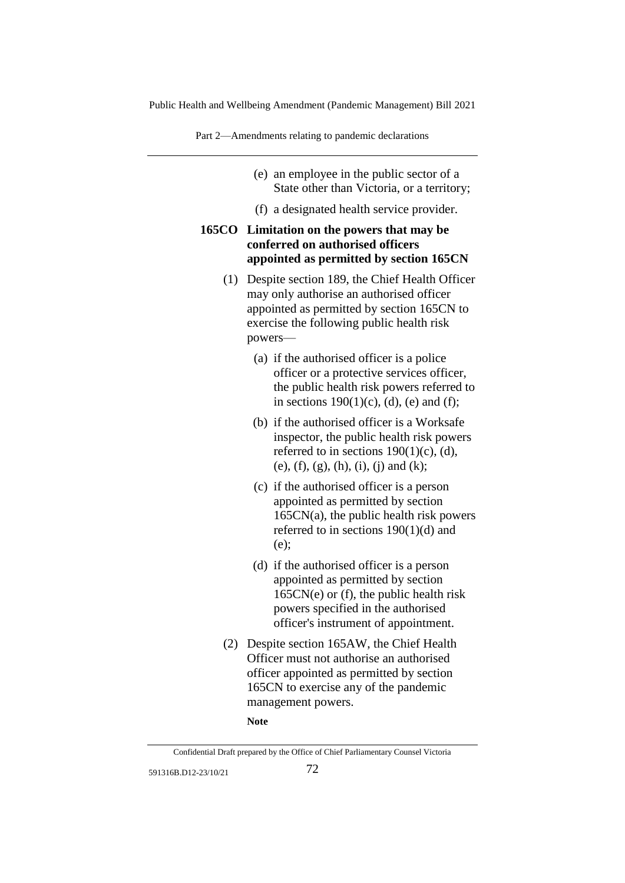(e) an employee in the public sector of a State other than Victoria, or a territory;

(f) a designated health service provider.

**165CO Limitation on the powers that may be conferred on authorised officers appointed as permitted by section 165CN**

(1) Despite section 189, the Chief Health Officer may only authorise an authorised officer appointed as permitted by section 165CN to exercise the following public health risk powers—

(a) if the authorised officer is a police officer or a protective services officer, the public health risk powers referred to in sections 190(1)(c), (d), (e) and (f);

(b) if the authorised officer is a Worksafe inspector, the public health risk powers referred to in sections 190(1)(c), (d), (e), (f), (g), (h), (i), (j) and (k);

(c) if the authorised officer is a person appointed as permitted by section 165CN(a), the public health risk powers referred to in sections 190(1)(d) and (e);

(d) if the authorised officer is a person appointed as permitted by section 165CN(e) or (f), the public health risk powers specified in the authorised officer's instrument of appointment.

(2) Despite section 165AW, the Chief Health Officer must not authorise an authorised officer appointed as permitted by section 165CN to exercise any of the pandemic management powers.

**Note**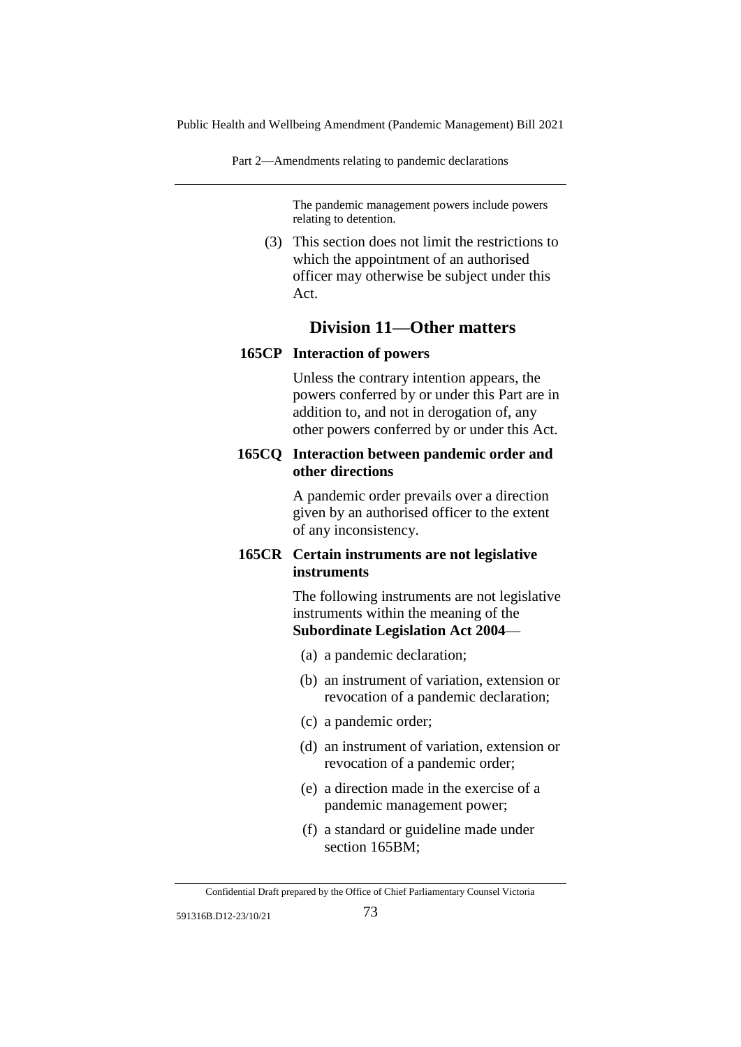The pandemic management powers include powers relating to detention.

(3) This section does not limit the restrictions to which the appointment of an authorised officer may otherwise be subject under this Act.

## Division 11—Other matters

### 165CP Interaction of powers

Unless the contrary intention appears, the powers conferred by or under this Part are in addition to, and not in derogation of, any other powers conferred by or under this Act.

### 165CQ Interaction between pandemic order and other directions

A pandemic order prevails over a direction given by an authorised officer to the extent of any inconsistency.

### 165CR Certain instruments are not legislative instruments

The following instruments are not legislative instruments within the meaning of the **Subordinate Legislation Act 2004**—

(a) a pandemic declaration;

(b) an instrument of variation, extension or revocation of a pandemic declaration;

(c) a pandemic order;

(d) an instrument of variation, extension or revocation of a pandemic order;

(e) a direction made in the exercise of a pandemic management power;

(f) a standard or guideline made under section 165BM;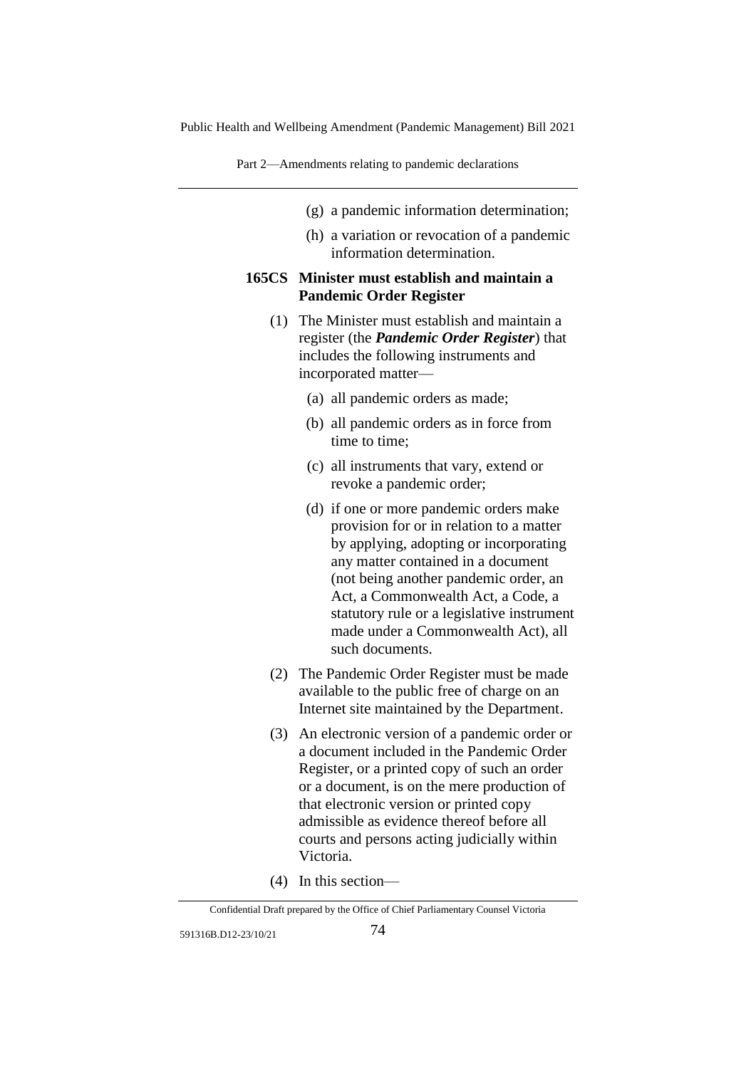(g) a pandemic information determination;

(h) a variation or revocation of a pandemic information determination.

**165CS Minister must establish and maintain a Pandemic Order Register**

(1) The Minister must establish and maintain a register (the ***Pandemic Order Register***) that includes the following instruments and incorporated matter—

(a) all pandemic orders as made;

(b) all pandemic orders as in force from time to time;

(c) all instruments that vary, extend or revoke a pandemic order;

(d) if one or more pandemic orders make provision for or in relation to a matter by applying, adopting or incorporating any matter contained in a document (not being another pandemic order, an Act, a Commonwealth Act, a Code, a statutory rule or a legislative instrument made under a Commonwealth Act), all such documents.

(2) The Pandemic Order Register must be made available to the public free of charge on an Internet site maintained by the Department.

(3) An electronic version of a pandemic order or a document included in the Pandemic Order Register, or a printed copy of such an order or a document, is on the mere production of that electronic version or printed copy admissible as evidence thereof before all courts and persons acting judicially within Victoria.

(4) In this section—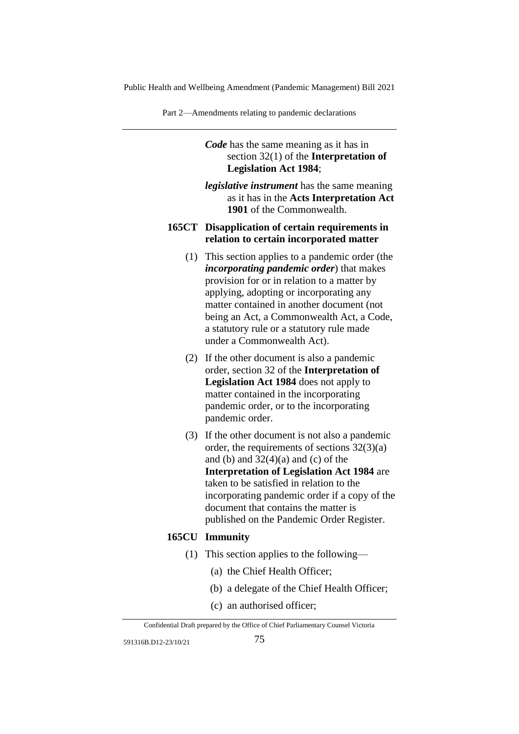***Code*** has the same meaning as it has in section 32(1) of the **Interpretation of Legislation Act 1984**;

***legislative instrument*** has the same meaning as it has in the **Acts Interpretation Act 1901** of the Commonwealth.

### 165CT Disapplication of certain requirements in relation to certain incorporated matter

(1) This section applies to a pandemic order (the ***incorporating pandemic order***) that makes provision for or in relation to a matter by applying, adopting or incorporating any matter contained in another document (not being an Act, a Commonwealth Act, a Code, a statutory rule or a statutory rule made under a Commonwealth Act).

(2) If the other document is also a pandemic order, section 32 of the **Interpretation of Legislation Act 1984** does not apply to matter contained in the incorporating pandemic order, or to the incorporating pandemic order.

(3) If the other document is not also a pandemic order, the requirements of sections 32(3)(a) and (b) and 32(4)(a) and (c) of the **Interpretation of Legislation Act 1984** are taken to be satisfied in relation to the incorporating pandemic order if a copy of the document that contains the matter is published on the Pandemic Order Register.

### 165CU Immunity

(1) This section applies to the following—

(a) the Chief Health Officer;

(b) a delegate of the Chief Health Officer;

(c) an authorised officer;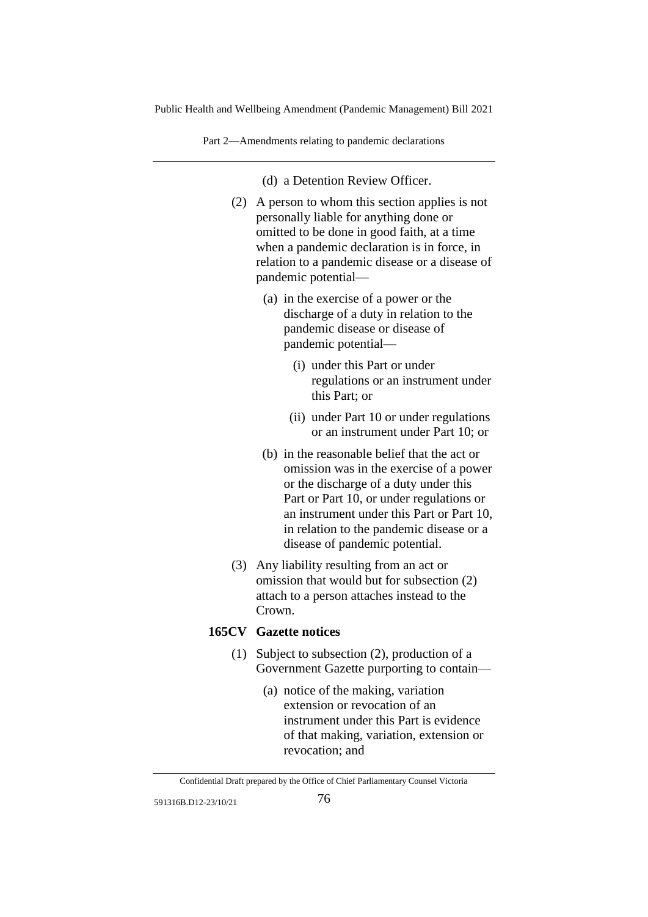(d) a Detention Review Officer.

(2) A person to whom this section applies is not personally liable for anything done or omitted to be done in good faith, at a time when a pandemic declaration is in force, in relation to a pandemic disease or a disease of pandemic potential—

(a) in the exercise of a power or the discharge of a duty in relation to the pandemic disease or disease of pandemic potential—

(i) under this Part or under regulations or an instrument under this Part; or

(ii) under Part 10 or under regulations or an instrument under Part 10; or

(b) in the reasonable belief that the act or omission was in the exercise of a power or the discharge of a duty under this Part or Part 10, or under regulations or an instrument under this Part or Part 10, in relation to the pandemic disease or a disease of pandemic potential.

(3) Any liability resulting from an act or omission that would but for subsection (2) attach to a person attaches instead to the Crown.

**165CV Gazette notices**

(1) Subject to subsection (2), production of a Government Gazette purporting to contain—

(a) notice of the making, variation extension or revocation of an instrument under this Part is evidence of that making, variation, extension or revocation; and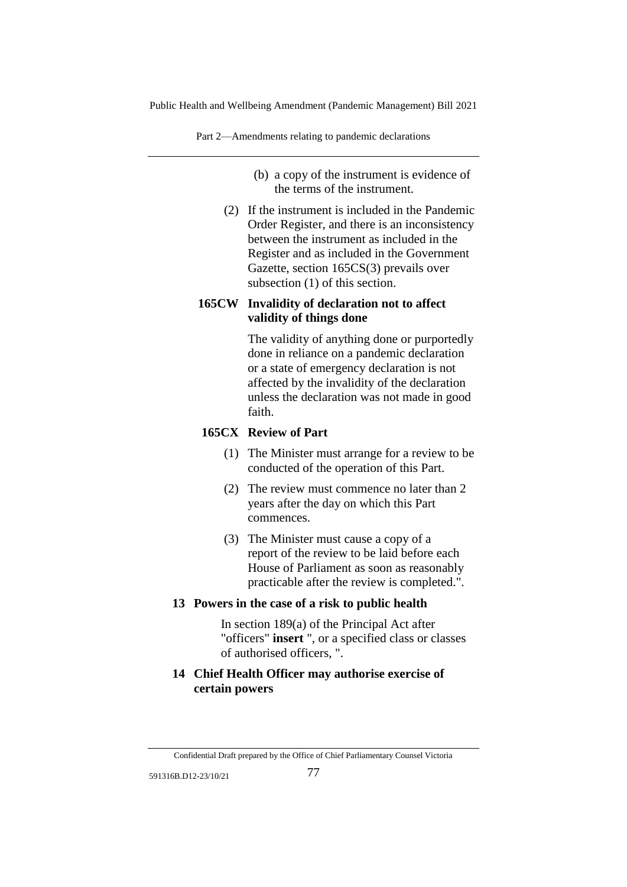(b) a copy of the instrument is evidence of the terms of the instrument.

(2) If the instrument is included in the Pandemic Order Register, and there is an inconsistency between the instrument as included in the Register and as included in the Government Gazette, section 165CS(3) prevails over subsection (1) of this section.

**165CW Invalidity of declaration not to affect validity of things done**

The validity of anything done or purportedly done in reliance on a pandemic declaration or a state of emergency declaration is not affected by the invalidity of the declaration unless the declaration was not made in good faith.

**165CX Review of Part**

(1) The Minister must arrange for a review to be conducted of the operation of this Part.

(2) The review must commence no later than 2 years after the day on which this Part commences.

(3) The Minister must cause a copy of a report of the review to be laid before each House of Parliament as soon as reasonably practicable after the review is completed.".

**13 Powers in the case of a risk to public health**

In section 189(a) of the Principal Act after "officers" **insert** ", or a specified class or classes of authorised officers, ".

**14 Chief Health Officer may authorise exercise of certain powers**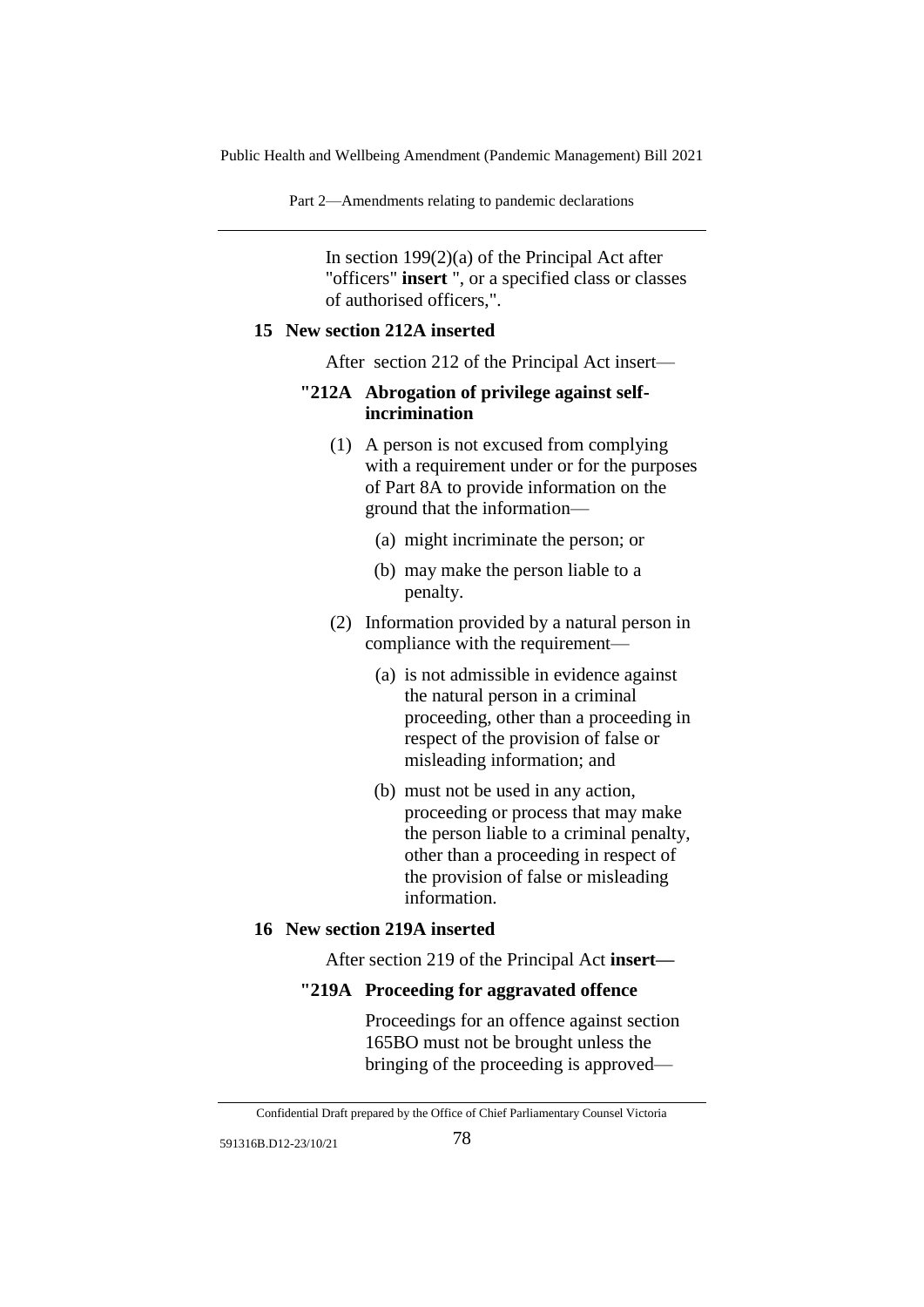In section 199(2)(a) of the Principal Act after "officers" **insert** ", or a specified class or classes of authorised officers,".

**15 New section 212A inserted**

After section 212 of the Principal Act insert—

**"212A Abrogation of privilege against self-incrimination**

(1) A person is not excused from complying with a requirement under or for the purposes of Part 8A to provide information on the ground that the information—

(a) might incriminate the person; or

(b) may make the person liable to a penalty.

(2) Information provided by a natural person in compliance with the requirement—

(a) is not admissible in evidence against the natural person in a criminal proceeding, other than a proceeding in respect of the provision of false or misleading information; and

(b) must not be used in any action, proceeding or process that may make the person liable to a criminal penalty, other than a proceeding in respect of the provision of false or misleading information.

**16 New section 219A inserted**

After section 219 of the Principal Act **insert—**

**"219A Proceeding for aggravated offence**

Proceedings for an offence against section 165BO must not be brought unless the bringing of the proceeding is approved—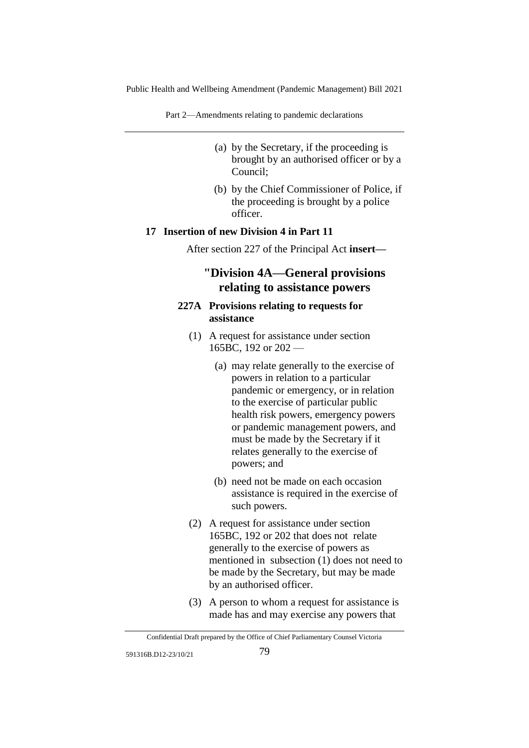(a) by the Secretary, if the proceeding is brought by an authorised officer or by a Council;

(b) by the Chief Commissioner of Police, if the proceeding is brought by a police officer.

**17 Insertion of new Division 4 in Part 11**

After section 227 of the Principal Act **insert—**

## "Division 4A—General provisions relating to assistance powers

**227A Provisions relating to requests for assistance**

(1) A request for assistance under section 165BC, 192 or 202 —

(a) may relate generally to the exercise of powers in relation to a particular pandemic or emergency, or in relation to the exercise of particular public health risk powers, emergency powers or pandemic management powers, and must be made by the Secretary if it relates generally to the exercise of powers; and

(b) need not be made on each occasion assistance is required in the exercise of such powers.

(2) A request for assistance under section 165BC, 192 or 202 that does not relate generally to the exercise of powers as mentioned in subsection (1) does not need to be made by the Secretary, but may be made by an authorised officer.

(3) A person to whom a request for assistance is made has and may exercise any powers that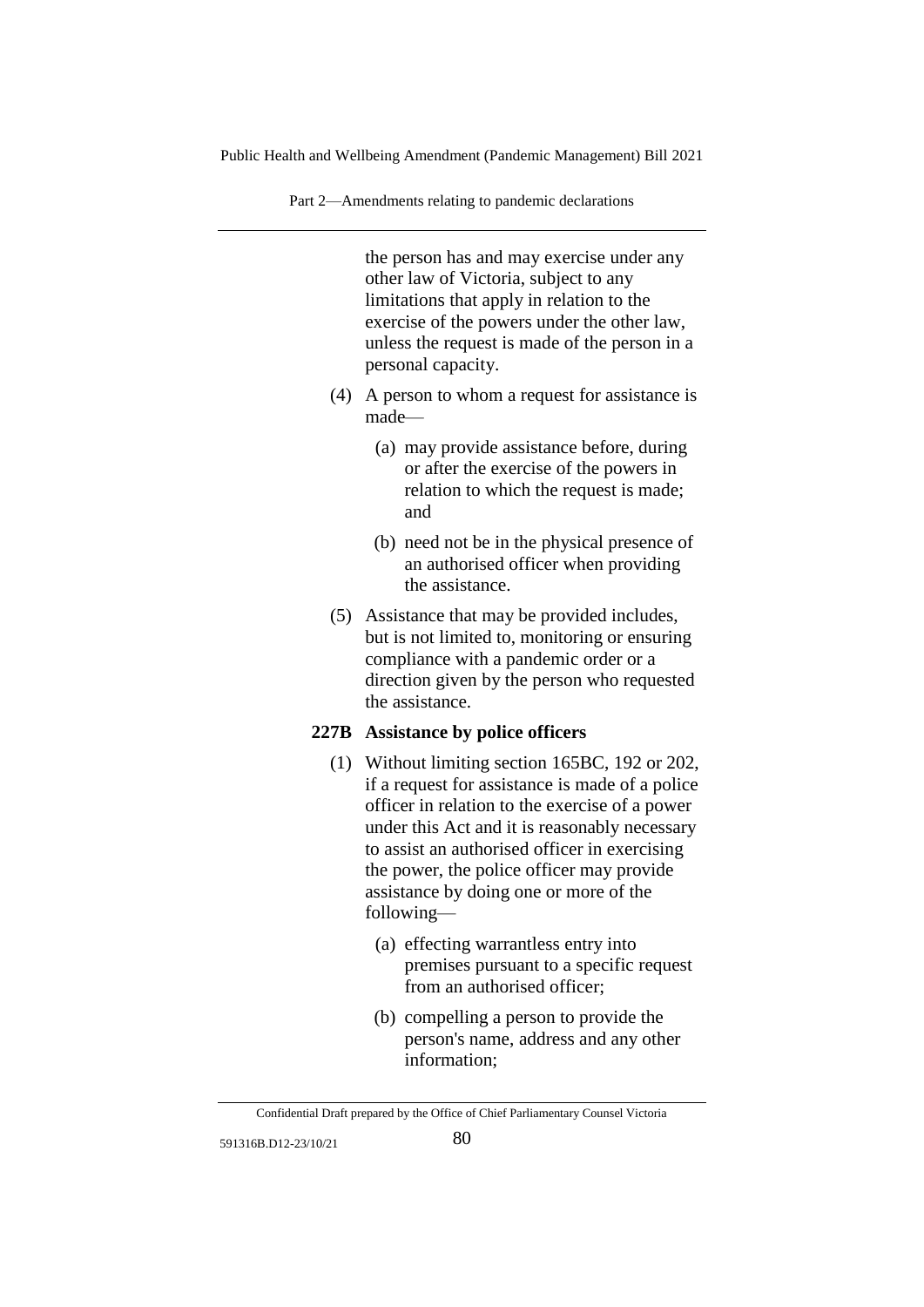the person has and may exercise under any other law of Victoria, subject to any limitations that apply in relation to the exercise of the powers under the other law, unless the request is made of the person in a personal capacity.

(4) A person to whom a request for assistance is made—

(a) may provide assistance before, during or after the exercise of the powers in relation to which the request is made; and

(b) need not be in the physical presence of an authorised officer when providing the assistance.

(5) Assistance that may be provided includes, but is not limited to, monitoring or ensuring compliance with a pandemic order or a direction given by the person who requested the assistance.

**227B Assistance by police officers**

(1) Without limiting section 165BC, 192 or 202, if a request for assistance is made of a police officer in relation to the exercise of a power under this Act and it is reasonably necessary to assist an authorised officer in exercising the power, the police officer may provide assistance by doing one or more of the following—

(a) effecting warrantless entry into premises pursuant to a specific request from an authorised officer;

(b) compelling a person to provide the person's name, address and any other information;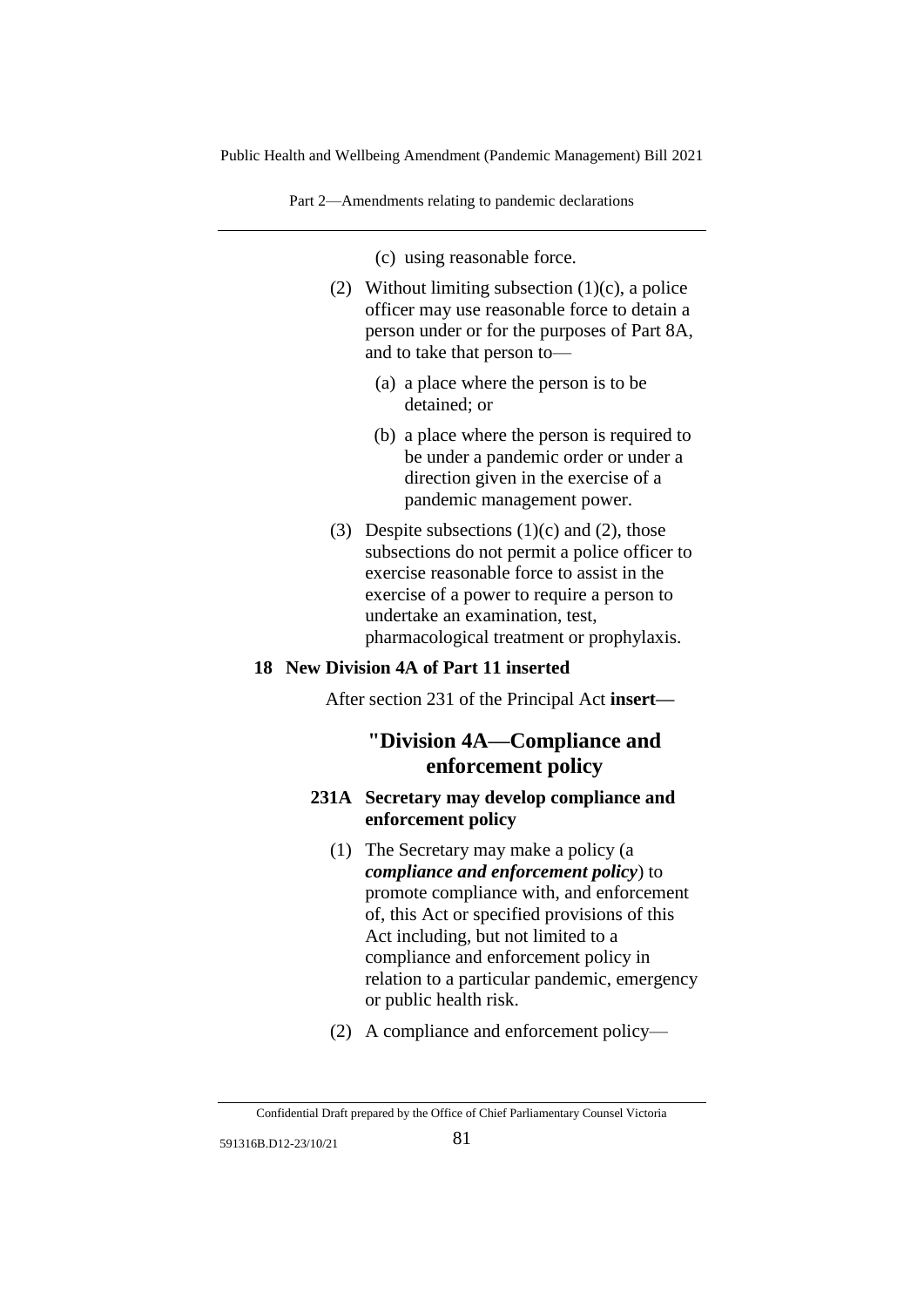(c) using reasonable force.

(2) Without limiting subsection (1)(c), a police officer may use reasonable force to detain a person under or for the purposes of Part 8A, and to take that person to—

(a) a place where the person is to be detained; or

(b) a place where the person is required to be under a pandemic order or under a direction given in the exercise of a pandemic management power.

(3) Despite subsections (1)(c) and (2), those subsections do not permit a police officer to exercise reasonable force to assist in the exercise of a power to require a person to undertake an examination, test, pharmacological treatment or prophylaxis.

**18 New Division 4A of Part 11 inserted**

After section 231 of the Principal Act **insert—**

## "Division 4A—Compliance and enforcement policy

**231A Secretary may develop compliance and enforcement policy**

(1) The Secretary may make a policy (a ***compliance and enforcement policy***) to promote compliance with, and enforcement of, this Act or specified provisions of this Act including, but not limited to a compliance and enforcement policy in relation to a particular pandemic, emergency or public health risk.

(2) A compliance and enforcement policy—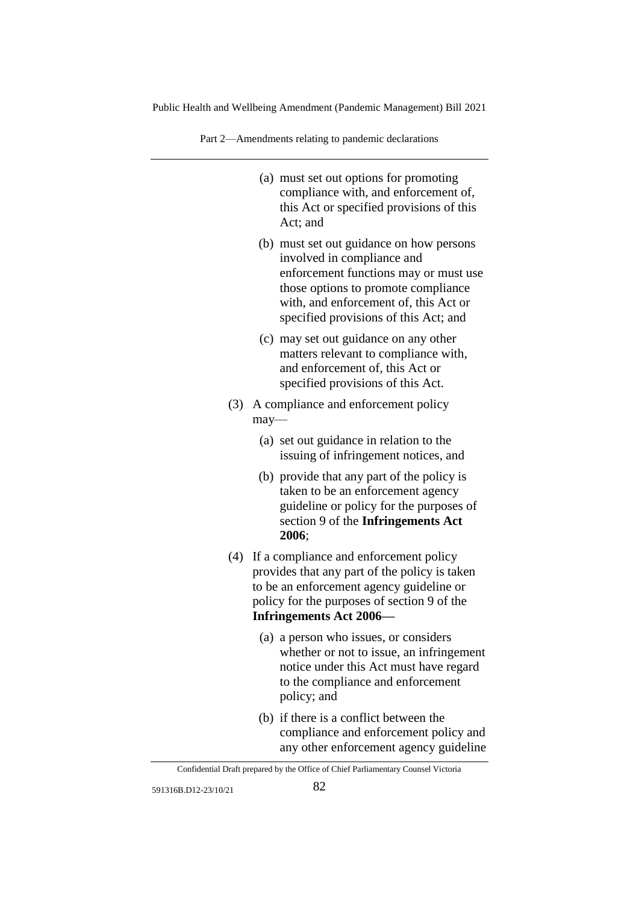(a) must set out options for promoting compliance with, and enforcement of, this Act or specified provisions of this Act; and

(b) must set out guidance on how persons involved in compliance and enforcement functions may or must use those options to promote compliance with, and enforcement of, this Act or specified provisions of this Act; and

(c) may set out guidance on any other matters relevant to compliance with, and enforcement of, this Act or specified provisions of this Act.

(3) A compliance and enforcement policy may—

(a) set out guidance in relation to the issuing of infringement notices, and

(b) provide that any part of the policy is taken to be an enforcement agency guideline or policy for the purposes of section 9 of the **Infringements Act 2006**;

(4) If a compliance and enforcement policy provides that any part of the policy is taken to be an enforcement agency guideline or policy for the purposes of section 9 of the **Infringements Act 2006**—

(a) a person who issues, or considers whether or not to issue, an infringement notice under this Act must have regard to the compliance and enforcement policy; and

(b) if there is a conflict between the compliance and enforcement policy and any other enforcement agency guideline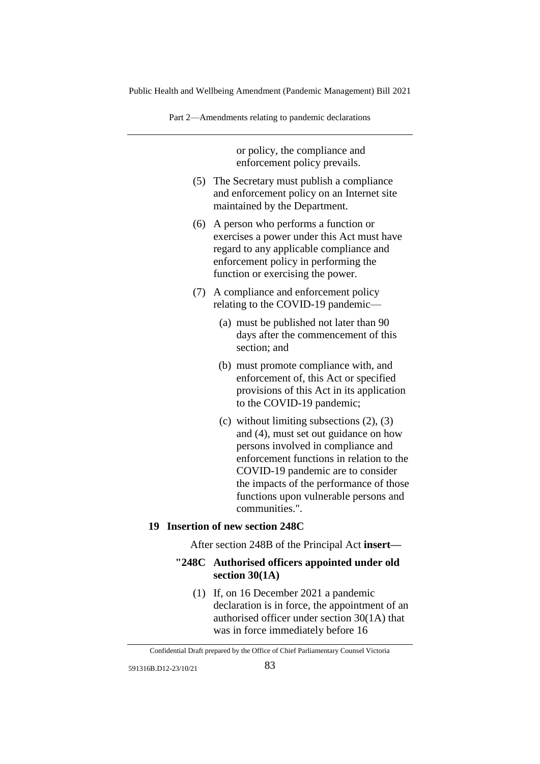or policy, the compliance and enforcement policy prevails.

(5) The Secretary must publish a compliance and enforcement policy on an Internet site maintained by the Department.

(6) A person who performs a function or exercises a power under this Act must have regard to any applicable compliance and enforcement policy in performing the function or exercising the power.

(7) A compliance and enforcement policy relating to the COVID-19 pandemic—

(a) must be published not later than 90 days after the commencement of this section; and

(b) must promote compliance with, and enforcement of, this Act or specified provisions of this Act in its application to the COVID-19 pandemic;

(c) without limiting subsections (2), (3) and (4), must set out guidance on how persons involved in compliance and enforcement functions in relation to the COVID-19 pandemic are to consider the impacts of the performance of those functions upon vulnerable persons and communities.".

**19 Insertion of new section 248C**

After section 248B of the Principal Act **insert—**

**"248C Authorised officers appointed under old section 30(1A)**

(1) If, on 16 December 2021 a pandemic declaration is in force, the appointment of an authorised officer under section 30(1A) that was in force immediately before 16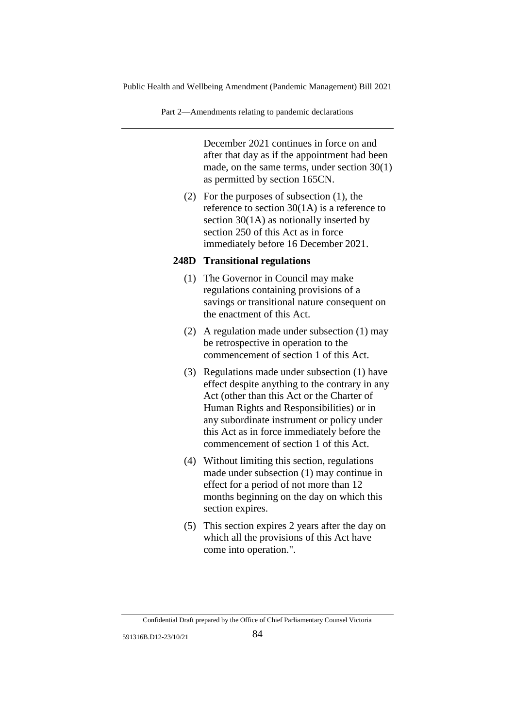December 2021 continues in force on and after that day as if the appointment had been made, on the same terms, under section 30(1) as permitted by section 165CN.

(2) For the purposes of subsection (1), the reference to section 30(1A) is a reference to section 30(1A) as notionally inserted by section 250 of this Act as in force immediately before 16 December 2021.

**248D Transitional regulations**

(1) The Governor in Council may make regulations containing provisions of a savings or transitional nature consequent on the enactment of this Act.

(2) A regulation made under subsection (1) may be retrospective in operation to the commencement of section 1 of this Act.

(3) Regulations made under subsection (1) have effect despite anything to the contrary in any Act (other than this Act or the Charter of Human Rights and Responsibilities) or in any subordinate instrument or policy under this Act as in force immediately before the commencement of section 1 of this Act.

(4) Without limiting this section, regulations made under subsection (1) may continue in effect for a period of not more than 12 months beginning on the day on which this section expires.

(5) This section expires 2 years after the day on which all the provisions of this Act have come into operation.".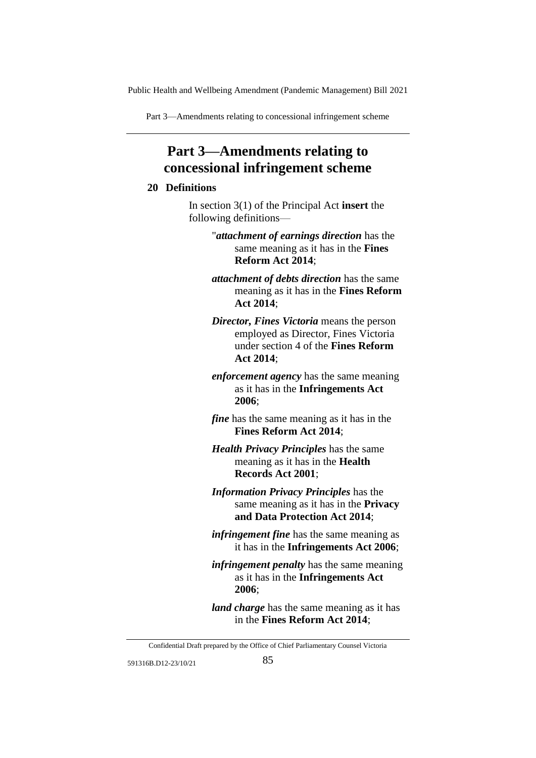# Part 3—Amendments relating to concessional infringement scheme

## 20 Definitions

In section 3(1) of the Principal Act **insert** the following definitions—

"***attachment of earnings direction*** has the same meaning as it has in the **Fines Reform Act 2014**;

***attachment of debts direction*** has the same meaning as it has in the **Fines Reform Act 2014**;

***Director, Fines Victoria*** means the person employed as Director, Fines Victoria under section 4 of the **Fines Reform Act 2014**;

***enforcement agency*** has the same meaning as it has in the **Infringements Act 2006**;

***fine*** has the same meaning as it has in the **Fines Reform Act 2014**;

***Health Privacy Principles*** has the same meaning as it has in the **Health Records Act 2001**;

***Information Privacy Principles*** has the same meaning as it has in the **Privacy and Data Protection Act 2014**;

***infringement fine*** has the same meaning as it has in the **Infringements Act 2006**;

***infringement penalty*** has the same meaning as it has in the **Infringements Act 2006**;

***land charge*** has the same meaning as it has in the **Fines Reform Act 2014**;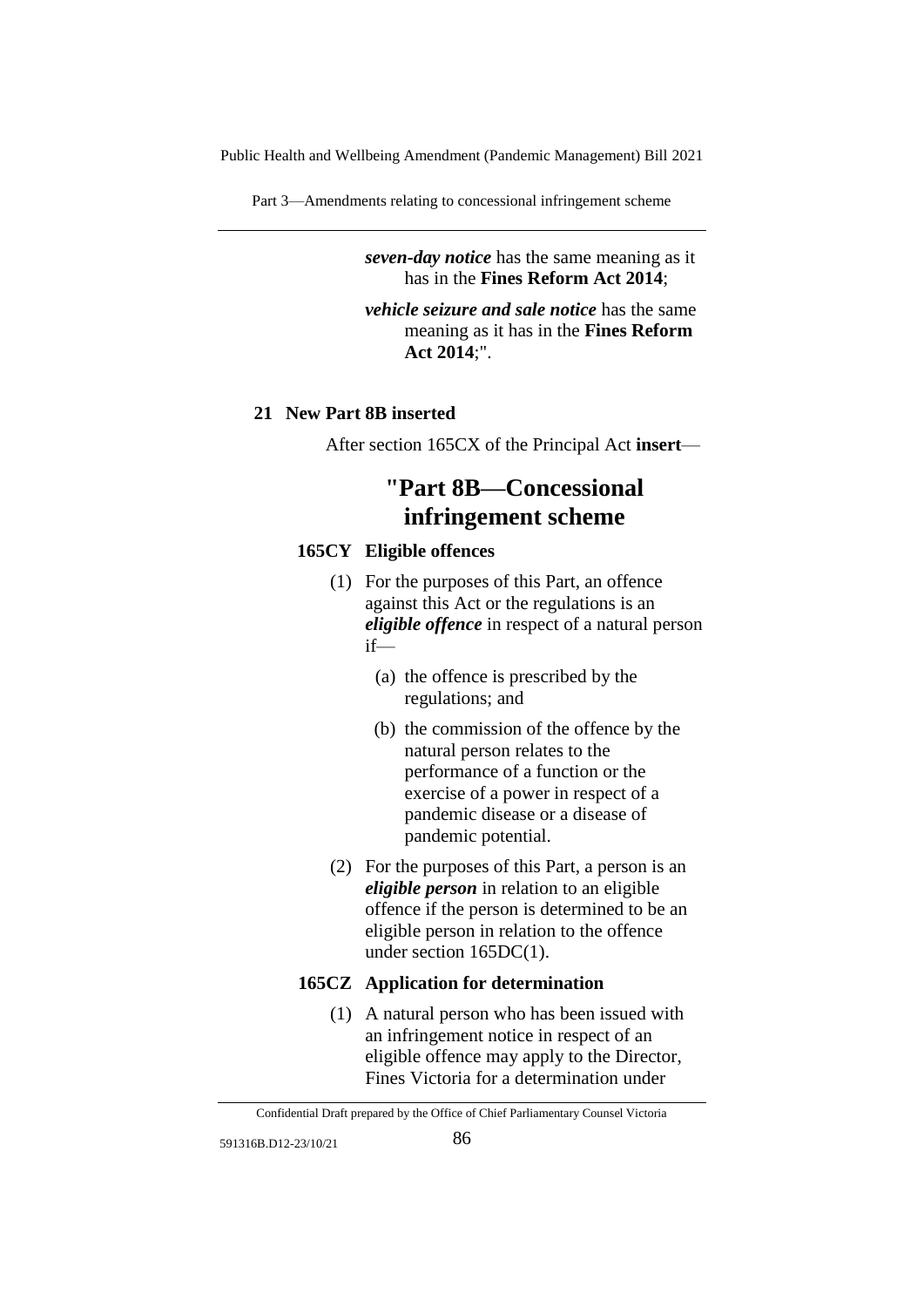***seven-day notice*** has the same meaning as it has in the **Fines Reform Act 2014**;

***vehicle seizure and sale notice*** has the same meaning as it has in the **Fines Reform Act 2014**;".

### 21 New Part 8B inserted

After section 165CX of the Principal Act **insert**—

## "Part 8B—Concessional infringement scheme

### 165CY Eligible offences

(1) For the purposes of this Part, an offence against this Act or the regulations is an ***eligible offence*** in respect of a natural person if—

(a) the offence is prescribed by the regulations; and

(b) the commission of the offence by the natural person relates to the performance of a function or the exercise of a power in respect of a pandemic disease or a disease of pandemic potential.

(2) For the purposes of this Part, a person is an ***eligible person*** in relation to an eligible offence if the person is determined to be an eligible person in relation to the offence under section 165DC(1).

### 165CZ Application for determination

(1) A natural person who has been issued with an infringement notice in respect of an eligible offence may apply to the Director, Fines Victoria for a determination under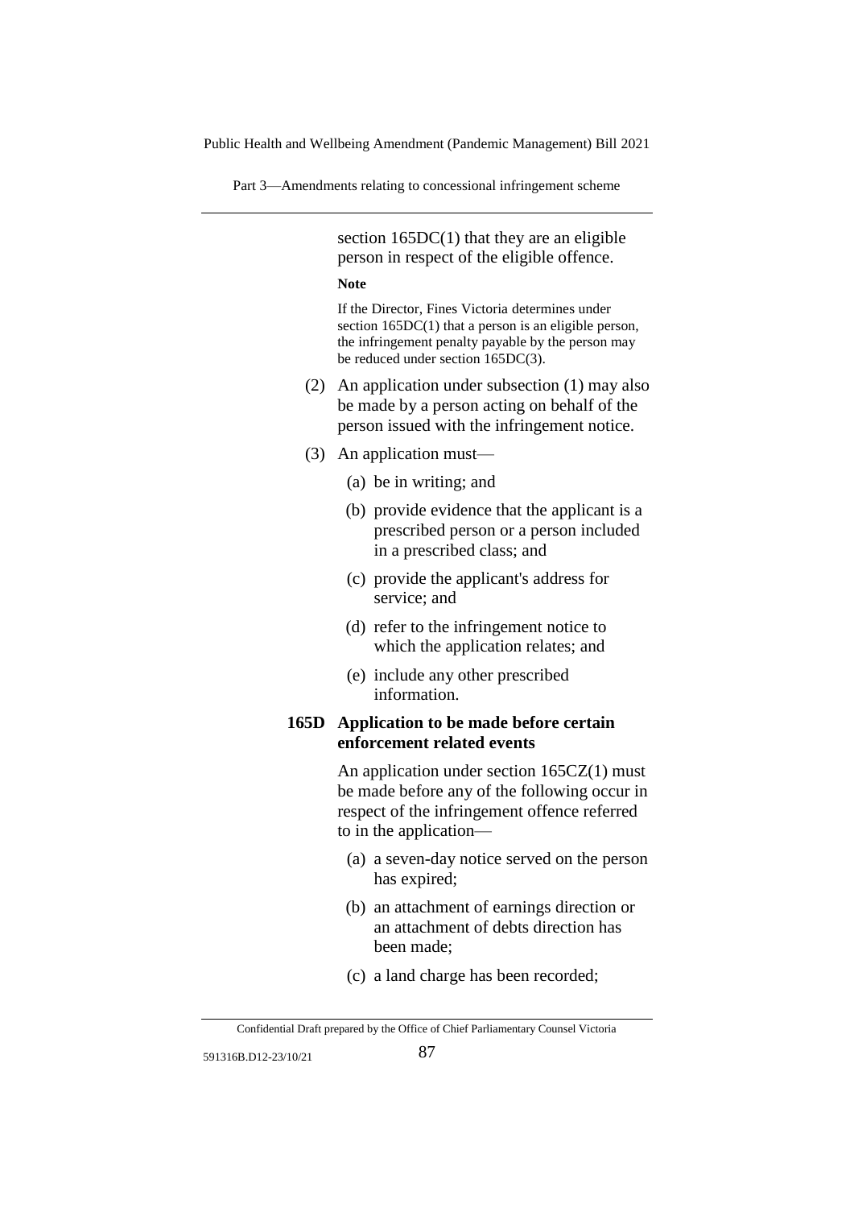section 165DC(1) that they are an eligible person in respect of the eligible offence.

**Note**

If the Director, Fines Victoria determines under section 165DC(1) that a person is an eligible person, the infringement penalty payable by the person may be reduced under section 165DC(3).

(2) An application under subsection (1) may also be made by a person acting on behalf of the person issued with the infringement notice.

(3) An application must—

(a) be in writing; and

(b) provide evidence that the applicant is a prescribed person or a person included in a prescribed class; and

(c) provide the applicant's address for service; and

(d) refer to the infringement notice to which the application relates; and

(e) include any other prescribed information.

**165D Application to be made before certain enforcement related events**

An application under section 165CZ(1) must be made before any of the following occur in respect of the infringement offence referred to in the application—

(a) a seven-day notice served on the person has expired;

(b) an attachment of earnings direction or an attachment of debts direction has been made;

(c) a land charge has been recorded;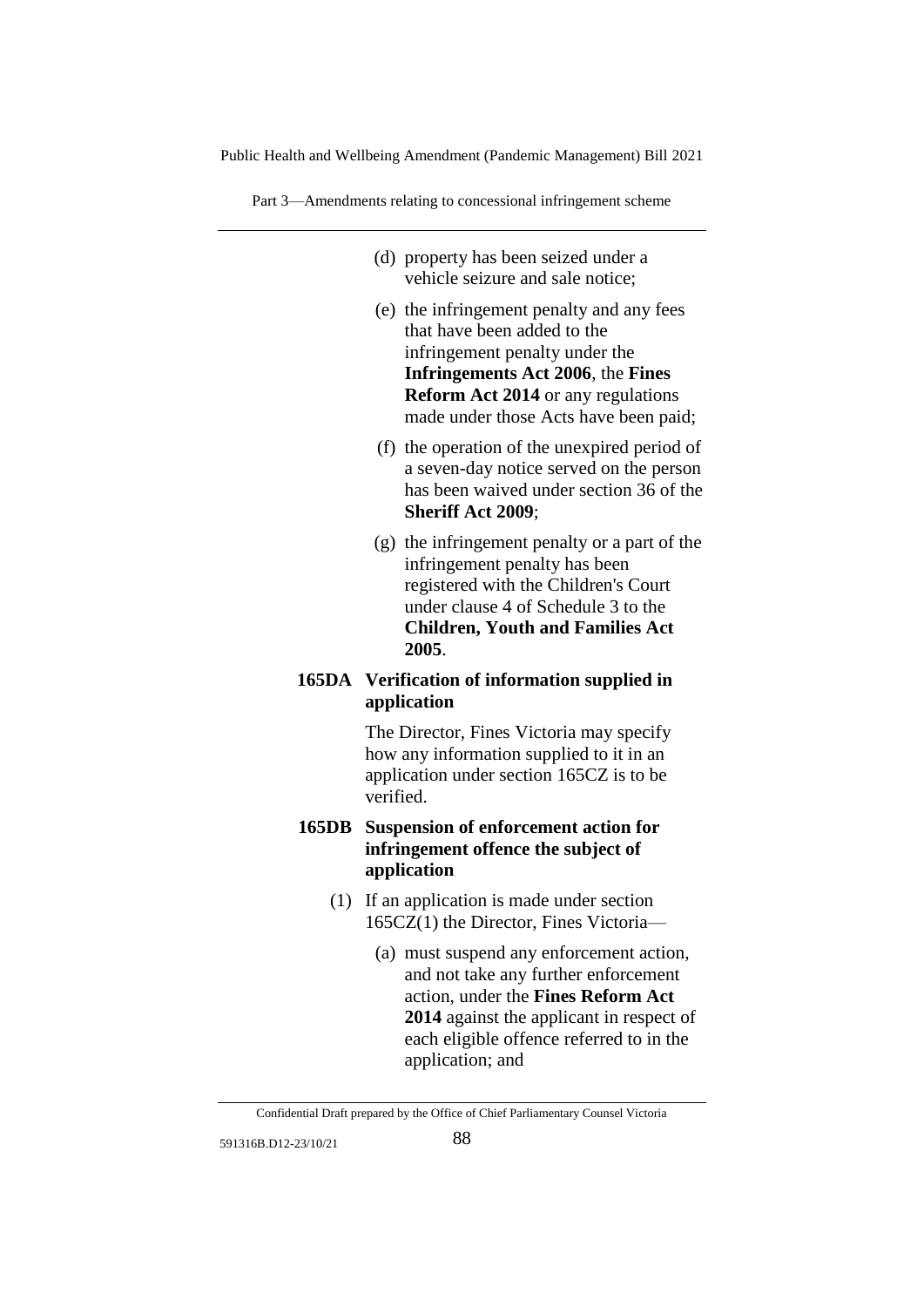(d) property has been seized under a vehicle seizure and sale notice;

(e) the infringement penalty and any fees that have been added to the infringement penalty under the **Infringements Act 2006**, the **Fines Reform Act 2014** or any regulations made under those Acts have been paid;

(f) the operation of the unexpired period of a seven-day notice served on the person has been waived under section 36 of the **Sheriff Act 2009**;

(g) the infringement penalty or a part of the infringement penalty has been registered with the Children's Court under clause 4 of Schedule 3 to the **Children, Youth and Families Act 2005**.

**165DA Verification of information supplied in application**

The Director, Fines Victoria may specify how any information supplied to it in an application under section 165CZ is to be verified.

**165DB Suspension of enforcement action for infringement offence the subject of application**

(1) If an application is made under section 165CZ(1) the Director, Fines Victoria—

(a) must suspend any enforcement action, and not take any further enforcement action, under the **Fines Reform Act 2014** against the applicant in respect of each eligible offence referred to in the application; and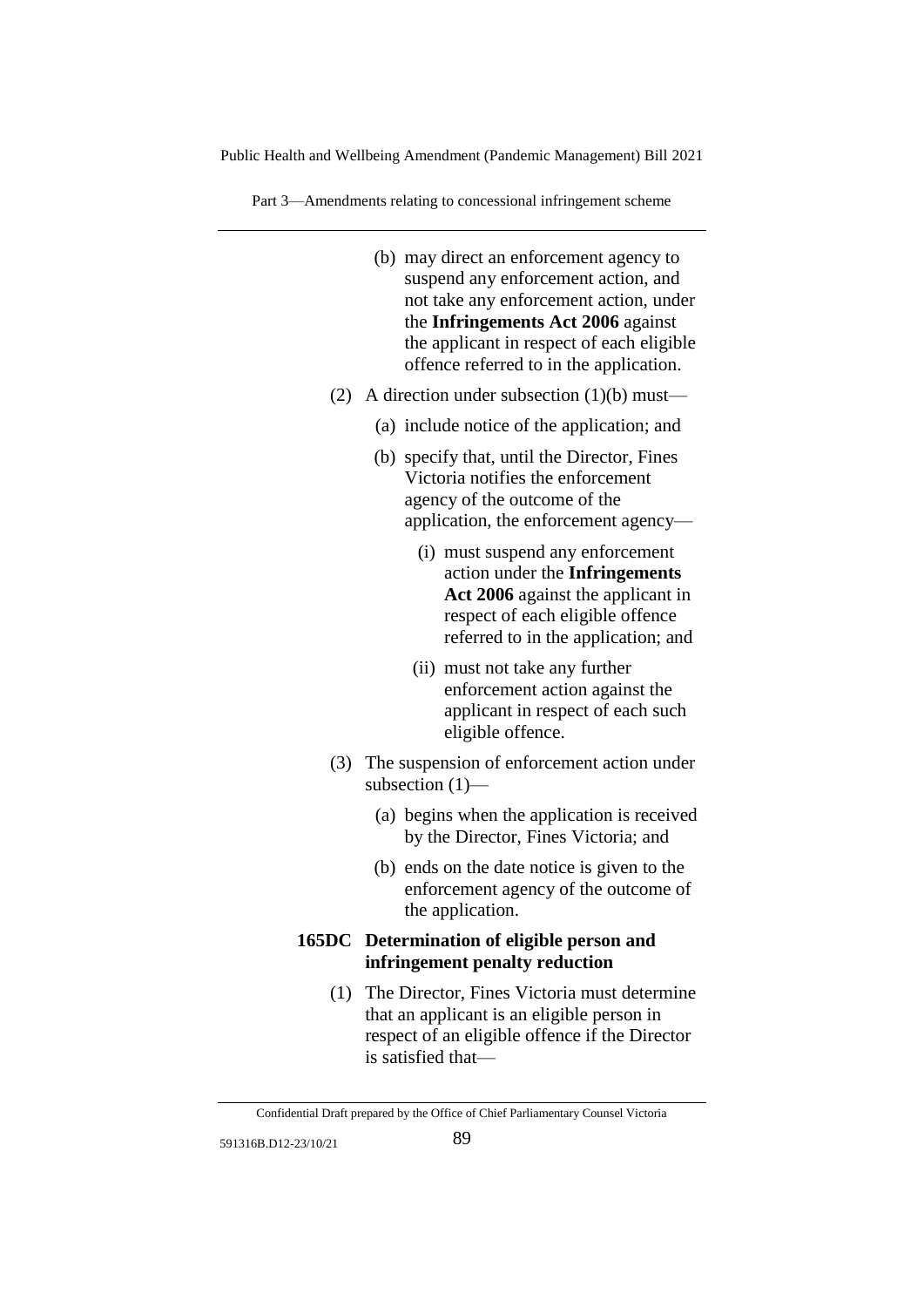(b) may direct an enforcement agency to suspend any enforcement action, and not take any enforcement action, under the **Infringements Act 2006** against the applicant in respect of each eligible offence referred to in the application.

(2) A direction under subsection (1)(b) must—

(a) include notice of the application; and

(b) specify that, until the Director, Fines Victoria notifies the enforcement agency of the outcome of the application, the enforcement agency—

(i) must suspend any enforcement action under the **Infringements Act 2006** against the applicant in respect of each eligible offence referred to in the application; and

(ii) must not take any further enforcement action against the applicant in respect of each such eligible offence.

(3) The suspension of enforcement action under subsection (1)—

(a) begins when the application is received by the Director, Fines Victoria; and

(b) ends on the date notice is given to the enforcement agency of the outcome of the application.

**165DC Determination of eligible person and infringement penalty reduction**

(1) The Director, Fines Victoria must determine that an applicant is an eligible person in respect of an eligible offence if the Director is satisfied that—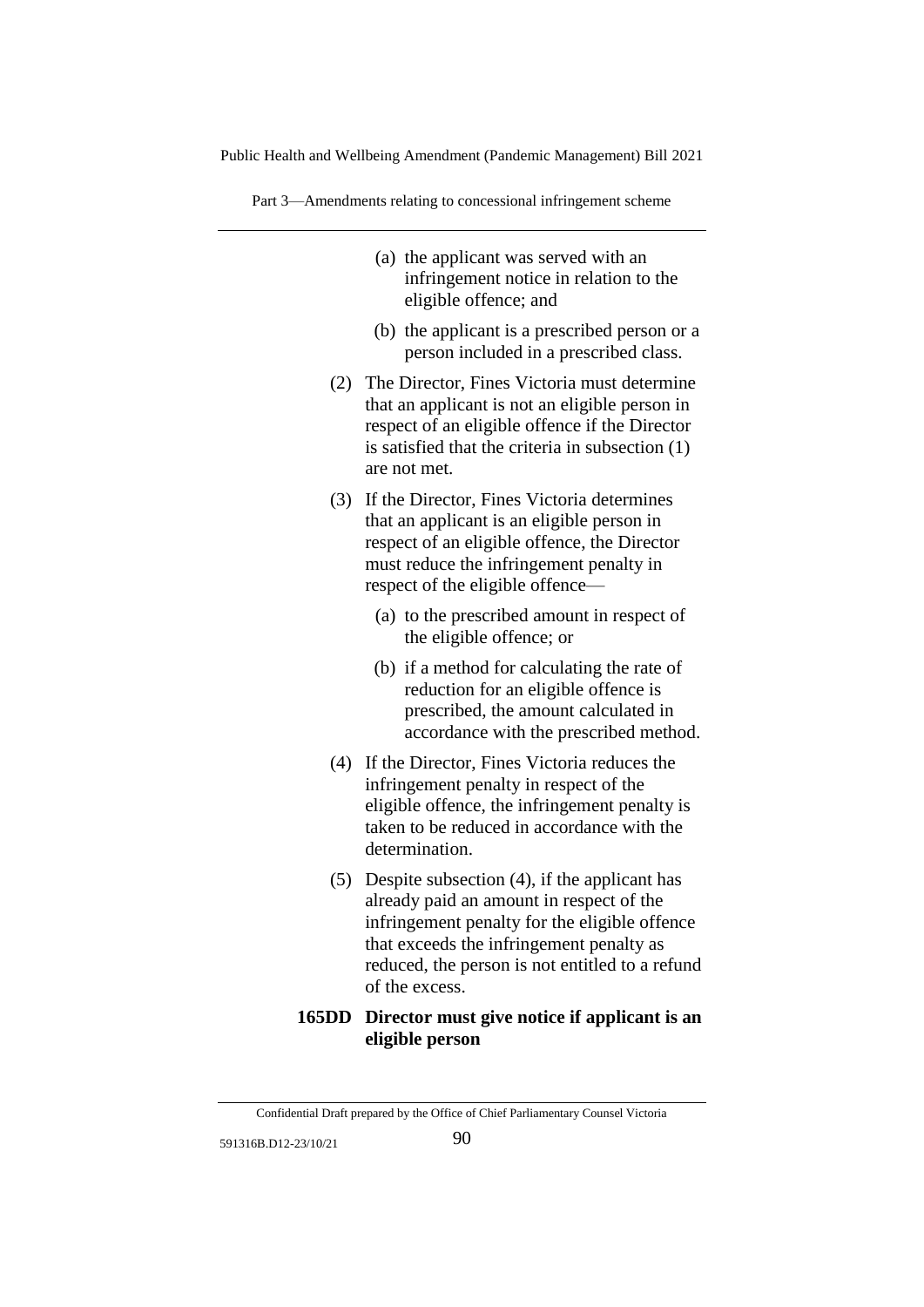(a) the applicant was served with an infringement notice in relation to the eligible offence; and

(b) the applicant is a prescribed person or a person included in a prescribed class.

(2) The Director, Fines Victoria must determine that an applicant is not an eligible person in respect of an eligible offence if the Director is satisfied that the criteria in subsection (1) are not met.

(3) If the Director, Fines Victoria determines that an applicant is an eligible person in respect of an eligible offence, the Director must reduce the infringement penalty in respect of the eligible offence—

(a) to the prescribed amount in respect of the eligible offence; or

(b) if a method for calculating the rate of reduction for an eligible offence is prescribed, the amount calculated in accordance with the prescribed method.

(4) If the Director, Fines Victoria reduces the infringement penalty in respect of the eligible offence, the infringement penalty is taken to be reduced in accordance with the determination.

(5) Despite subsection (4), if the applicant has already paid an amount in respect of the infringement penalty for the eligible offence that exceeds the infringement penalty as reduced, the person is not entitled to a refund of the excess.

**165DD Director must give notice if applicant is an eligible person**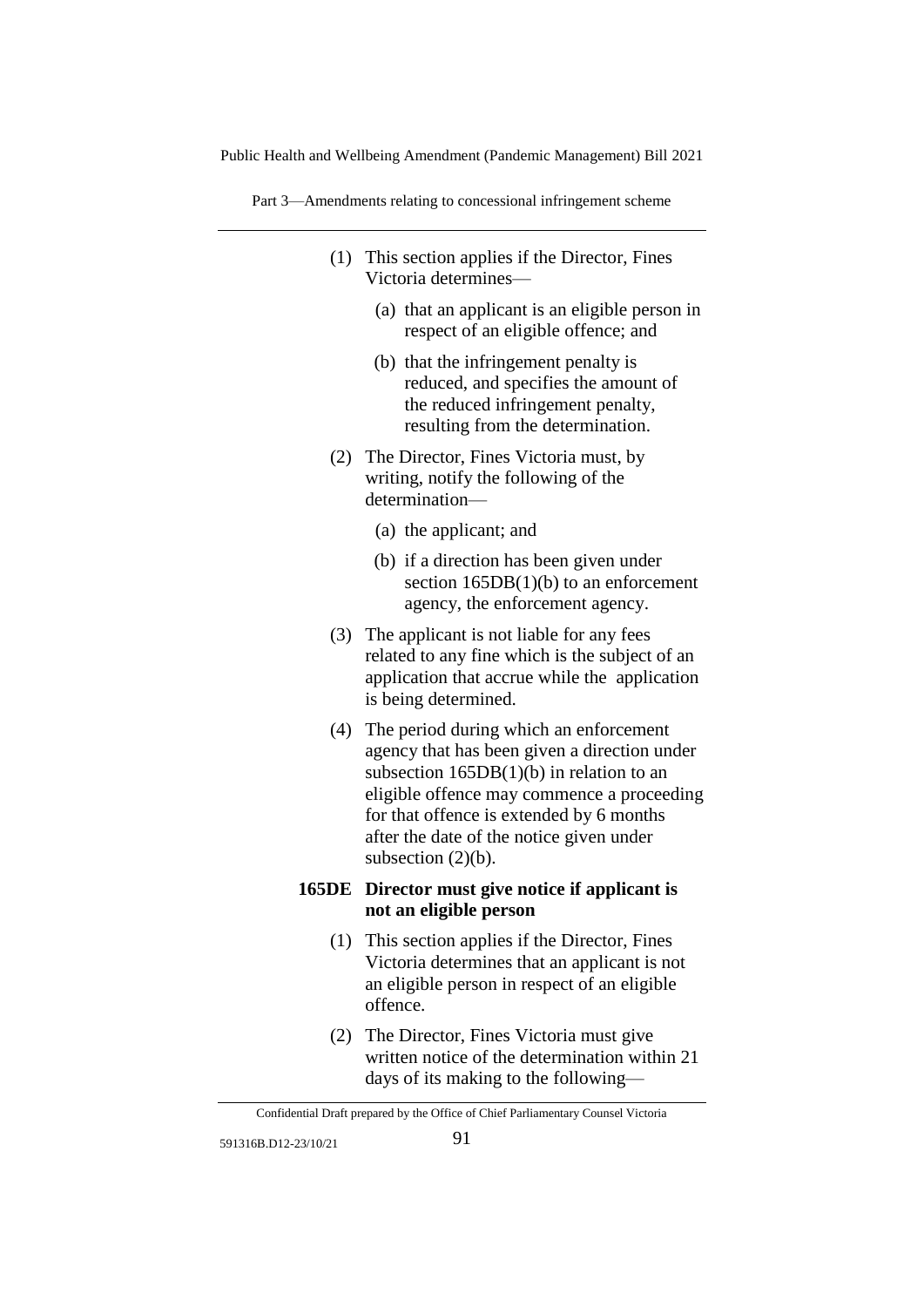(1) This section applies if the Director, Fines Victoria determines—

(a) that an applicant is an eligible person in respect of an eligible offence; and

(b) that the infringement penalty is reduced, and specifies the amount of the reduced infringement penalty, resulting from the determination.

(2) The Director, Fines Victoria must, by writing, notify the following of the determination—

(a) the applicant; and

(b) if a direction has been given under section 165DB(1)(b) to an enforcement agency, the enforcement agency.

(3) The applicant is not liable for any fees related to any fine which is the subject of an application that accrue while the application is being determined.

(4) The period during which an enforcement agency that has been given a direction under subsection 165DB(1)(b) in relation to an eligible offence may commence a proceeding for that offence is extended by 6 months after the date of the notice given under subsection (2)(b).

**165DE Director must give notice if applicant is not an eligible person**

(1) This section applies if the Director, Fines Victoria determines that an applicant is not an eligible person in respect of an eligible offence.

(2) The Director, Fines Victoria must give written notice of the determination within 21 days of its making to the following—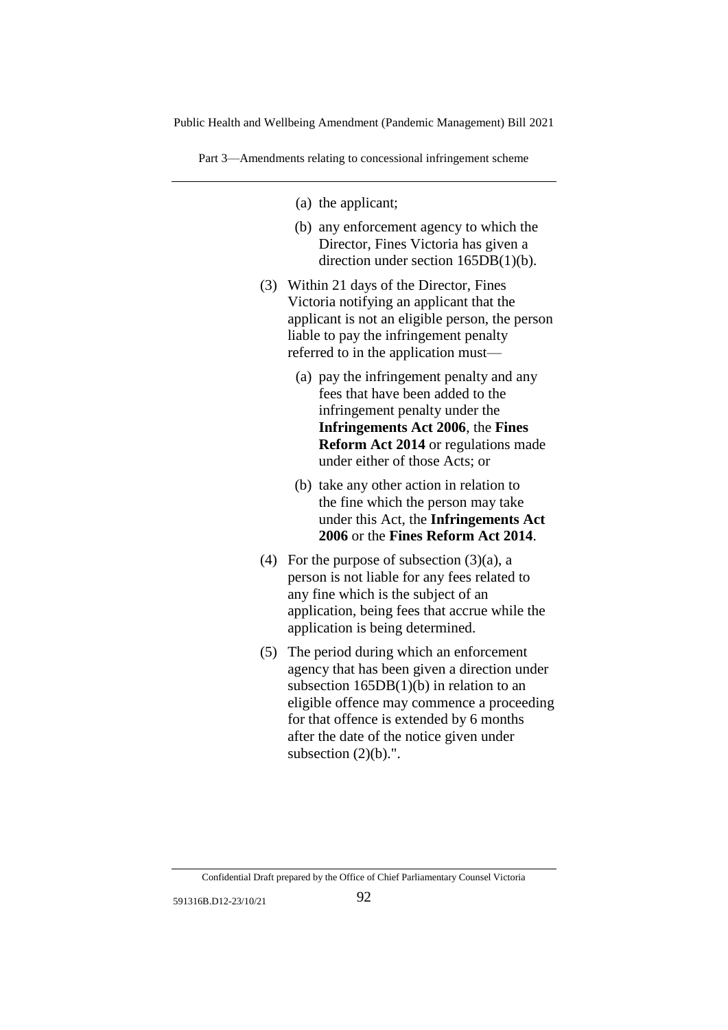(a) the applicant;

(b) any enforcement agency to which the Director, Fines Victoria has given a direction under section 165DB(1)(b).

(3) Within 21 days of the Director, Fines Victoria notifying an applicant that the applicant is not an eligible person, the person liable to pay the infringement penalty referred to in the application must—

(a) pay the infringement penalty and any fees that have been added to the infringement penalty under the **Infringements Act 2006**, the **Fines Reform Act 2014** or regulations made under either of those Acts; or

(b) take any other action in relation to the fine which the person may take under this Act, the **Infringements Act 2006** or the **Fines Reform Act 2014**.

(4) For the purpose of subsection (3)(a), a person is not liable for any fees related to any fine which is the subject of an application, being fees that accrue while the application is being determined.

(5) The period during which an enforcement agency that has been given a direction under subsection 165DB(1)(b) in relation to an eligible offence may commence a proceeding for that offence is extended by 6 months after the date of the notice given under subsection (2)(b).".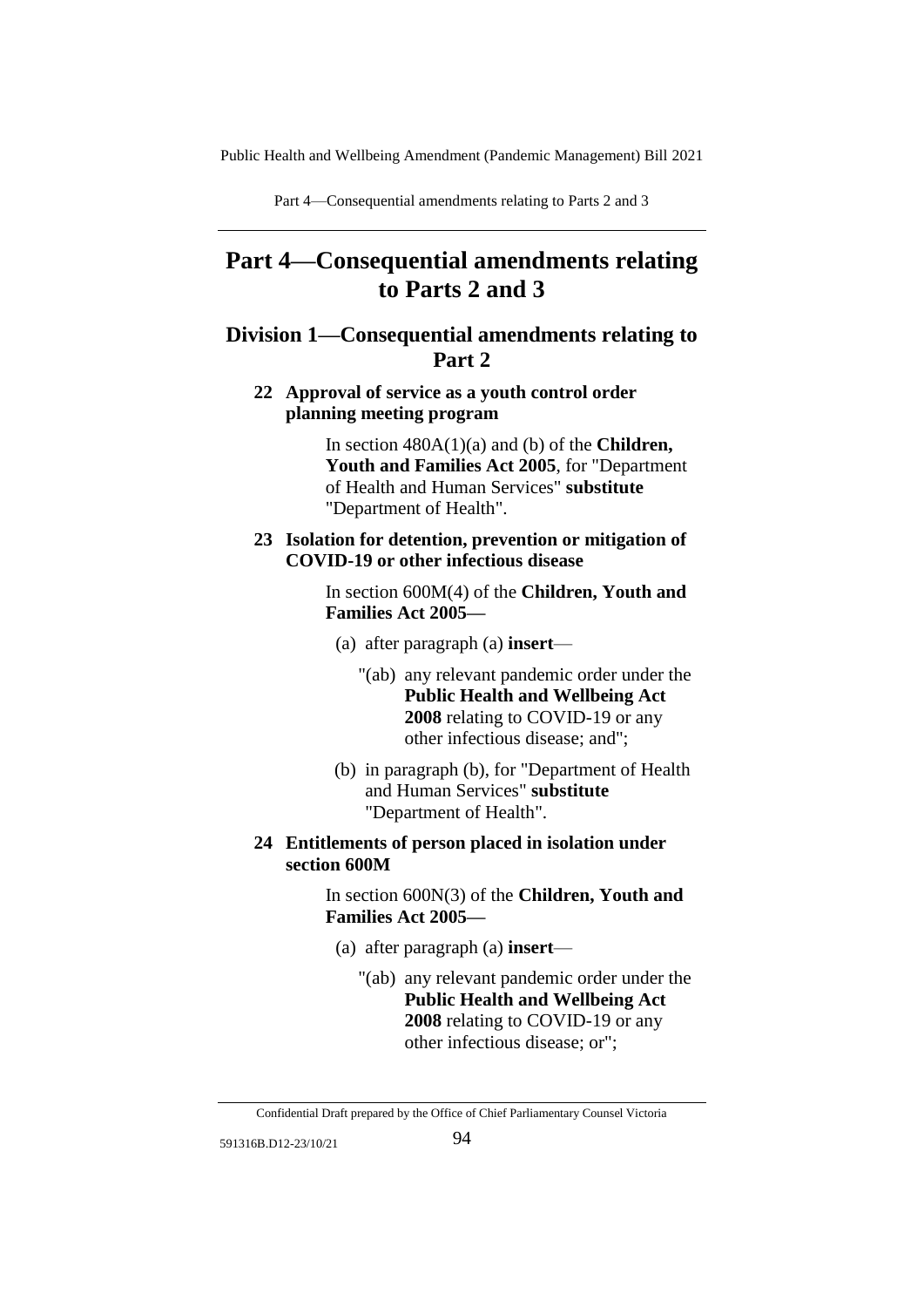# Part 4—Consequential amendments relating to Parts 2 and 3

## Division 1—Consequential amendments relating to Part 2

### 22 Approval of service as a youth control order planning meeting program

In section 480A(1)(a) and (b) of the **Children, Youth and Families Act 2005**, for "Department of Health and Human Services" **substitute** "Department of Health".

### 23 Isolation for detention, prevention or mitigation of COVID-19 or other infectious disease

In section 600M(4) of the **Children, Youth and Families Act 2005**—

(a) after paragraph (a) **insert**—

"(ab) any relevant pandemic order under the **Public Health and Wellbeing Act 2008** relating to COVID-19 or any other infectious disease; and";

(b) in paragraph (b), for "Department of Health and Human Services" **substitute** "Department of Health".

### 24 Entitlements of person placed in isolation under section 600M

In section 600N(3) of the **Children, Youth and Families Act 2005**—

(a) after paragraph (a) **insert**—

"(ab) any relevant pandemic order under the **Public Health and Wellbeing Act 2008** relating to COVID-19 or any other infectious disease; or";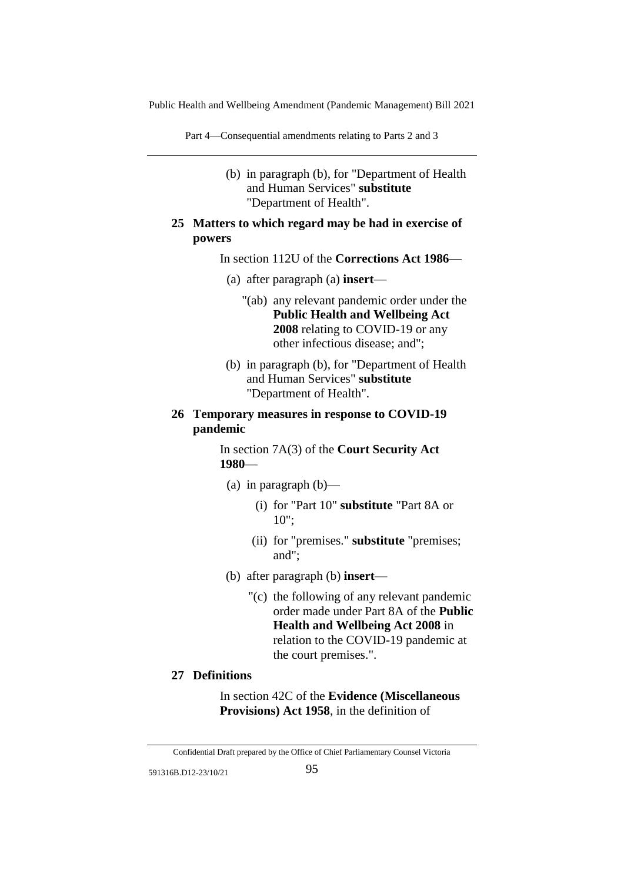(b) in paragraph (b), for "Department of Health and Human Services" **substitute** "Department of Health".

## 25 Matters to which regard may be had in exercise of powers

In section 112U of the **Corrections Act 1986—**

(a) after paragraph (a) **insert**—

"(ab) any relevant pandemic order under the **Public Health and Wellbeing Act 2008** relating to COVID-19 or any other infectious disease; and";

(b) in paragraph (b), for "Department of Health and Human Services" **substitute** "Department of Health".

## 26 Temporary measures in response to COVID-19 pandemic

In section 7A(3) of the **Court Security Act 1980**—

(a) in paragraph (b)—

(i) for "Part 10" **substitute** "Part 8A or 10";

(ii) for "premises." **substitute** "premises; and";

(b) after paragraph (b) **insert**—

"(c) the following of any relevant pandemic order made under Part 8A of the **Public Health and Wellbeing Act 2008** in relation to the COVID-19 pandemic at the court premises.".

## 27 Definitions

In section 42C of the **Evidence (Miscellaneous Provisions) Act 1958**, in the definition of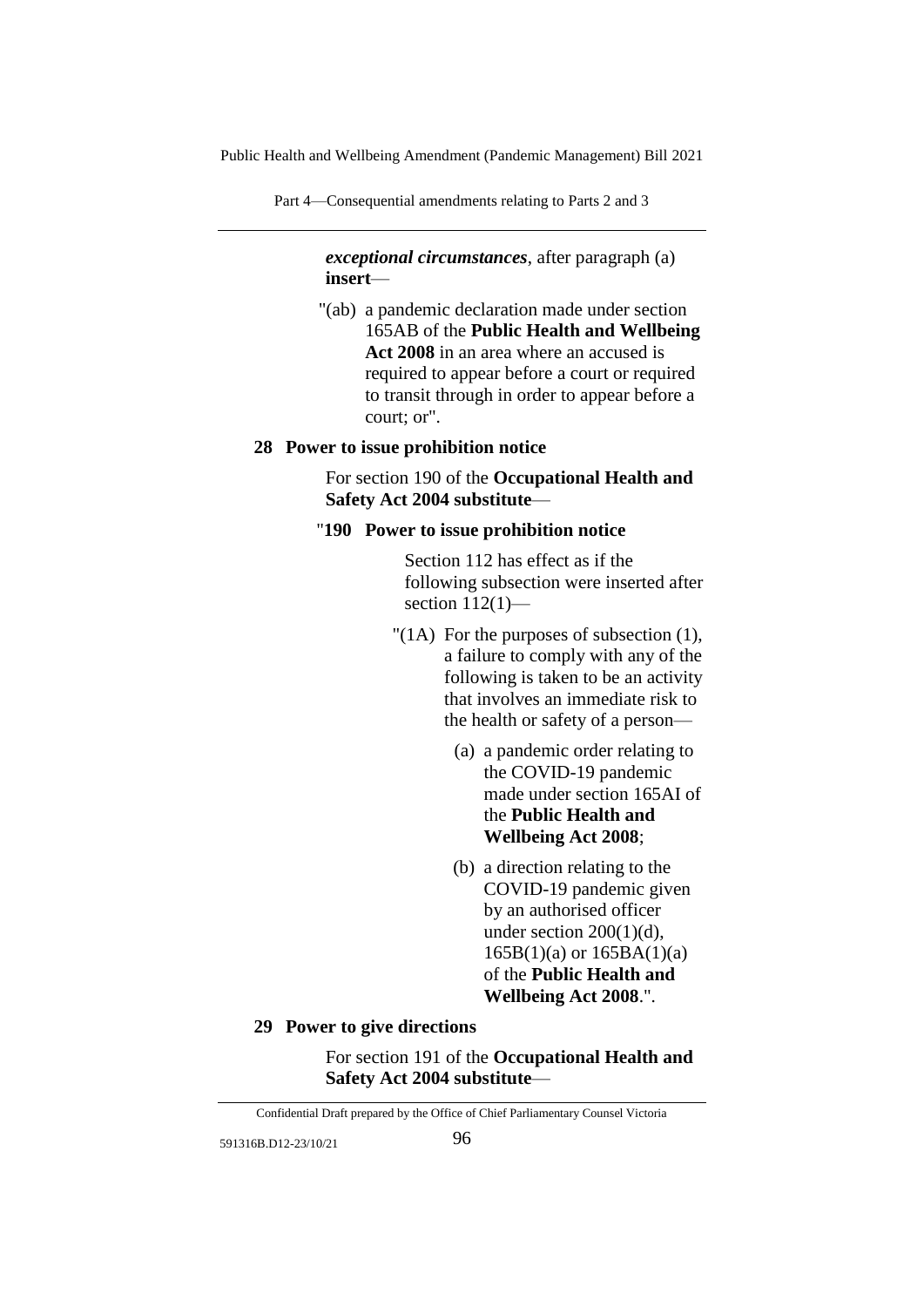*exceptional circumstances*, after paragraph (a) **insert**—

"(ab) a pandemic declaration made under section 165AB of the **Public Health and Wellbeing Act 2008** in an area where an accused is required to appear before a court or required to transit through in order to appear before a court; or".

**28 Power to issue prohibition notice**

For section 190 of the **Occupational Health and Safety Act 2004 substitute**—

"**190 Power to issue prohibition notice**

Section 112 has effect as if the following subsection were inserted after section 112(1)—

"(1A) For the purposes of subsection (1), a failure to comply with any of the following is taken to be an activity that involves an immediate risk to the health or safety of a person—

(a) a pandemic order relating to the COVID-19 pandemic made under section 165AI of the **Public Health and Wellbeing Act 2008**;

(b) a direction relating to the COVID-19 pandemic given by an authorised officer under section 200(1)(d), 165B(1)(a) or 165BA(1)(a) of the **Public Health and Wellbeing Act 2008**.".

**29 Power to give directions**

For section 191 of the **Occupational Health and Safety Act 2004 substitute**—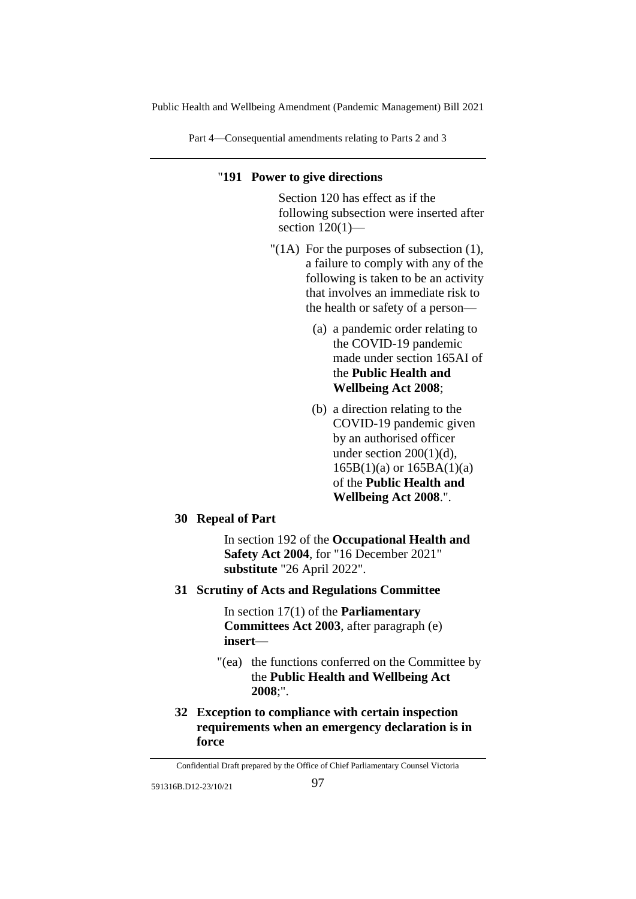"**191 Power to give directions**

Section 120 has effect as if the following subsection were inserted after section 120(1)—

"(1A) For the purposes of subsection (1), a failure to comply with any of the following is taken to be an activity that involves an immediate risk to the health or safety of a person—

(a) a pandemic order relating to the COVID-19 pandemic made under section 165AI of the **Public Health and Wellbeing Act 2008**;

(b) a direction relating to the COVID-19 pandemic given by an authorised officer under section 200(1)(d), 165B(1)(a) or 165BA(1)(a) of the **Public Health and Wellbeing Act 2008**.".

**30 Repeal of Part**

In section 192 of the **Occupational Health and Safety Act 2004**, for "16 December 2021" **substitute** "26 April 2022".

**31 Scrutiny of Acts and Regulations Committee**

In section 17(1) of the **Parliamentary Committees Act 2003**, after paragraph (e) **insert**—

"(ea) the functions conferred on the Committee by the **Public Health and Wellbeing Act 2008**;".

**32 Exception to compliance with certain inspection requirements when an emergency declaration is in force**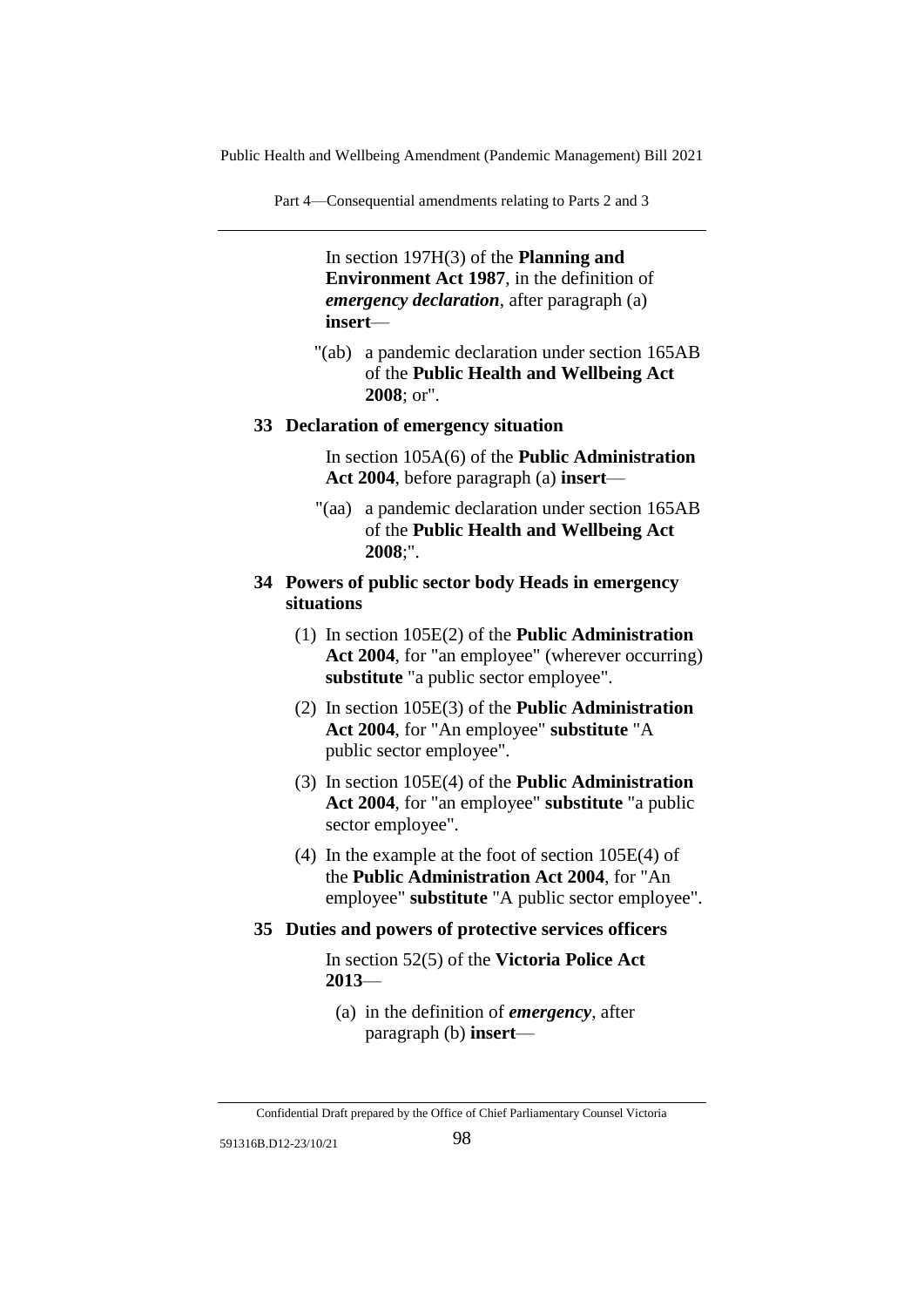In section 197H(3) of the **Planning and Environment Act 1987**, in the definition of ***emergency declaration***, after paragraph (a) **insert**—

"(ab) a pandemic declaration under section 165AB of the **Public Health and Wellbeing Act 2008**; or".

## 33 Declaration of emergency situation

In section 105A(6) of the **Public Administration Act 2004**, before paragraph (a) **insert**—

"(aa) a pandemic declaration under section 165AB of the **Public Health and Wellbeing Act 2008**;".

## 34 Powers of public sector body Heads in emergency situations

(1) In section 105E(2) of the **Public Administration Act 2004**, for "an employee" (wherever occurring) **substitute** "a public sector employee".

(2) In section 105E(3) of the **Public Administration Act 2004**, for "An employee" **substitute** "A public sector employee".

(3) In section 105E(4) of the **Public Administration Act 2004**, for "an employee" **substitute** "a public sector employee".

(4) In the example at the foot of section 105E(4) of the **Public Administration Act 2004**, for "An employee" **substitute** "A public sector employee".

## 35 Duties and powers of protective services officers

In section 52(5) of the **Victoria Police Act 2013**—

(a) in the definition of ***emergency***, after paragraph (b) **insert**—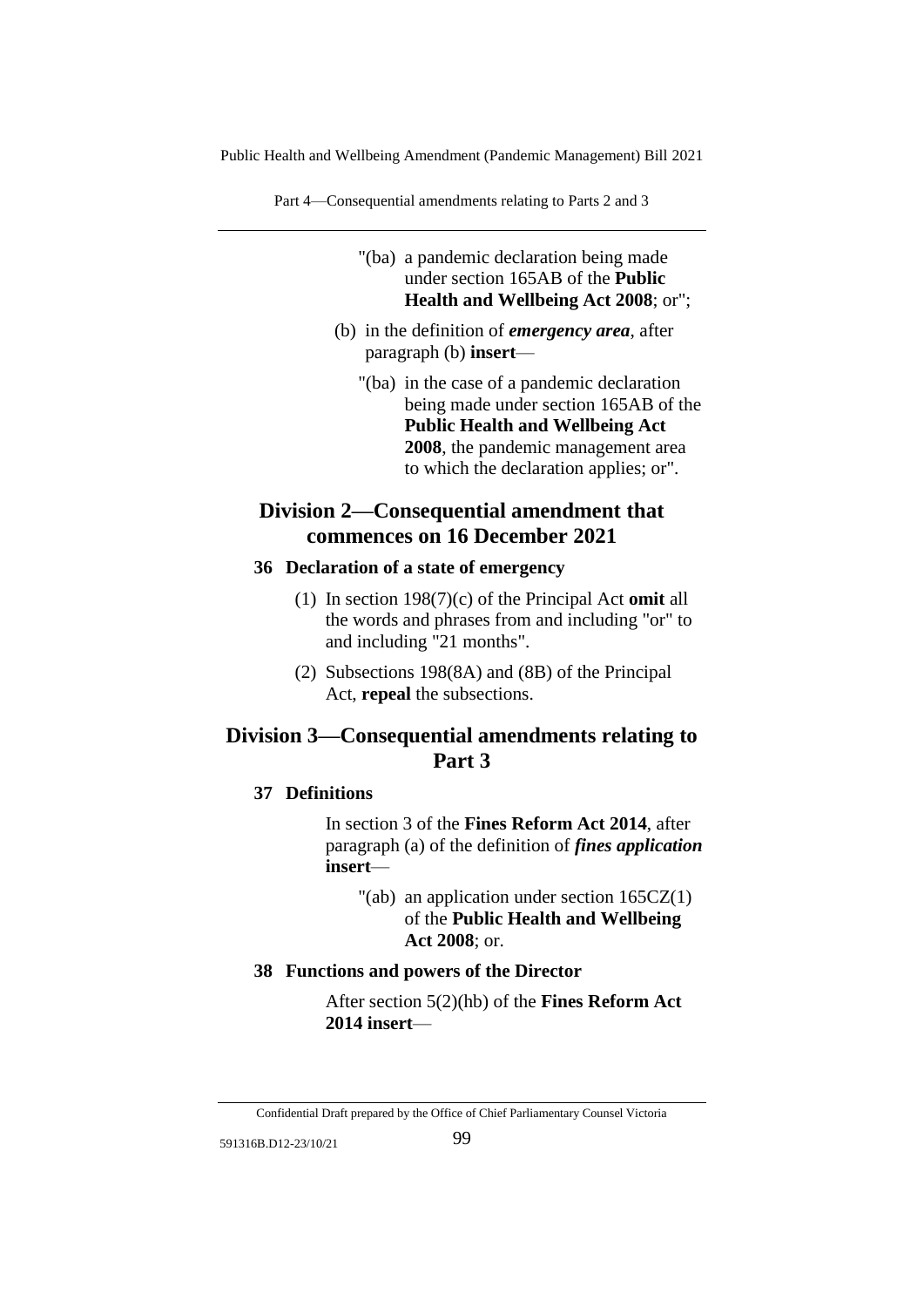"(ba) a pandemic declaration being made under section 165AB of the **Public Health and Wellbeing Act 2008**; or";

(b) in the definition of ***emergency area***, after paragraph (b) **insert**—

"(ba) in the case of a pandemic declaration being made under section 165AB of the **Public Health and Wellbeing Act 2008**, the pandemic management area to which the declaration applies; or".

## Division 2—Consequential amendment that commences on 16 December 2021

### 36 Declaration of a state of emergency

(1) In section 198(7)(c) of the Principal Act **omit** all the words and phrases from and including "or" to and including "21 months".

(2) Subsections 198(8A) and (8B) of the Principal Act, **repeal** the subsections.

## Division 3—Consequential amendments relating to Part 3

### 37 Definitions

In section 3 of the **Fines Reform Act 2014**, after paragraph (a) of the definition of ***fines application*** **insert**—

"(ab) an application under section 165CZ(1) of the **Public Health and Wellbeing Act 2008**; or.

### 38 Functions and powers of the Director

After section 5(2)(hb) of the **Fines Reform Act 2014 insert**—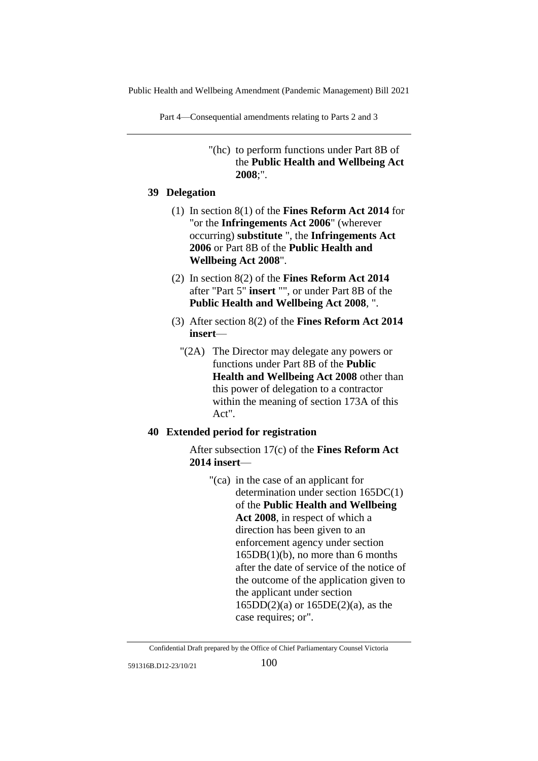"(hc) to perform functions under Part 8B of the **Public Health and Wellbeing Act 2008**;".

### 39 Delegation

(1) In section 8(1) of the **Fines Reform Act 2014** for "or the **Infringements Act 2006**" (wherever occurring) **substitute** ", the **Infringements Act 2006** or Part 8B of the **Public Health and Wellbeing Act 2008**".

(2) In section 8(2) of the **Fines Reform Act 2014** after "Part 5" **insert** "", or under Part 8B of the **Public Health and Wellbeing Act 2008**, ".

(3) After section 8(2) of the **Fines Reform Act 2014** **insert**—

"(2A) The Director may delegate any powers or functions under Part 8B of the **Public Health and Wellbeing Act 2008** other than this power of delegation to a contractor within the meaning of section 173A of this Act".

### 40 Extended period for registration

After subsection 17(c) of the **Fines Reform Act 2014 insert**—

"(ca) in the case of an applicant for determination under section 165DC(1) of the **Public Health and Wellbeing Act 2008**, in respect of which a direction has been given to an enforcement agency under section 165DB(1)(b), no more than 6 months after the date of service of the notice of the outcome of the application given to the applicant under section 165DD(2)(a) or 165DE(2)(a), as the case requires; or".

Confidential Draft prepared by the Office of Chief Parliamentary Counsel Victoria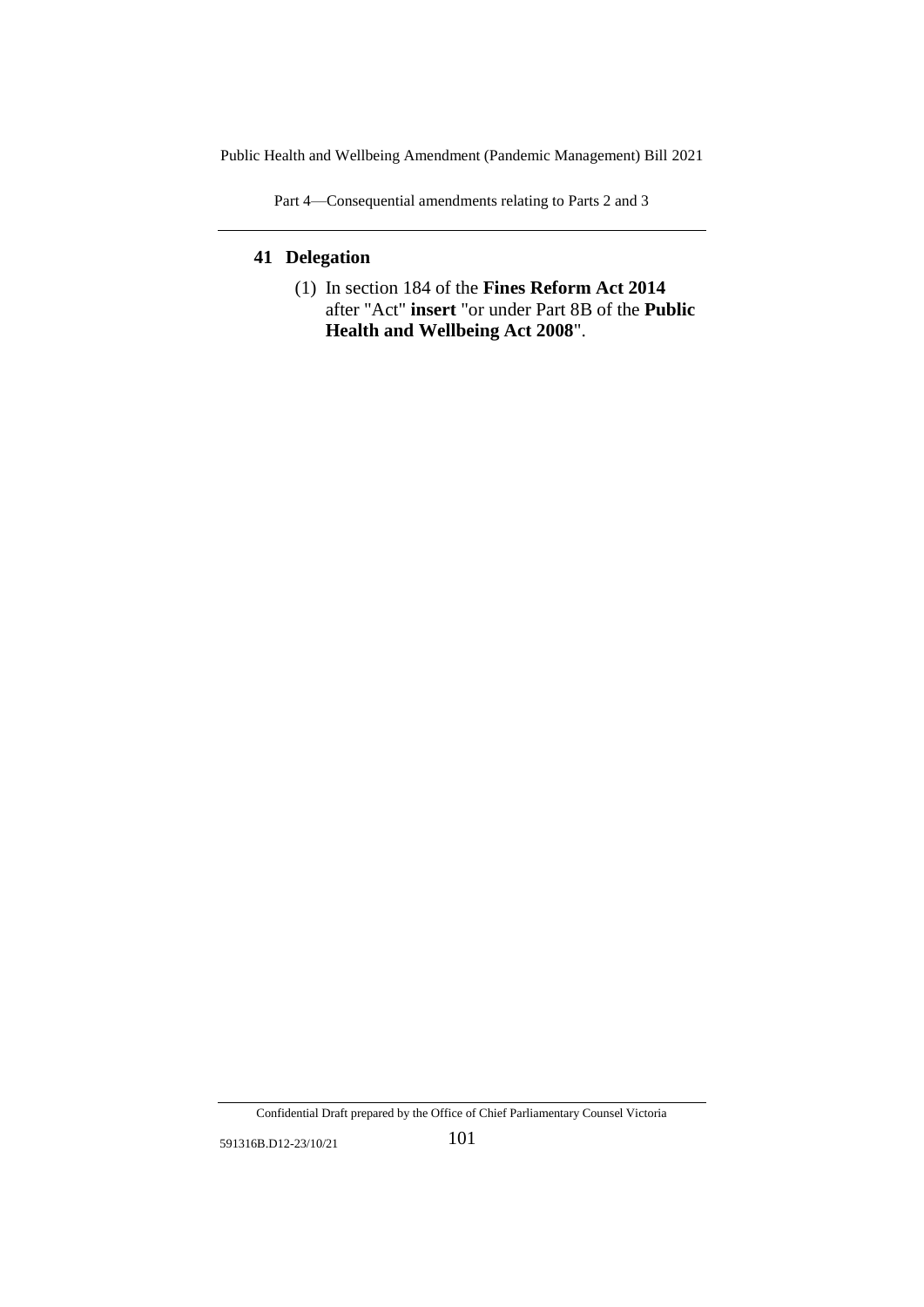## 41 Delegation

(1) In section 184 of the **Fines Reform Act 2014** after "Act" **insert** "or under Part 8B of the **Public Health and Wellbeing Act 2008**".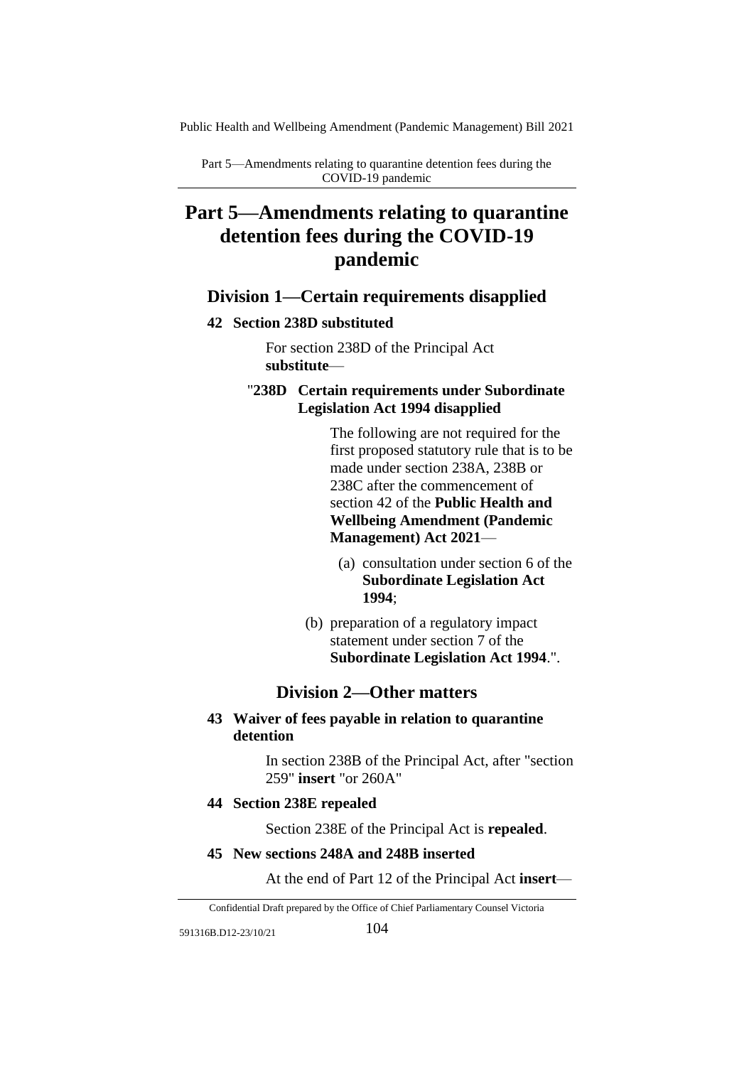# Part 5—Amendments relating to quarantine detention fees during the COVID-19 pandemic

## Division 1—Certain requirements disapplied

### 42 Section 238D substituted

For section 238D of the Principal Act **substitute**—

"**238D Certain requirements under Subordinate Legislation Act 1994 disapplied**

The following are not required for the first proposed statutory rule that is to be made under section 238A, 238B or 238C after the commencement of section 42 of the **Public Health and Wellbeing Amendment (Pandemic Management) Act 2021**—

(a) consultation under section 6 of the **Subordinate Legislation Act 1994**;

(b) preparation of a regulatory impact statement under section 7 of the **Subordinate Legislation Act 1994**.".

## Division 2—Other matters

### 43 Waiver of fees payable in relation to quarantine detention

In section 238B of the Principal Act, after "section 259" **insert** "or 260A"

### 44 Section 238E repealed

Section 238E of the Principal Act is **repealed**.

### 45 New sections 248A and 248B inserted

At the end of Part 12 of the Principal Act **insert**—

Confidential Draft prepared by the Office of Chief Parliamentary Counsel Victoria

591316B.D12-23/10/21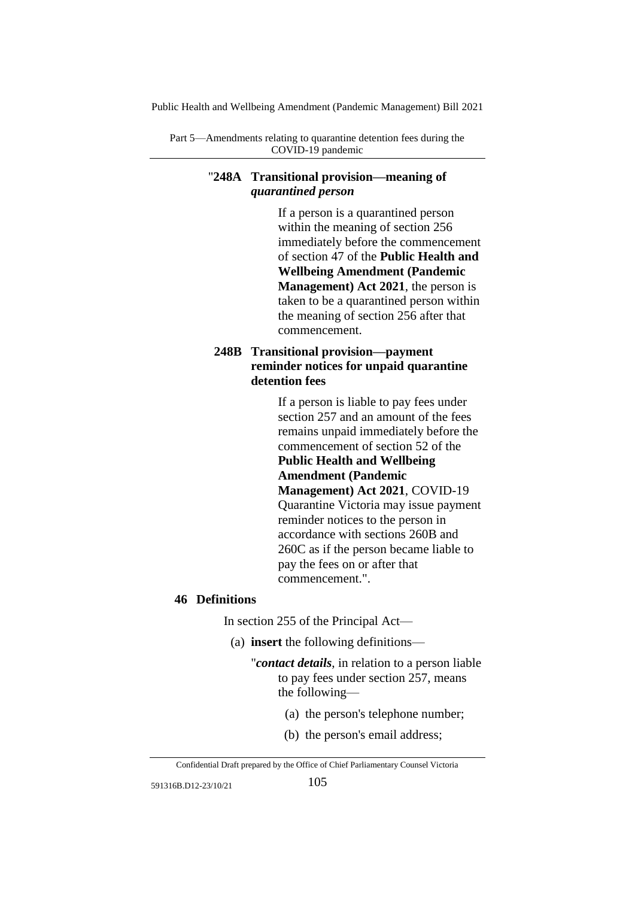"**248A Transitional provision—meaning of *quarantined person***

If a person is a quarantined person within the meaning of section 256 immediately before the commencement of section 47 of the **Public Health and Wellbeing Amendment (Pandemic Management) Act 2021**, the person is taken to be a quarantined person within the meaning of section 256 after that commencement.

**248B Transitional provision—payment reminder notices for unpaid quarantine detention fees**

If a person is liable to pay fees under section 257 and an amount of the fees remains unpaid immediately before the commencement of section 52 of the **Public Health and Wellbeing Amendment (Pandemic Management) Act 2021**, COVID-19 Quarantine Victoria may issue payment reminder notices to the person in accordance with sections 260B and 260C as if the person became liable to pay the fees on or after that commencement.".

**46 Definitions**

In section 255 of the Principal Act—

(a) **insert** the following definitions—

"***contact details***, in relation to a person liable to pay fees under section 257, means the following—

(a) the person's telephone number;

(b) the person's email address;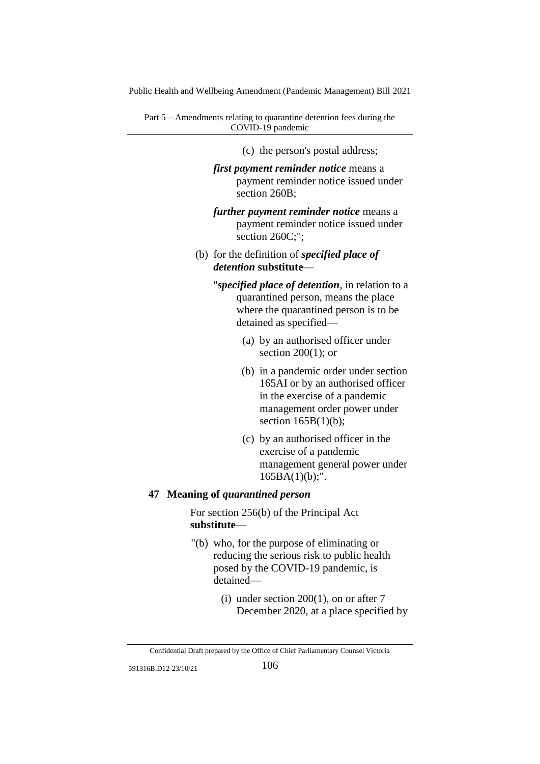(c) the person's postal address;

***first payment reminder notice*** means a payment reminder notice issued under section 260B;

***further payment reminder notice*** means a payment reminder notice issued under section 260C;";

(b) for the definition of ***specified place of detention*** **substitute**—

"***specified place of detention***, in relation to a quarantined person, means the place where the quarantined person is to be detained as specified—

(a) by an authorised officer under section 200(1); or

(b) in a pandemic order under section 165AI or by an authorised officer in the exercise of a pandemic management order power under section 165B(1)(b);

(c) by an authorised officer in the exercise of a pandemic management general power under 165BA(1)(b);".

**47 Meaning of *quarantined person***

For section 256(b) of the Principal Act **substitute**—

"(b) who, for the purpose of eliminating or reducing the serious risk to public health posed by the COVID-19 pandemic, is detained—

(i) under section 200(1), on or after 7 December 2020, at a place specified by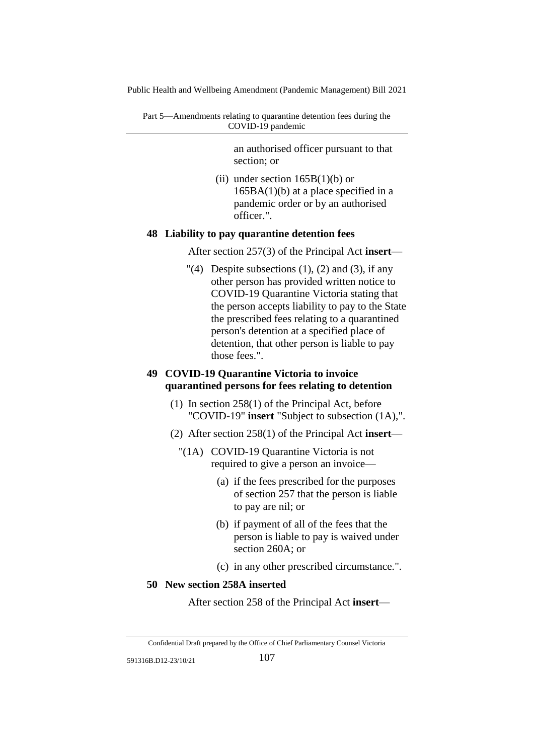an authorised officer pursuant to that section; or

(ii) under section 165B(1)(b) or 165BA(1)(b) at a place specified in a pandemic order or by an authorised officer.".

**48 Liability to pay quarantine detention fees**

After section 257(3) of the Principal Act **insert**—

"(4) Despite subsections (1), (2) and (3), if any other person has provided written notice to COVID-19 Quarantine Victoria stating that the person accepts liability to pay to the State the prescribed fees relating to a quarantined person's detention at a specified place of detention, that other person is liable to pay those fees.".

**49 COVID-19 Quarantine Victoria to invoice quarantined persons for fees relating to detention**

(1) In section 258(1) of the Principal Act, before "COVID-19" **insert** "Subject to subsection (1A),".

(2) After section 258(1) of the Principal Act **insert**—

"(1A) COVID-19 Quarantine Victoria is not required to give a person an invoice—

(a) if the fees prescribed for the purposes of section 257 that the person is liable to pay are nil; or

(b) if payment of all of the fees that the person is liable to pay is waived under section 260A; or

(c) in any other prescribed circumstance.".

**50 New section 258A inserted**

After section 258 of the Principal Act **insert**—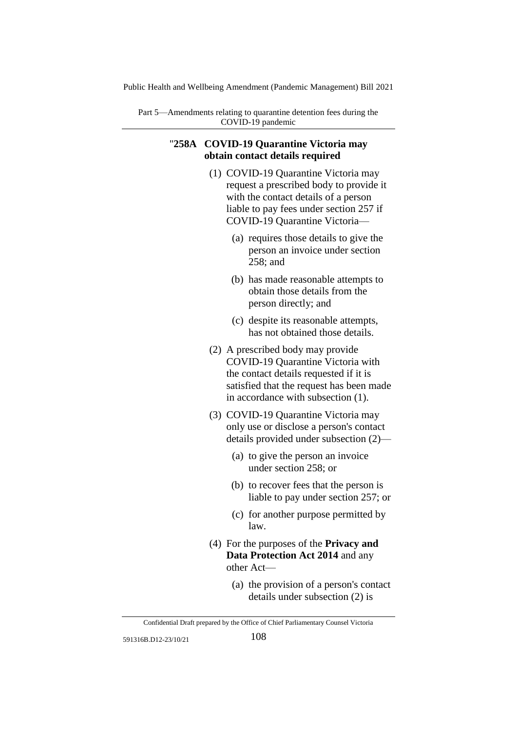"**258A COVID-19 Quarantine Victoria may obtain contact details required**

(1) COVID-19 Quarantine Victoria may request a prescribed body to provide it with the contact details of a person liable to pay fees under section 257 if COVID-19 Quarantine Victoria—

(a) requires those details to give the person an invoice under section 258; and

(b) has made reasonable attempts to obtain those details from the person directly; and

(c) despite its reasonable attempts, has not obtained those details.

(2) A prescribed body may provide COVID-19 Quarantine Victoria with the contact details requested if it is satisfied that the request has been made in accordance with subsection (1).

(3) COVID-19 Quarantine Victoria may only use or disclose a person's contact details provided under subsection (2)—

(a) to give the person an invoice under section 258; or

(b) to recover fees that the person is liable to pay under section 257; or

(c) for another purpose permitted by law.

(4) For the purposes of the **Privacy and Data Protection Act 2014** and any other Act—

(a) the provision of a person's contact details under subsection (2) is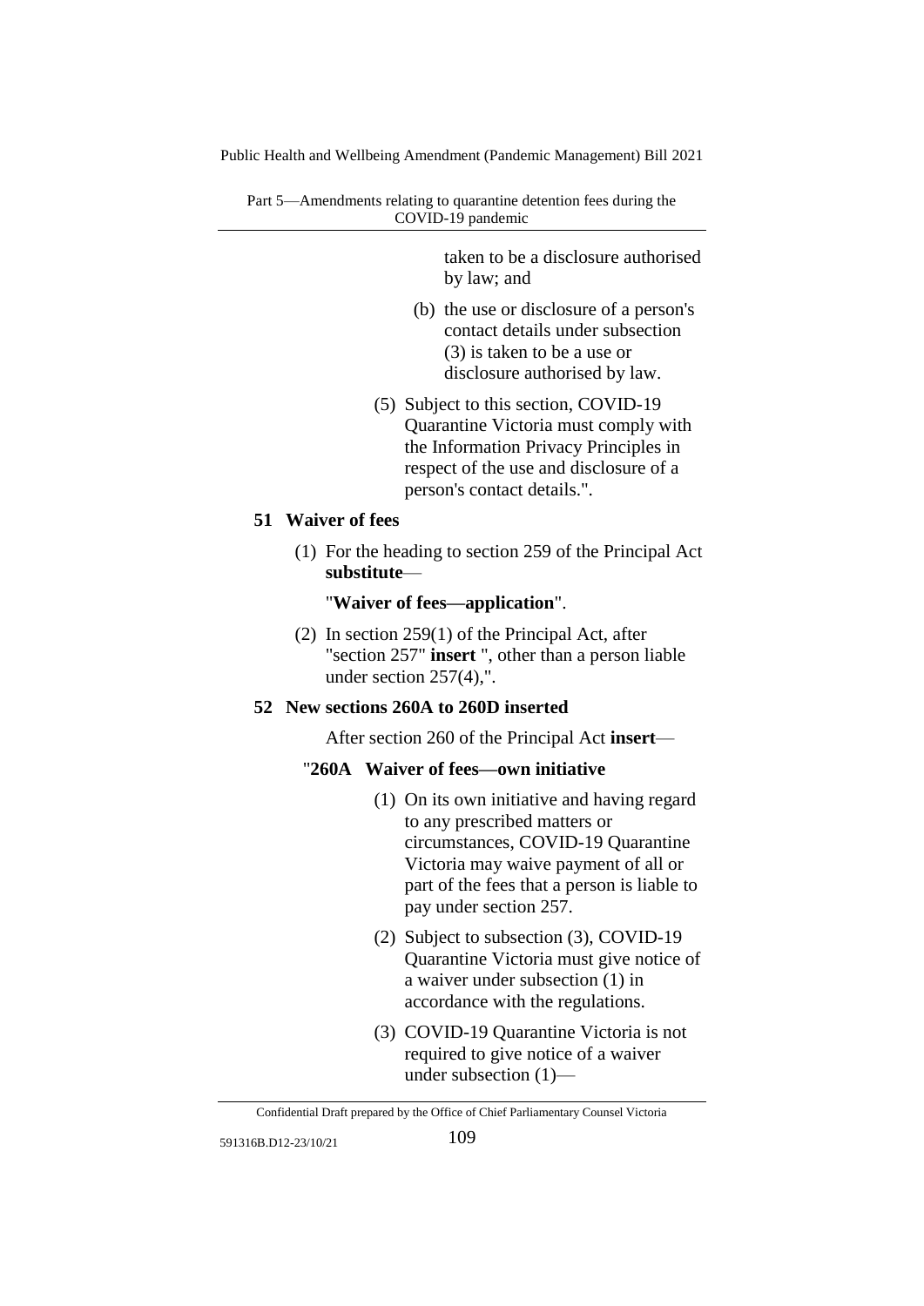taken to be a disclosure authorised by law; and

(b) the use or disclosure of a person's contact details under subsection (3) is taken to be a use or disclosure authorised by law.

(5) Subject to this section, COVID-19 Quarantine Victoria must comply with the Information Privacy Principles in respect of the use and disclosure of a person's contact details.".

### 51 Waiver of fees

(1) For the heading to section 259 of the Principal Act **substitute**—

"**Waiver of fees—application**".

(2) In section 259(1) of the Principal Act, after "section 257" **insert** ", other than a person liable under section 257(4),".

### 52 New sections 260A to 260D inserted

After section 260 of the Principal Act **insert**—

"**260A Waiver of fees—own initiative**

(1) On its own initiative and having regard to any prescribed matters or circumstances, COVID-19 Quarantine Victoria may waive payment of all or part of the fees that a person is liable to pay under section 257.

(2) Subject to subsection (3), COVID-19 Quarantine Victoria must give notice of a waiver under subsection (1) in accordance with the regulations.

(3) COVID-19 Quarantine Victoria is not required to give notice of a waiver under subsection (1)—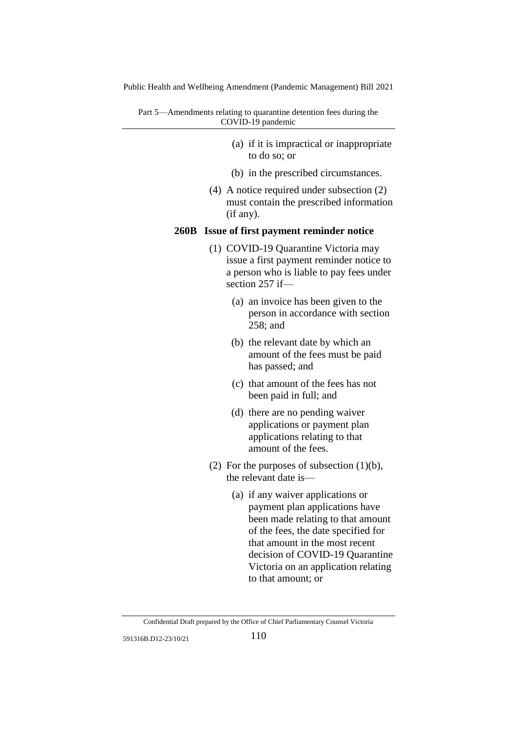(a) if it is impractical or inappropriate to do so; or

(b) in the prescribed circumstances.

(4) A notice required under subsection (2) must contain the prescribed information (if any).

### 260B Issue of first payment reminder notice

(1) COVID-19 Quarantine Victoria may issue a first payment reminder notice to a person who is liable to pay fees under section 257 if—

(a) an invoice has been given to the person in accordance with section 258; and

(b) the relevant date by which an amount of the fees must be paid has passed; and

(c) that amount of the fees has not been paid in full; and

(d) there are no pending waiver applications or payment plan applications relating to that amount of the fees.

(2) For the purposes of subsection (1)(b), the relevant date is—

(a) if any waiver applications or payment plan applications have been made relating to that amount of the fees, the date specified for that amount in the most recent decision of COVID-19 Quarantine Victoria on an application relating to that amount; or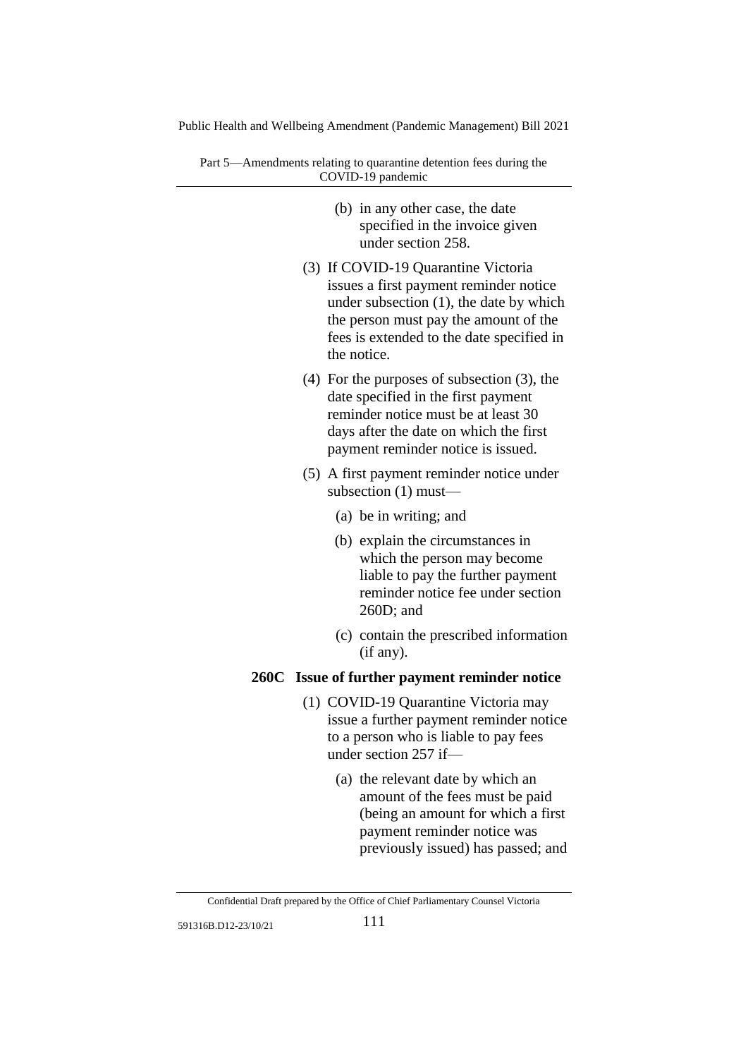(b) in any other case, the date specified in the invoice given under section 258.

(3) If COVID-19 Quarantine Victoria issues a first payment reminder notice under subsection (1), the date by which the person must pay the amount of the fees is extended to the date specified in the notice.

(4) For the purposes of subsection (3), the date specified in the first payment reminder notice must be at least 30 days after the date on which the first payment reminder notice is issued.

(5) A first payment reminder notice under subsection (1) must—

(a) be in writing; and

(b) explain the circumstances in which the person may become liable to pay the further payment reminder notice fee under section 260D; and

(c) contain the prescribed information (if any).

**260C Issue of further payment reminder notice**

(1) COVID-19 Quarantine Victoria may issue a further payment reminder notice to a person who is liable to pay fees under section 257 if—

(a) the relevant date by which an amount of the fees must be paid (being an amount for which a first payment reminder notice was previously issued) has passed; and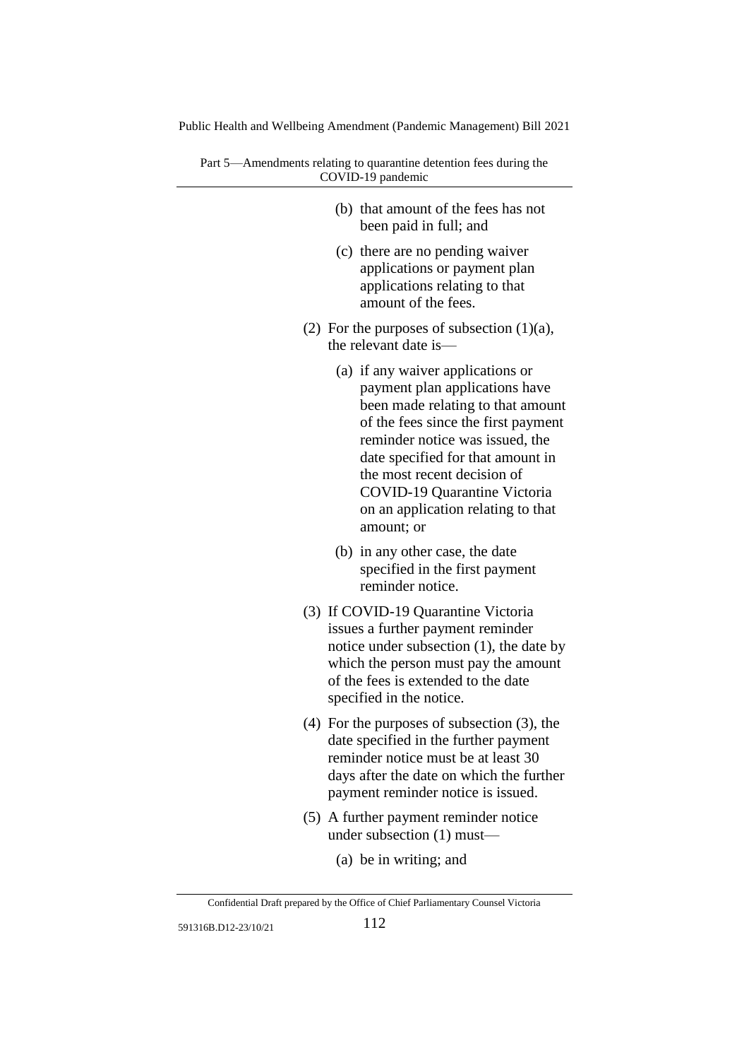(b) that amount of the fees has not been paid in full; and

(c) there are no pending waiver applications or payment plan applications relating to that amount of the fees.

(2) For the purposes of subsection (1)(a), the relevant date is—

(a) if any waiver applications or payment plan applications have been made relating to that amount of the fees since the first payment reminder notice was issued, the date specified for that amount in the most recent decision of COVID-19 Quarantine Victoria on an application relating to that amount; or

(b) in any other case, the date specified in the first payment reminder notice.

(3) If COVID-19 Quarantine Victoria issues a further payment reminder notice under subsection (1), the date by which the person must pay the amount of the fees is extended to the date specified in the notice.

(4) For the purposes of subsection (3), the date specified in the further payment reminder notice must be at least 30 days after the date on which the further payment reminder notice is issued.

(5) A further payment reminder notice under subsection (1) must—

(a) be in writing; and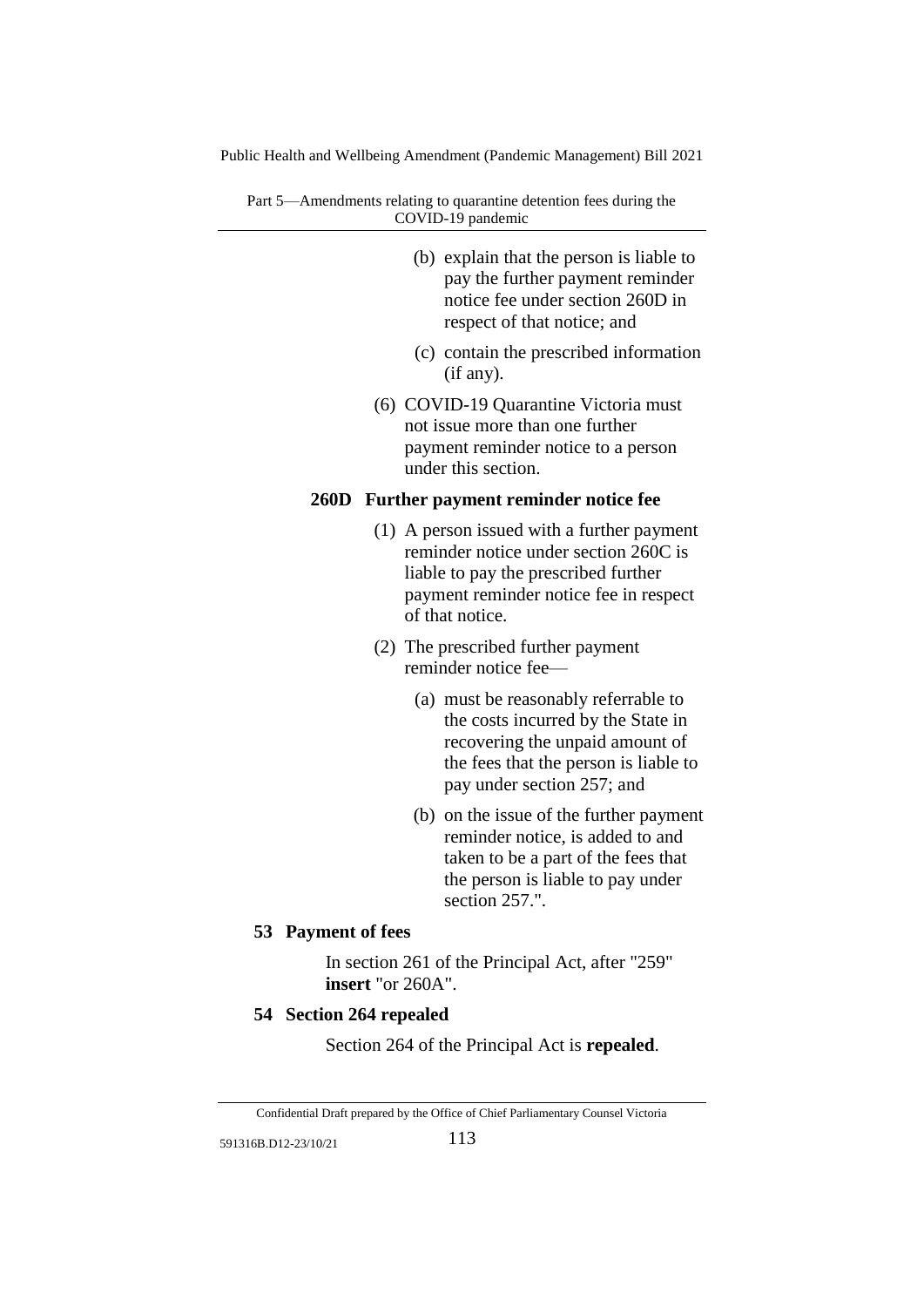(b) explain that the person is liable to pay the further payment reminder notice fee under section 260D in respect of that notice; and

(c) contain the prescribed information (if any).

(6) COVID-19 Quarantine Victoria must not issue more than one further payment reminder notice to a person under this section.

**260D Further payment reminder notice fee**

(1) A person issued with a further payment reminder notice under section 260C is liable to pay the prescribed further payment reminder notice fee in respect of that notice.

(2) The prescribed further payment reminder notice fee—

(a) must be reasonably referrable to the costs incurred by the State in recovering the unpaid amount of the fees that the person is liable to pay under section 257; and

(b) on the issue of the further payment reminder notice, is added to and taken to be a part of the fees that the person is liable to pay under section 257.".

**53 Payment of fees**

In section 261 of the Principal Act, after "259" **insert** "or 260A".

**54 Section 264 repealed**

Section 264 of the Principal Act is **repealed**.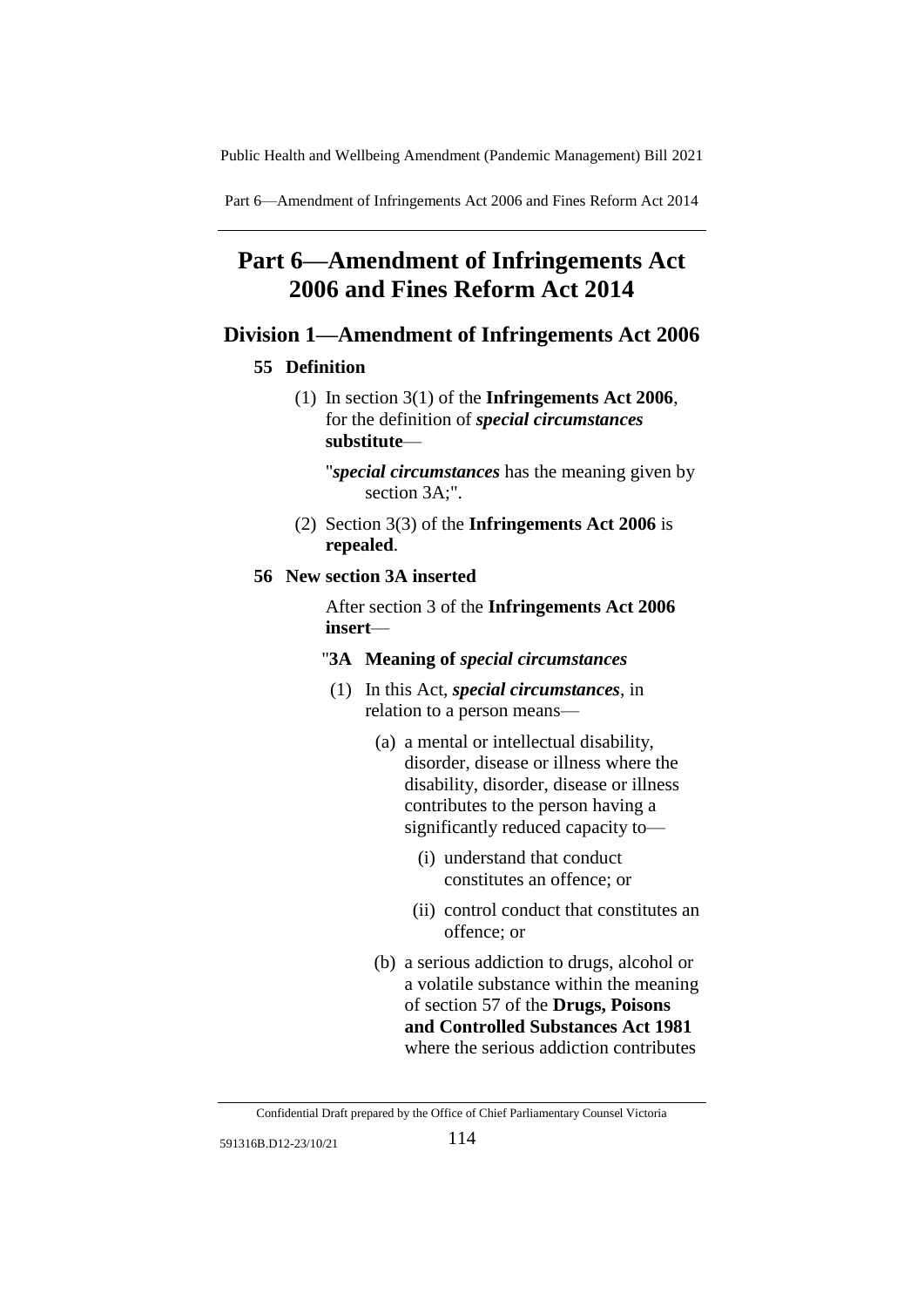# Part 6—Amendment of Infringements Act 2006 and Fines Reform Act 2014

## Division 1—Amendment of Infringements Act 2006

### 55 Definition

(1) In section 3(1) of the **Infringements Act 2006**, for the definition of ***special circumstances*** **substitute**—

"***special circumstances*** has the meaning given by section 3A;".

(2) Section 3(3) of the **Infringements Act 2006** is **repealed**.

### 56 New section 3A inserted

After section 3 of the **Infringements Act 2006** **insert**—

"**3A Meaning of *special circumstances***

(1) In this Act, ***special circumstances***, in relation to a person means—

(a) a mental or intellectual disability, disorder, disease or illness where the disability, disorder, disease or illness contributes to the person having a significantly reduced capacity to—

(i) understand that conduct constitutes an offence; or

(ii) control conduct that constitutes an offence; or

(b) a serious addiction to drugs, alcohol or a volatile substance within the meaning of section 57 of the **Drugs, Poisons and Controlled Substances Act 1981** where the serious addiction contributes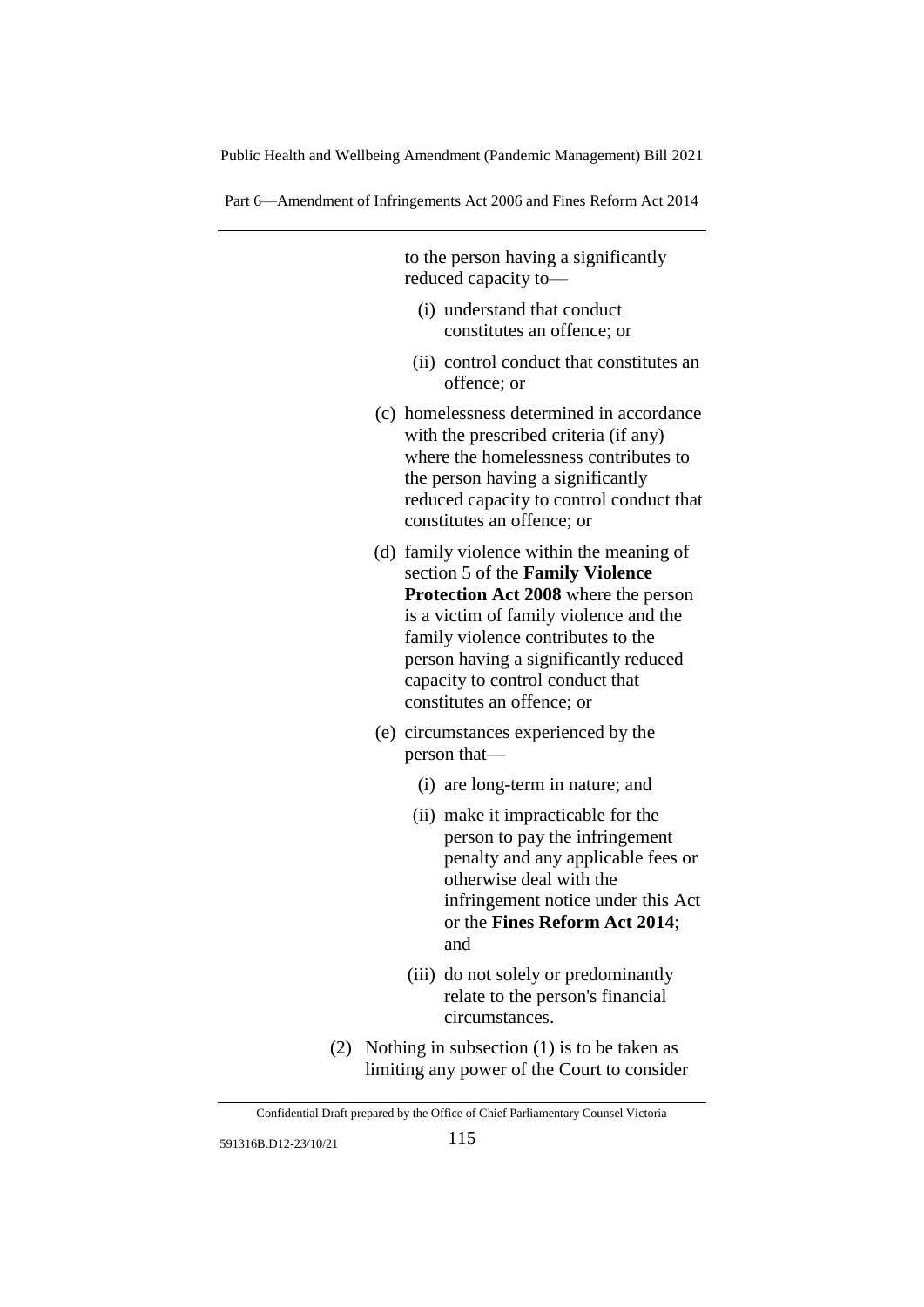to the person having a significantly reduced capacity to—

(i) understand that conduct constitutes an offence; or

(ii) control conduct that constitutes an offence; or

(c) homelessness determined in accordance with the prescribed criteria (if any) where the homelessness contributes to the person having a significantly reduced capacity to control conduct that constitutes an offence; or

(d) family violence within the meaning of section 5 of the **Family Violence Protection Act 2008** where the person is a victim of family violence and the family violence contributes to the person having a significantly reduced capacity to control conduct that constitutes an offence; or

(e) circumstances experienced by the person that—

(i) are long-term in nature; and

(ii) make it impracticable for the person to pay the infringement penalty and any applicable fees or otherwise deal with the infringement notice under this Act or the **Fines Reform Act 2014**; and

(iii) do not solely or predominantly relate to the person's financial circumstances.

(2) Nothing in subsection (1) is to be taken as limiting any power of the Court to consider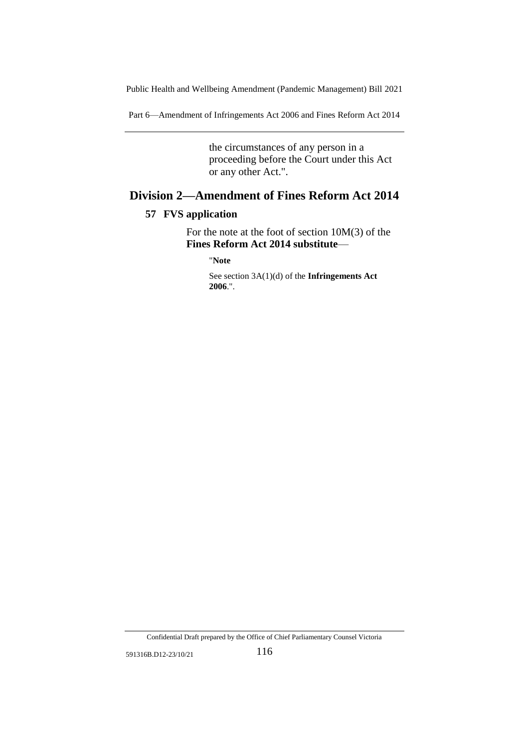the circumstances of any person in a proceeding before the Court under this Act or any other Act.".

## Division 2—Amendment of Fines Reform Act 2014

### 57 FVS application

For the note at the foot of section 10M(3) of the **Fines Reform Act 2014 substitute**—

"**Note**

See section 3A(1)(d) of the **Infringements Act 2006**.".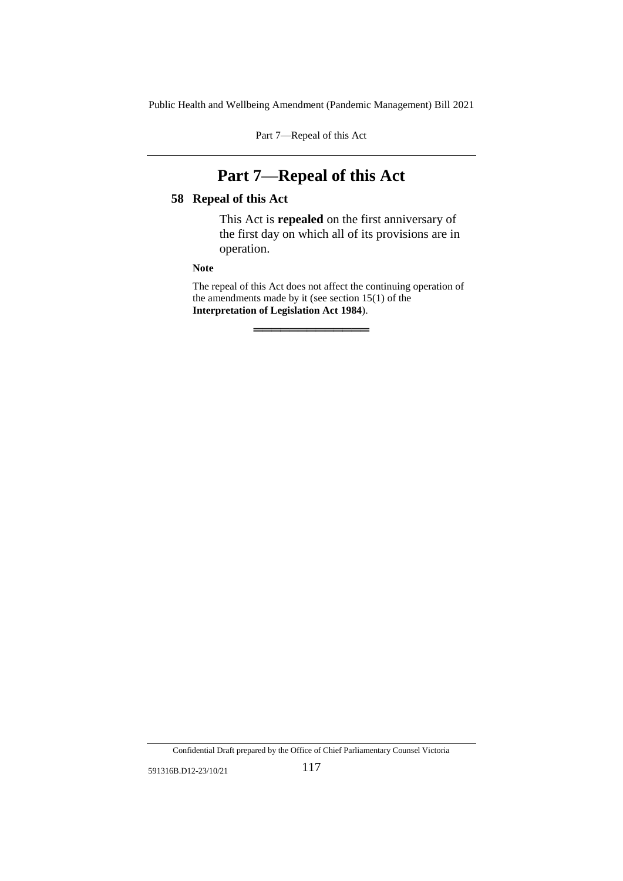# Part 7—Repeal of this Act

## 58 Repeal of this Act

This Act is **repealed** on the first anniversary of the first day on which all of its provisions are in operation.

**Note**

The repeal of this Act does not affect the continuing operation of the amendments made by it (see section 15(1) of the **Interpretation of Legislation Act 1984**).

═══════════════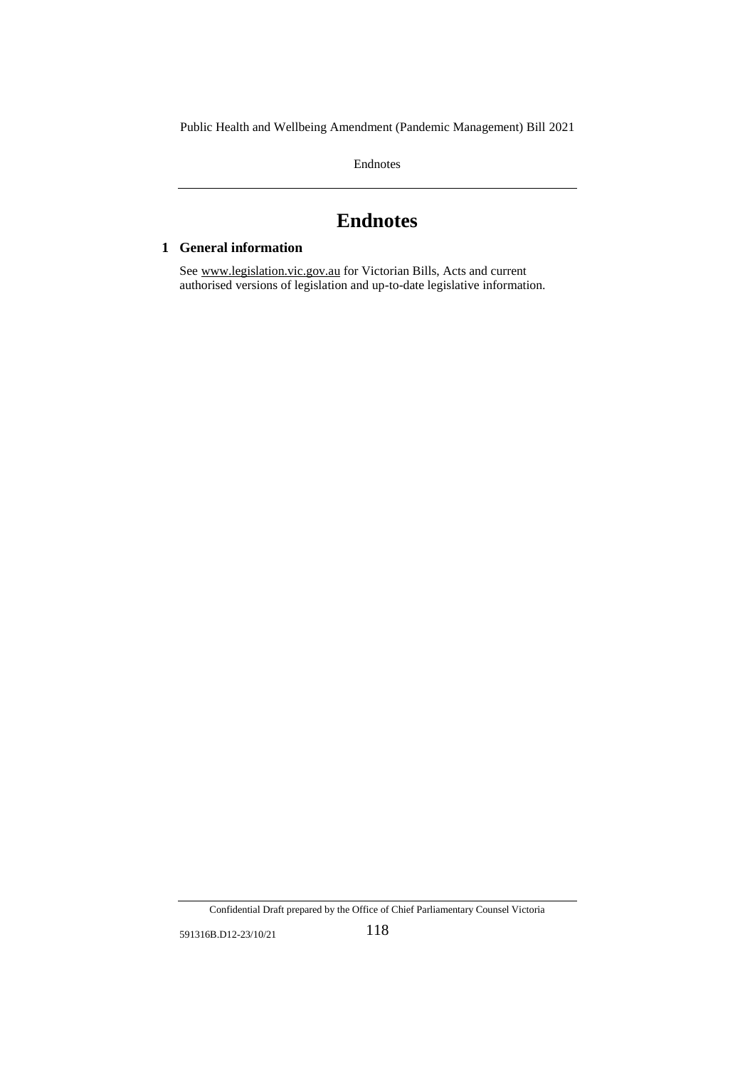# Endnotes

## 1 General information

See www.legislation.vic.gov.au for Victorian Bills, Acts and current authorised versions of legislation and up-to-date legislative information.